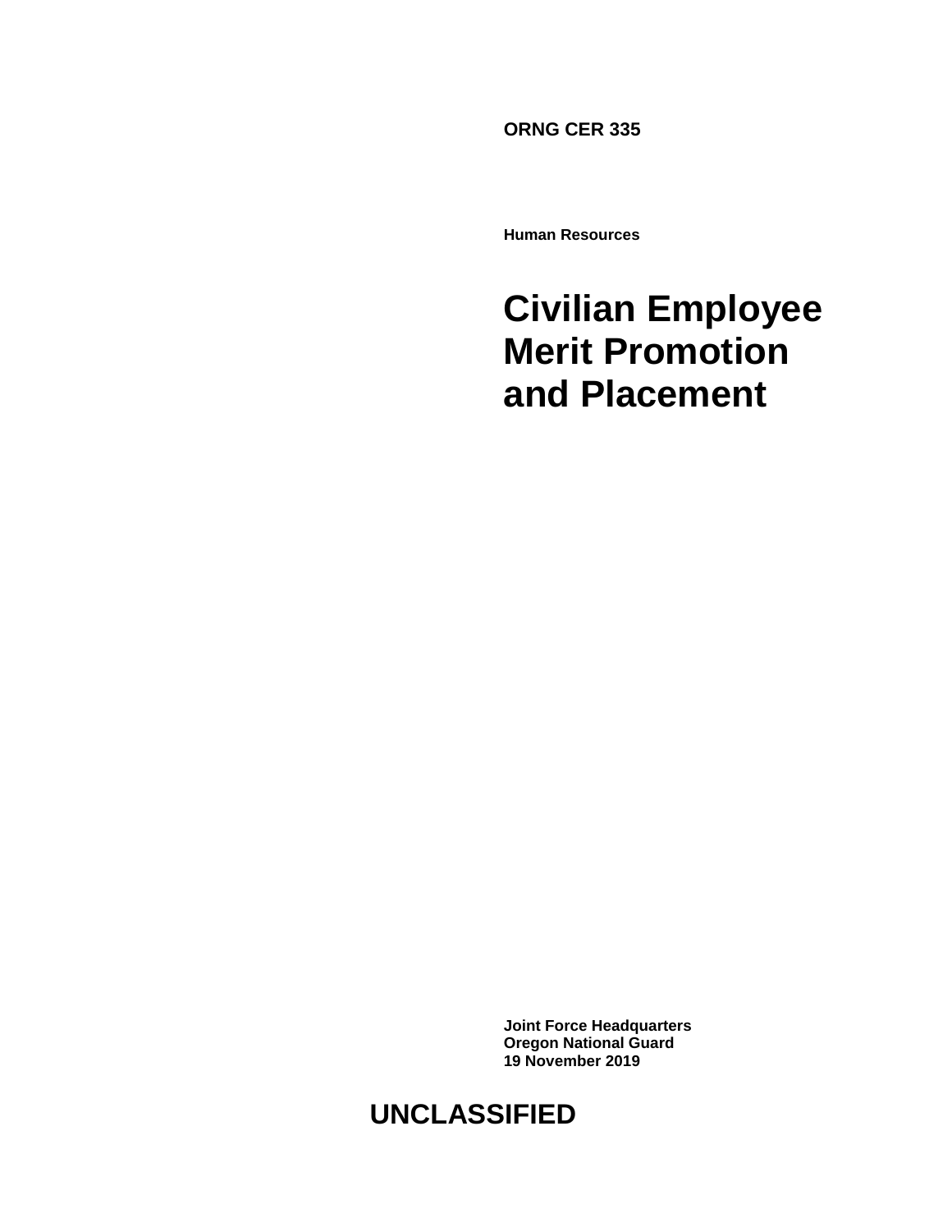**ORNG CER 335**

**Human Resources**

# Civilian Employee Merit Promotion and Placement

**Joint Force Headquarters**
**Oregon National Guard**
**19 November 2019**

**UNCLASSIFIED**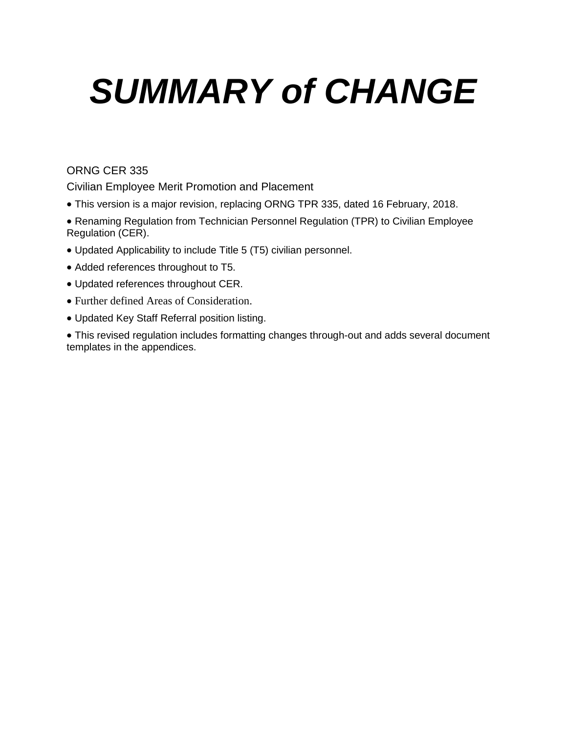# *SUMMARY of CHANGE*

ORNG CER 335

Civilian Employee Merit Promotion and Placement

- This version is a major revision, replacing ORNG TPR 335, dated 16 February, 2018.
- Renaming Regulation from Technician Personnel Regulation (TPR) to Civilian Employee Regulation (CER).
- Updated Applicability to include Title 5 (T5) civilian personnel.
- Added references throughout to T5.
- Updated references throughout CER.
- Further defined Areas of Consideration.
- Updated Key Staff Referral position listing.
- This revised regulation includes formatting changes through-out and adds several document templates in the appendices.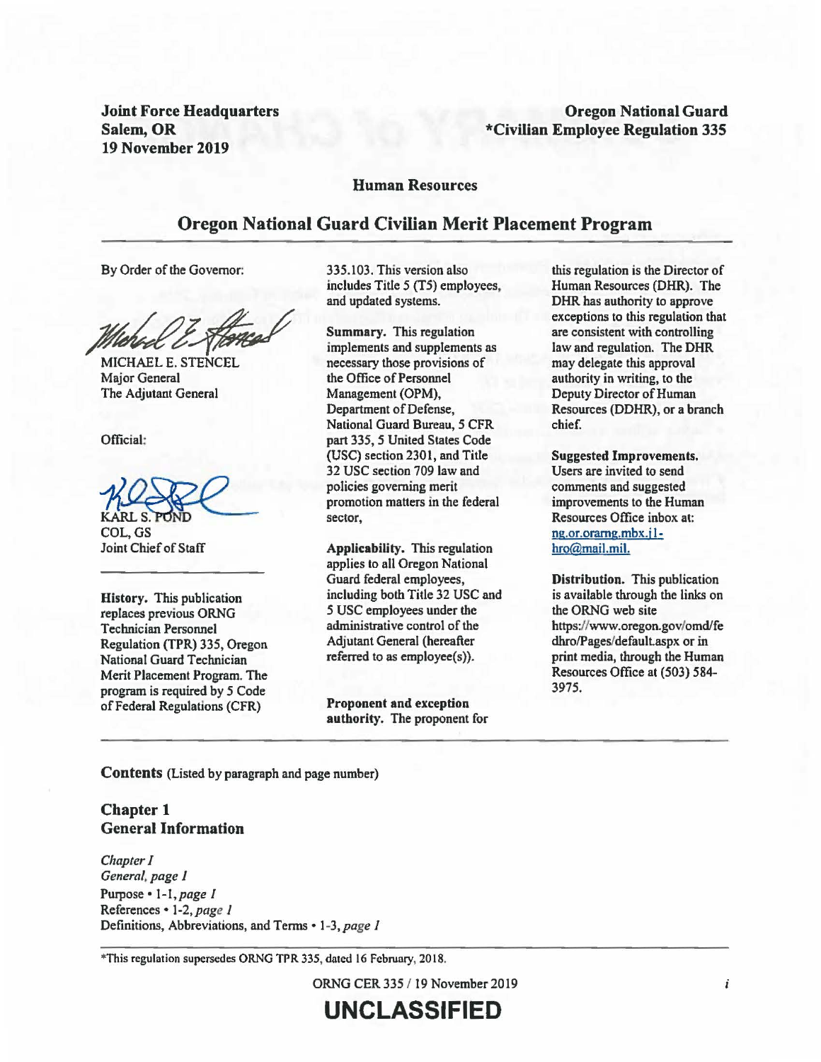**Joint Force Headquarters**
**Salem, OR**
**19 November 2019**

**Oregon National Guard**
***Civilian Employee Regulation 335**

**Human Resources**

## Oregon National Guard Civilian Merit Placement Program

By Order of the Governor:

MICHAEL E. STENCEL
Major General
The Adjutant General

Official:

KARL S. POND
COL, GS
Joint Chief of Staff

**History.** This publication replaces previous ORNG Technician Personnel Regulation (TPR) 335, Oregon National Guard Technician Merit Placement Program. The program is required by 5 Code of Federal Regulations (CFR) 335.103. This version also includes Title 5 (T5) employees, and updated systems.

**Summary.** This regulation implements and supplements as necessary those provisions of the Office of Personnel Management (OPM), Department of Defense, National Guard Bureau, 5 CFR part 335, 5 United States Code (USC) section 2301, and Title 32 USC section 709 law and policies governing merit promotion matters in the federal sector,

**Applicability.** This regulation applies to all Oregon National Guard federal employees, including both Title 32 USC and 5 USC employees under the administrative control of the Adjutant General (hereafter referred to as employee(s)).

**Proponent and exception authority.** The proponent for this regulation is the Director of Human Resources (DHR). The DHR has authority to approve exceptions to this regulation that are consistent with controlling law and regulation. The DHR may delegate this approval authority in writing, to the Deputy Director of Human Resources (DDHR), or a branch chief.

**Suggested Improvements.** Users are invited to send comments and suggested improvements to the Human Resources Office inbox at: ng.or.orarng.mbx.j1-hro@mail.mil.

**Distribution.** This publication is available through the links on the ORNG web site https://www.oregon.gov/omd/fedhro/Pages/default.aspx or in print media, through the Human Resources Office at (503) 584-3975.

**Contents** (Listed by paragraph and page number)

### Chapter 1
### General Information

*Chapter I*
*General, page 1*
Purpose • 1-1, *page 1*
References • 1-2, *page 1*
Definitions, Abbreviations, and Terms • 1-3, *page 1*

*This regulation supersedes ORNG TPR 335, dated 16 February, 2018.

UNCLASSIFIED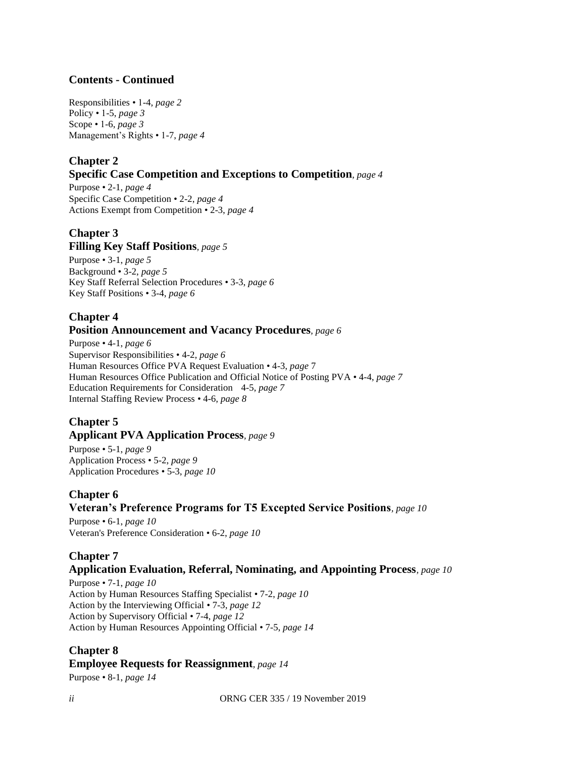**Contents - Continued**

Responsibilities • 1-4, *page 2*
Policy • 1-5, *page 3*
Scope • 1-6, *page 3*
Management's Rights • 1-7, *page 4*

**Chapter 2**
**Specific Case Competition and Exceptions to Competition**, *page 4*
Purpose • 2-1, *page 4*
Specific Case Competition • 2-2, *page 4*
Actions Exempt from Competition • 2-3, *page 4*

**Chapter 3**
**Filling Key Staff Positions**, *page 5*
Purpose • 3-1, *page 5*
Background • 3-2, *page 5*
Key Staff Referral Selection Procedures • 3-3, *page 6*
Key Staff Positions • 3-4, *page 6*

**Chapter 4**
**Position Announcement and Vacancy Procedures**, *page 6*
Purpose • 4-1, *page 6*
Supervisor Responsibilities • 4-2, *page 6*
Human Resources Office PVA Request Evaluation • 4-3, *page* 7
Human Resources Office Publication and Official Notice of Posting PVA • 4-4, *page 7*
Education Requirements for Consideration 4-5, *page 7*
Internal Staffing Review Process • 4-6, *page 8*

**Chapter 5**
**Applicant PVA Application Process**, *page 9*
Purpose • 5-1, *page 9*
Application Process • 5-2, *page 9*
Application Procedures • 5-3, *page 10*

**Chapter 6**
**Veteran's Preference Programs for T5 Excepted Service Positions**, *page 10*
Purpose • 6-1, *page 10*
Veteran's Preference Consideration • 6-2, *page 10*

**Chapter 7**
**Application Evaluation, Referral, Nominating, and Appointing Process**, *page 10*
Purpose • 7-1, *page 10*
Action by Human Resources Staffing Specialist • 7-2, *page 10*
Action by the Interviewing Official • 7-3, *page 12*
Action by Supervisory Official • 7-4, *page 12*
Action by Human Resources Appointing Official • 7-5, *page 14*

**Chapter 8**
**Employee Requests for Reassignment**, *page 14*
Purpose • 8-1, *page 14*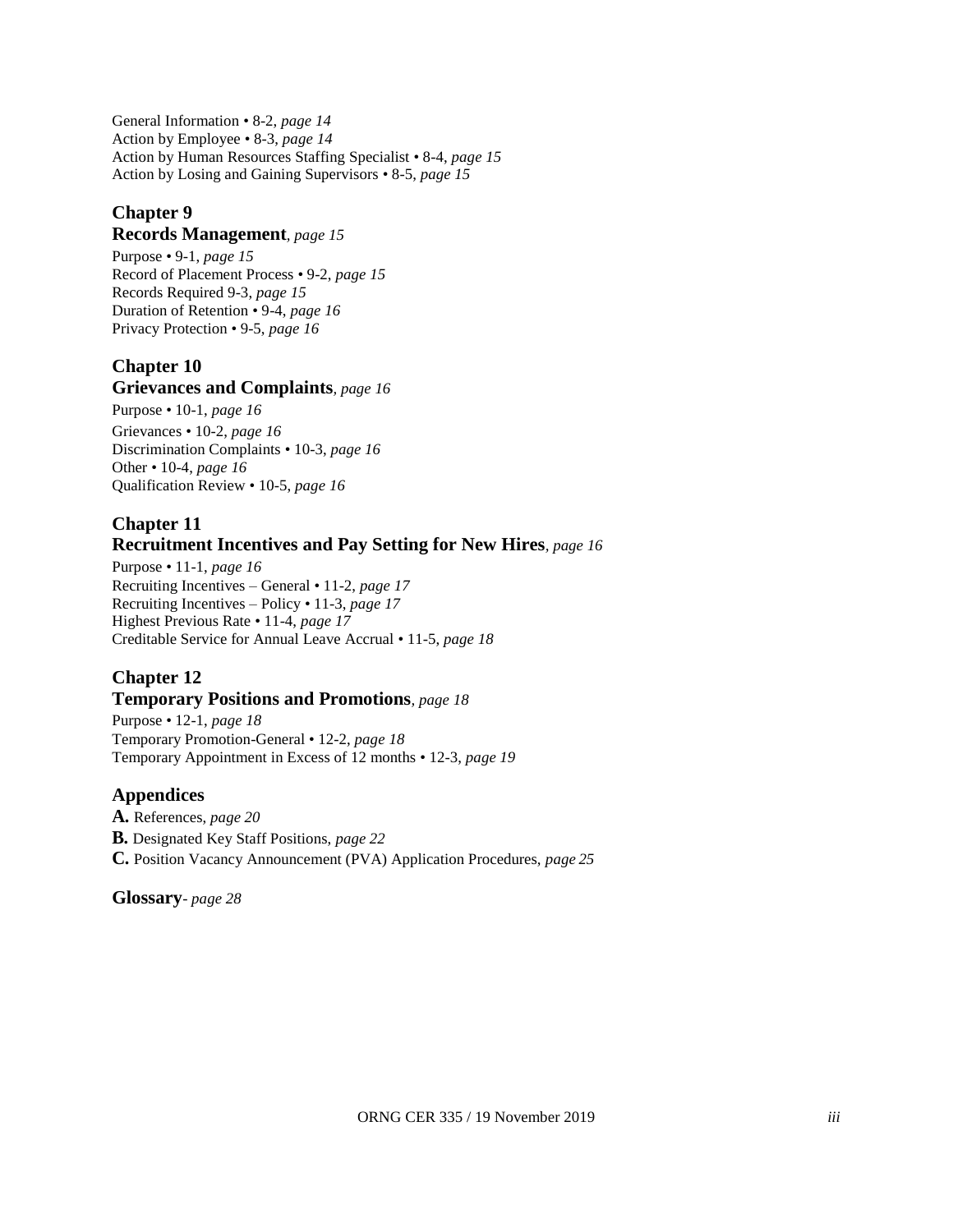General Information • 8-2, *page 14*
Action by Employee • 8-3, *page 14*
Action by Human Resources Staffing Specialist • 8-4, *page 15*
Action by Losing and Gaining Supervisors • 8-5, *page 15*

**Chapter 9**
**Records Management**, *page 15*

Purpose • 9-1, *page 15*
Record of Placement Process • 9-2, *page 15*
Records Required 9-3, *page 15*
Duration of Retention • 9-4, *page 16*
Privacy Protection • 9-5, *page 16*

**Chapter 10**
**Grievances and Complaints**, *page 16*

Purpose • 10-1, *page 16*
Grievances • 10-2, *page 16*
Discrimination Complaints • 10-3, *page 16*
Other • 10-4, *page 16*
Qualification Review • 10-5, *page 16*

**Chapter 11**
**Recruitment Incentives and Pay Setting for New Hires**, *page 16*

Purpose • 11-1, *page 16*
Recruiting Incentives – General • 11-2, *page 17*
Recruiting Incentives – Policy • 11-3, *page 17*
Highest Previous Rate • 11-4, *page 17*
Creditable Service for Annual Leave Accrual • 11-5, *page 18*

**Chapter 12**
**Temporary Positions and Promotions**, *page 18*

Purpose • 12-1, *page 18*
Temporary Promotion-General • 12-2, *page 18*
Temporary Appointment in Excess of 12 months • 12-3, *page 19*

**Appendices**

**A.** References, *page 20*
**B.** Designated Key Staff Positions, *page 22*
**C.** Position Vacancy Announcement (PVA) Application Procedures, *page 25*

**Glossary**- *page 28*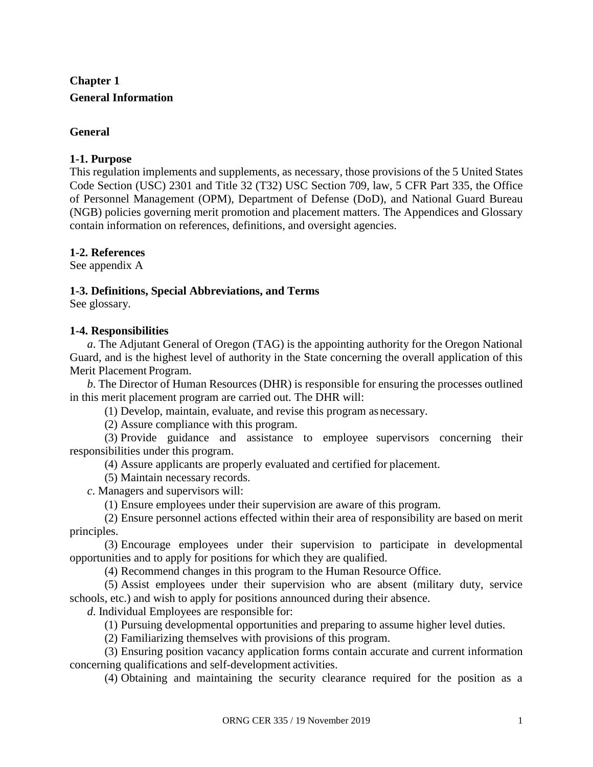# Chapter 1
# General Information

## General

### 1-1. Purpose

This regulation implements and supplements, as necessary, those provisions of the 5 United States Code Section (USC) 2301 and Title 32 (T32) USC Section 709, law, 5 CFR Part 335, the Office of Personnel Management (OPM), Department of Defense (DoD), and National Guard Bureau (NGB) policies governing merit promotion and placement matters. The Appendices and Glossary contain information on references, definitions, and oversight agencies.

### 1-2. References

See appendix A

### 1-3. Definitions, Special Abbreviations, and Terms

See glossary.

### 1-4. Responsibilities

*a*. The Adjutant General of Oregon (TAG) is the appointing authority for the Oregon National Guard, and is the highest level of authority in the State concerning the overall application of this Merit Placement Program.

*b*. The Director of Human Resources (DHR) is responsible for ensuring the processes outlined in this merit placement program are carried out. The DHR will:

(1) Develop, maintain, evaluate, and revise this program as necessary.

(2) Assure compliance with this program.

(3) Provide guidance and assistance to employee supervisors concerning their responsibilities under this program.

(4) Assure applicants are properly evaluated and certified for placement.

(5) Maintain necessary records.

*c*. Managers and supervisors will:

(1) Ensure employees under their supervision are aware of this program.

(2) Ensure personnel actions effected within their area of responsibility are based on merit principles.

(3) Encourage employees under their supervision to participate in developmental opportunities and to apply for positions for which they are qualified.

(4) Recommend changes in this program to the Human Resource Office.

(5) Assist employees under their supervision who are absent (military duty, service schools, etc.) and wish to apply for positions announced during their absence.

*d*. Individual Employees are responsible for:

(1) Pursuing developmental opportunities and preparing to assume higher level duties.

(2) Familiarizing themselves with provisions of this program.

(3) Ensuring position vacancy application forms contain accurate and current information concerning qualifications and self-development activities.

(4) Obtaining and maintaining the security clearance required for the position as a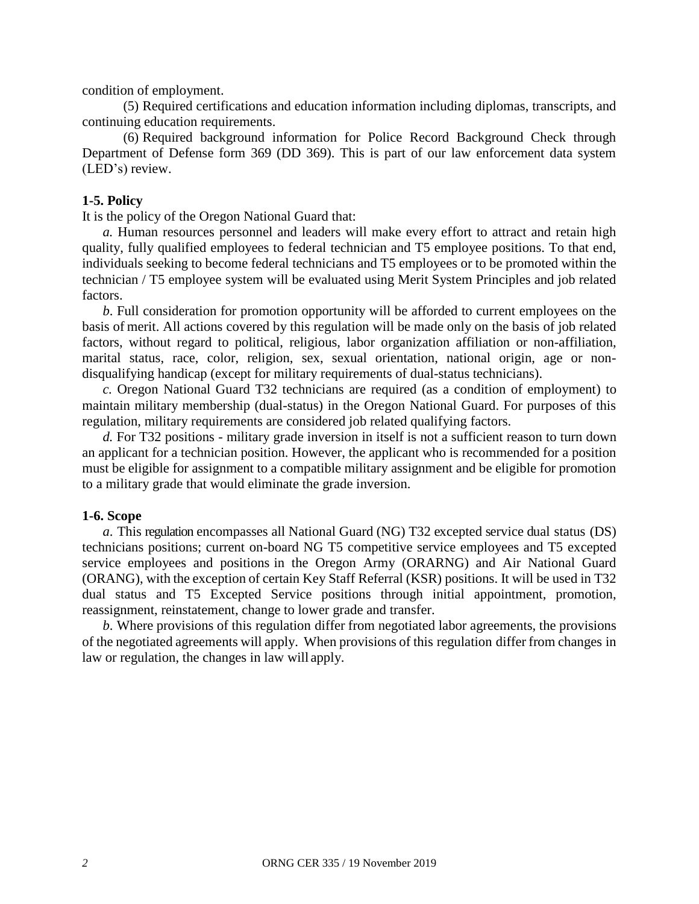condition of employment.

(5) Required certifications and education information including diplomas, transcripts, and continuing education requirements.

(6) Required background information for Police Record Background Check through Department of Defense form 369 (DD 369). This is part of our law enforcement data system (LED's) review.

**1-5. Policy**

It is the policy of the Oregon National Guard that:

*a.* Human resources personnel and leaders will make every effort to attract and retain high quality, fully qualified employees to federal technician and T5 employee positions. To that end, individuals seeking to become federal technicians and T5 employees or to be promoted within the technician / T5 employee system will be evaluated using Merit System Principles and job related factors.

*b*. Full consideration for promotion opportunity will be afforded to current employees on the basis of merit. All actions covered by this regulation will be made only on the basis of job related factors, without regard to political, religious, labor organization affiliation or non-affiliation, marital status, race, color, religion, sex, sexual orientation, national origin, age or non-disqualifying handicap (except for military requirements of dual-status technicians).

*c.* Oregon National Guard T32 technicians are required (as a condition of employment) to maintain military membership (dual-status) in the Oregon National Guard. For purposes of this regulation, military requirements are considered job related qualifying factors.

*d.* For T32 positions - military grade inversion in itself is not a sufficient reason to turn down an applicant for a technician position. However, the applicant who is recommended for a position must be eligible for assignment to a compatible military assignment and be eligible for promotion to a military grade that would eliminate the grade inversion.

**1-6. Scope**

*a*. This regulation encompasses all National Guard (NG) T32 excepted service dual status (DS) technicians positions; current on-board NG T5 competitive service employees and T5 excepted service employees and positions in the Oregon Army (ORARNG) and Air National Guard (ORANG), with the exception of certain Key Staff Referral (KSR) positions. It will be used in T32 dual status and T5 Excepted Service positions through initial appointment, promotion, reassignment, reinstatement, change to lower grade and transfer.

*b*. Where provisions of this regulation differ from negotiated labor agreements, the provisions of the negotiated agreements will apply. When provisions of this regulation differ from changes in law or regulation, the changes in law will apply.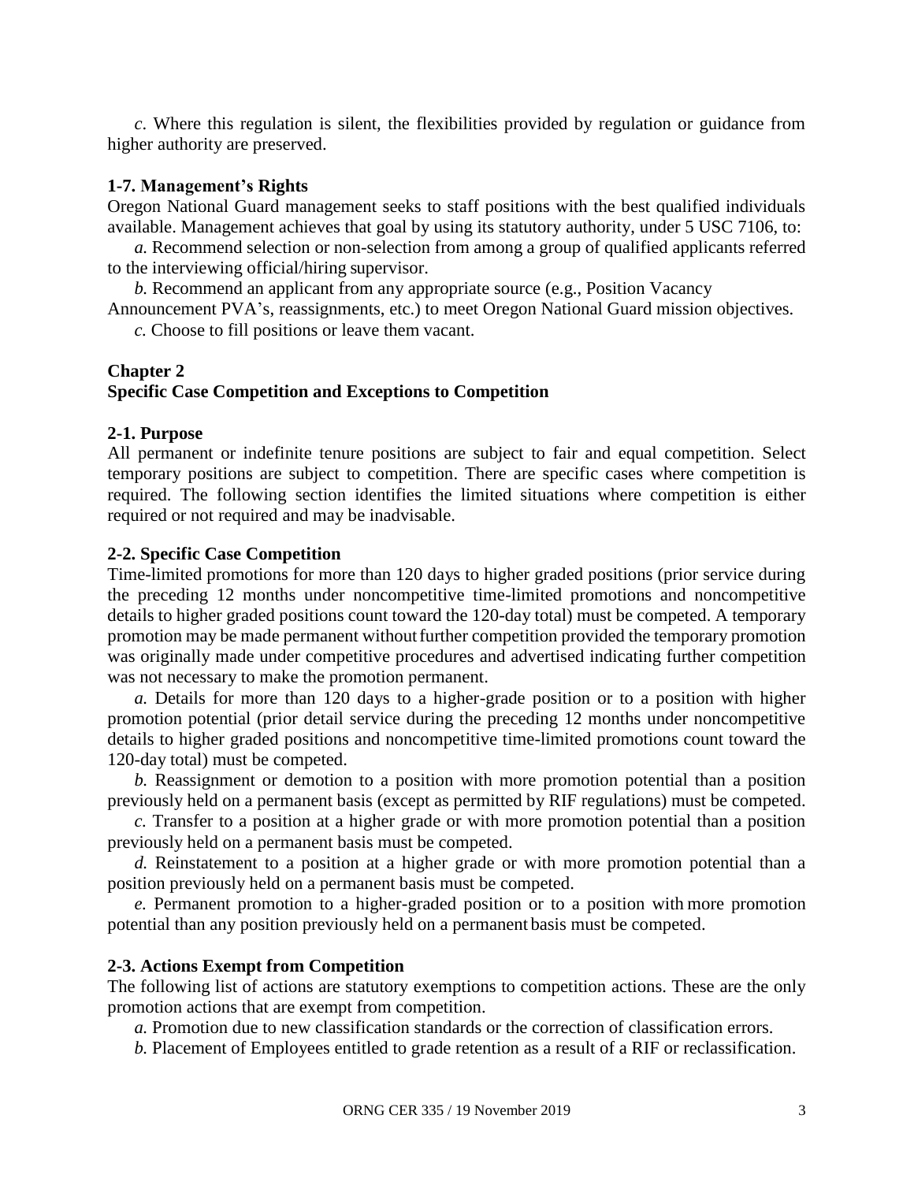*c*. Where this regulation is silent, the flexibilities provided by regulation or guidance from higher authority are preserved.

### 1-7. Management's Rights

Oregon National Guard management seeks to staff positions with the best qualified individuals available. Management achieves that goal by using its statutory authority, under 5 USC 7106, to:

*a.* Recommend selection or non-selection from among a group of qualified applicants referred to the interviewing official/hiring supervisor.

*b.* Recommend an applicant from any appropriate source (e.g., Position Vacancy Announcement PVA's, reassignments, etc.) to meet Oregon National Guard mission objectives.

*c.* Choose to fill positions or leave them vacant.

## Chapter 2
## Specific Case Competition and Exceptions to Competition

### 2-1. Purpose

All permanent or indefinite tenure positions are subject to fair and equal competition. Select temporary positions are subject to competition. There are specific cases where competition is required. The following section identifies the limited situations where competition is either required or not required and may be inadvisable.

### 2-2. Specific Case Competition

Time-limited promotions for more than 120 days to higher graded positions (prior service during the preceding 12 months under noncompetitive time-limited promotions and noncompetitive details to higher graded positions count toward the 120-day total) must be competed. A temporary promotion may be made permanent without further competition provided the temporary promotion was originally made under competitive procedures and advertised indicating further competition was not necessary to make the promotion permanent.

*a.* Details for more than 120 days to a higher-grade position or to a position with higher promotion potential (prior detail service during the preceding 12 months under noncompetitive details to higher graded positions and noncompetitive time-limited promotions count toward the 120-day total) must be competed.

*b.* Reassignment or demotion to a position with more promotion potential than a position previously held on a permanent basis (except as permitted by RIF regulations) must be competed.

*c.* Transfer to a position at a higher grade or with more promotion potential than a position previously held on a permanent basis must be competed.

*d.* Reinstatement to a position at a higher grade or with more promotion potential than a position previously held on a permanent basis must be competed.

*e.* Permanent promotion to a higher-graded position or to a position with more promotion potential than any position previously held on a permanent basis must be competed.

### 2-3. Actions Exempt from Competition

The following list of actions are statutory exemptions to competition actions. These are the only promotion actions that are exempt from competition.

*a.* Promotion due to new classification standards or the correction of classification errors.

*b.* Placement of Employees entitled to grade retention as a result of a RIF or reclassification.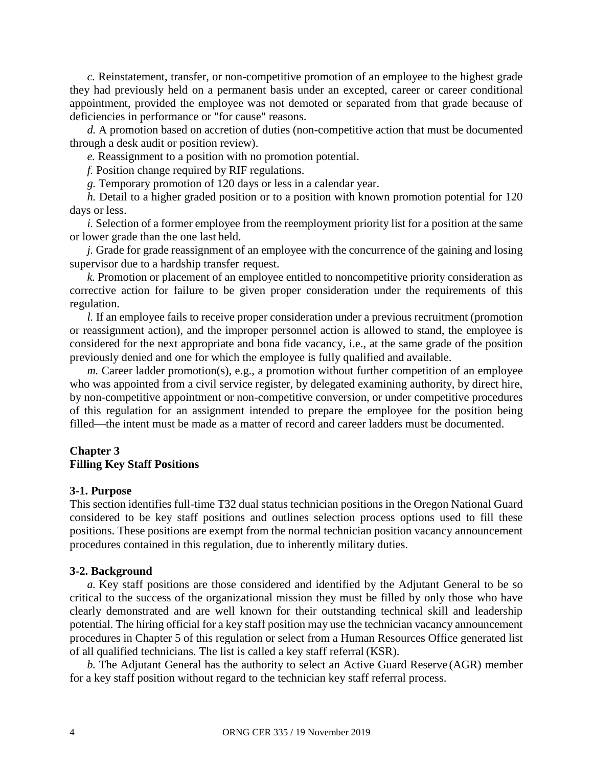*c.* Reinstatement, transfer, or non-competitive promotion of an employee to the highest grade they had previously held on a permanent basis under an excepted, career or career conditional appointment, provided the employee was not demoted or separated from that grade because of deficiencies in performance or "for cause" reasons.

*d.* A promotion based on accretion of duties (non-competitive action that must be documented through a desk audit or position review).

*e.* Reassignment to a position with no promotion potential.

*f.* Position change required by RIF regulations.

*g.* Temporary promotion of 120 days or less in a calendar year.

*h.* Detail to a higher graded position or to a position with known promotion potential for 120 days or less.

*i.* Selection of a former employee from the reemployment priority list for a position at the same or lower grade than the one last held.

*j*. Grade for grade reassignment of an employee with the concurrence of the gaining and losing supervisor due to a hardship transfer request.

*k.* Promotion or placement of an employee entitled to noncompetitive priority consideration as corrective action for failure to be given proper consideration under the requirements of this regulation.

*l.* If an employee fails to receive proper consideration under a previous recruitment (promotion or reassignment action), and the improper personnel action is allowed to stand, the employee is considered for the next appropriate and bona fide vacancy, i.e., at the same grade of the position previously denied and one for which the employee is fully qualified and available.

*m.* Career ladder promotion(s), e.g., a promotion without further competition of an employee who was appointed from a civil service register, by delegated examining authority, by direct hire, by non-competitive appointment or non-competitive conversion, or under competitive procedures of this regulation for an assignment intended to prepare the employee for the position being filled—the intent must be made as a matter of record and career ladders must be documented.

## Chapter 3
## Filling Key Staff Positions

### 3-1. Purpose

This section identifies full-time T32 dual status technician positions in the Oregon National Guard considered to be key staff positions and outlines selection process options used to fill these positions. These positions are exempt from the normal technician position vacancy announcement procedures contained in this regulation, due to inherently military duties.

### 3-2. Background

*a.* Key staff positions are those considered and identified by the Adjutant General to be so critical to the success of the organizational mission they must be filled by only those who have clearly demonstrated and are well known for their outstanding technical skill and leadership potential. The hiring official for a key staff position may use the technician vacancy announcement procedures in Chapter 5 of this regulation or select from a Human Resources Office generated list of all qualified technicians. The list is called a key staff referral (KSR).

*b.* The Adjutant General has the authority to select an Active Guard Reserve (AGR) member for a key staff position without regard to the technician key staff referral process.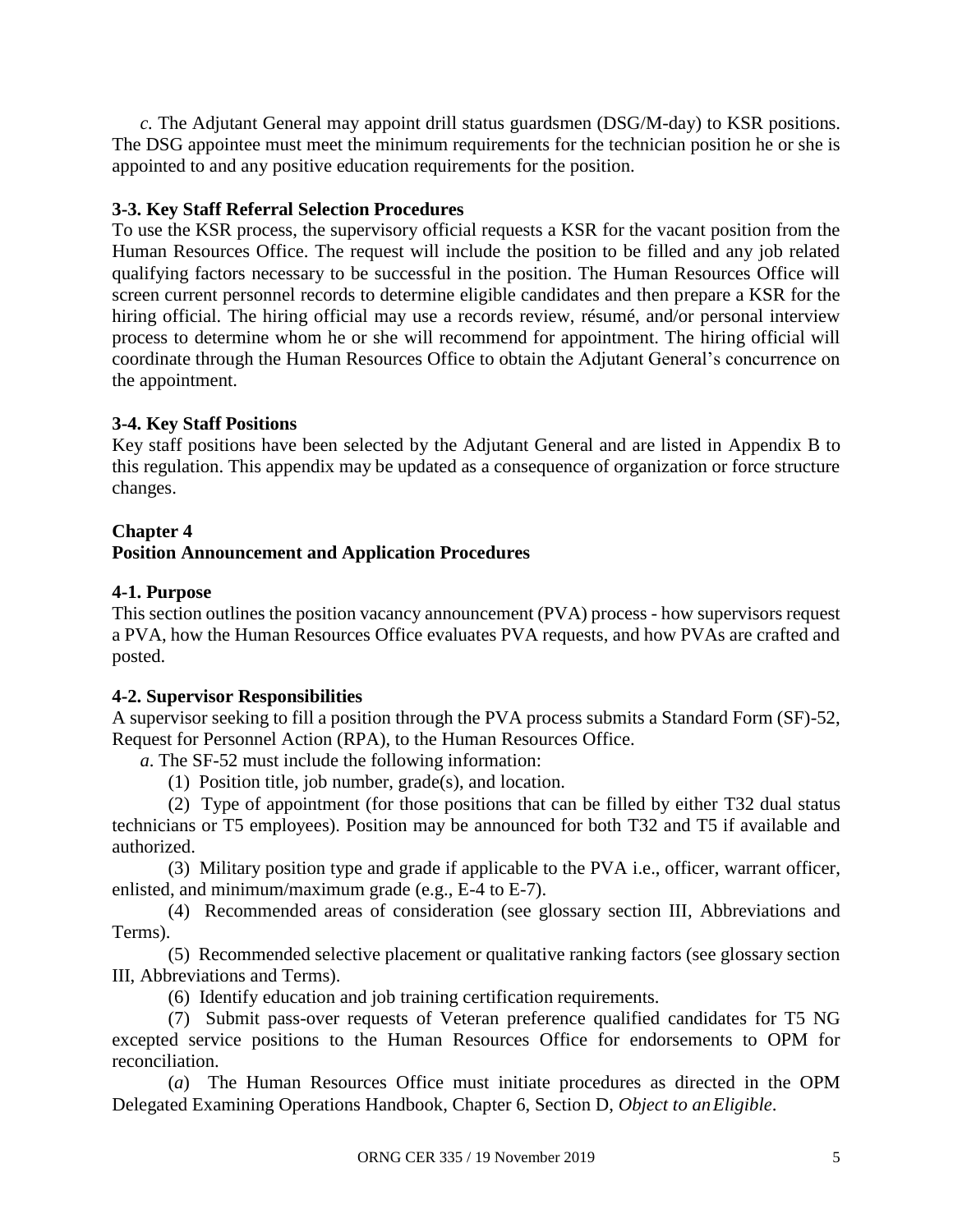*c*. The Adjutant General may appoint drill status guardsmen (DSG/M-day) to KSR positions. The DSG appointee must meet the minimum requirements for the technician position he or she is appointed to and any positive education requirements for the position.

### 3-3. Key Staff Referral Selection Procedures

To use the KSR process, the supervisory official requests a KSR for the vacant position from the Human Resources Office. The request will include the position to be filled and any job related qualifying factors necessary to be successful in the position. The Human Resources Office will screen current personnel records to determine eligible candidates and then prepare a KSR for the hiring official. The hiring official may use a records review, résumé, and/or personal interview process to determine whom he or she will recommend for appointment. The hiring official will coordinate through the Human Resources Office to obtain the Adjutant General's concurrence on the appointment.

### 3-4. Key Staff Positions

Key staff positions have been selected by the Adjutant General and are listed in Appendix B to this regulation. This appendix may be updated as a consequence of organization or force structure changes.

## Chapter 4
## Position Announcement and Application Procedures

### 4-1. Purpose

This section outlines the position vacancy announcement (PVA) process - how supervisors request a PVA, how the Human Resources Office evaluates PVA requests, and how PVAs are crafted and posted.

### 4-2. Supervisor Responsibilities

A supervisor seeking to fill a position through the PVA process submits a Standard Form (SF)-52, Request for Personnel Action (RPA), to the Human Resources Office.

*a*. The SF-52 must include the following information:

(1) Position title, job number, grade(s), and location.

(2) Type of appointment (for those positions that can be filled by either T32 dual status technicians or T5 employees). Position may be announced for both T32 and T5 if available and authorized.

(3) Military position type and grade if applicable to the PVA i.e., officer, warrant officer, enlisted, and minimum/maximum grade (e.g., E-4 to E-7).

(4) Recommended areas of consideration (see glossary section III, Abbreviations and Terms).

(5) Recommended selective placement or qualitative ranking factors (see glossary section III, Abbreviations and Terms).

(6) Identify education and job training certification requirements.

(7) Submit pass-over requests of Veteran preference qualified candidates for T5 NG excepted service positions to the Human Resources Office for endorsements to OPM for reconciliation.

(*a*) The Human Resources Office must initiate procedures as directed in the OPM Delegated Examining Operations Handbook, Chapter 6, Section D, *Object to an Eligible*.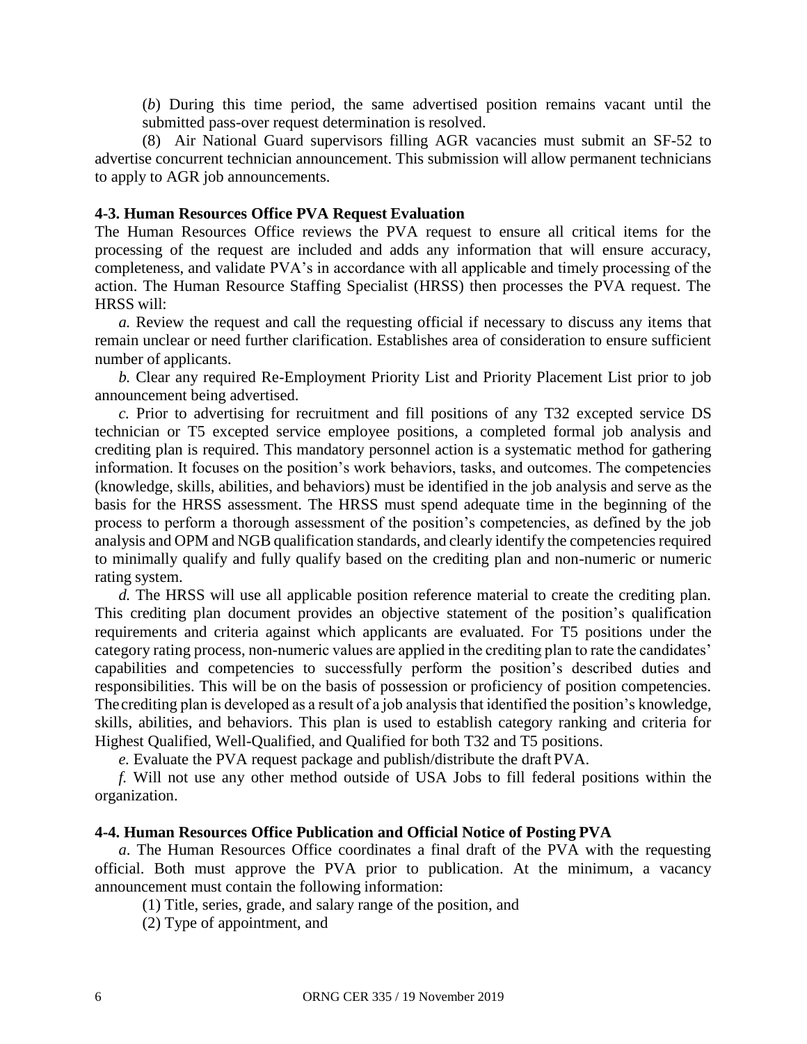(*b*) During this time period, the same advertised position remains vacant until the submitted pass-over request determination is resolved.

(8) Air National Guard supervisors filling AGR vacancies must submit an SF-52 to advertise concurrent technician announcement. This submission will allow permanent technicians to apply to AGR job announcements.

**4-3. Human Resources Office PVA Request Evaluation**

The Human Resources Office reviews the PVA request to ensure all critical items for the processing of the request are included and adds any information that will ensure accuracy, completeness, and validate PVA's in accordance with all applicable and timely processing of the action. The Human Resource Staffing Specialist (HRSS) then processes the PVA request. The HRSS will:

*a.* Review the request and call the requesting official if necessary to discuss any items that remain unclear or need further clarification. Establishes area of consideration to ensure sufficient number of applicants.

*b.* Clear any required Re-Employment Priority List and Priority Placement List prior to job announcement being advertised.

*c.* Prior to advertising for recruitment and fill positions of any T32 excepted service DS technician or T5 excepted service employee positions, a completed formal job analysis and crediting plan is required. This mandatory personnel action is a systematic method for gathering information. It focuses on the position's work behaviors, tasks, and outcomes. The competencies (knowledge, skills, abilities, and behaviors) must be identified in the job analysis and serve as the basis for the HRSS assessment. The HRSS must spend adequate time in the beginning of the process to perform a thorough assessment of the position's competencies, as defined by the job analysis and OPM and NGB qualification standards, and clearly identify the competencies required to minimally qualify and fully qualify based on the crediting plan and non-numeric or numeric rating system.

*d.* The HRSS will use all applicable position reference material to create the crediting plan. This crediting plan document provides an objective statement of the position's qualification requirements and criteria against which applicants are evaluated. For T5 positions under the category rating process, non-numeric values are applied in the crediting plan to rate the candidates' capabilities and competencies to successfully perform the position's described duties and responsibilities. This will be on the basis of possession or proficiency of position competencies. The crediting plan is developed as a result of a job analysis that identified the position's knowledge, skills, abilities, and behaviors. This plan is used to establish category ranking and criteria for Highest Qualified, Well-Qualified, and Qualified for both T32 and T5 positions.

*e.* Evaluate the PVA request package and publish/distribute the draft PVA.

*f.* Will not use any other method outside of USA Jobs to fill federal positions within the organization.

**4-4. Human Resources Office Publication and Official Notice of Posting PVA**

*a*. The Human Resources Office coordinates a final draft of the PVA with the requesting official. Both must approve the PVA prior to publication. At the minimum, a vacancy announcement must contain the following information:

(1) Title, series, grade, and salary range of the position, and

(2) Type of appointment, and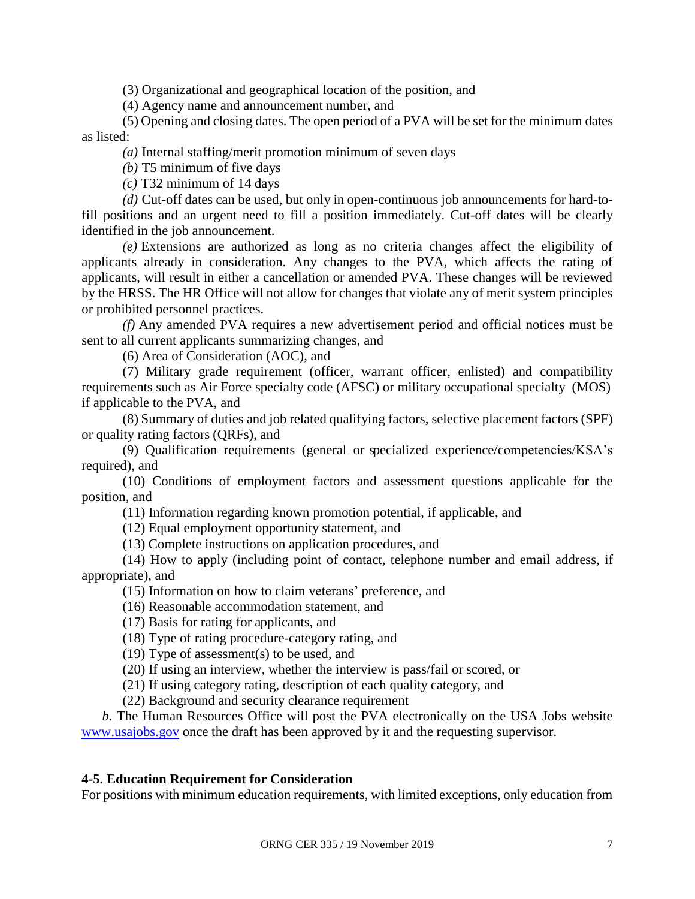(3) Organizational and geographical location of the position, and

(4) Agency name and announcement number, and

(5) Opening and closing dates. The open period of a PVA will be set for the minimum dates as listed:

*(a)* Internal staffing/merit promotion minimum of seven days

*(b)* T5 minimum of five days

*(c)* T32 minimum of 14 days

*(d)* Cut-off dates can be used, but only in open-continuous job announcements for hard-to-fill positions and an urgent need to fill a position immediately. Cut-off dates will be clearly identified in the job announcement.

*(e)* Extensions are authorized as long as no criteria changes affect the eligibility of applicants already in consideration. Any changes to the PVA, which affects the rating of applicants, will result in either a cancellation or amended PVA. These changes will be reviewed by the HRSS. The HR Office will not allow for changes that violate any of merit system principles or prohibited personnel practices.

*(f)* Any amended PVA requires a new advertisement period and official notices must be sent to all current applicants summarizing changes, and

(6) Area of Consideration (AOC), and

(7) Military grade requirement (officer, warrant officer, enlisted) and compatibility requirements such as Air Force specialty code (AFSC) or military occupational specialty (MOS) if applicable to the PVA, and

(8) Summary of duties and job related qualifying factors, selective placement factors (SPF) or quality rating factors (QRFs), and

(9) Qualification requirements (general or specialized experience/competencies/KSA's required), and

(10) Conditions of employment factors and assessment questions applicable for the position, and

(11) Information regarding known promotion potential, if applicable, and

(12) Equal employment opportunity statement, and

(13) Complete instructions on application procedures, and

(14) How to apply (including point of contact, telephone number and email address, if appropriate), and

(15) Information on how to claim veterans' preference, and

(16) Reasonable accommodation statement, and

(17) Basis for rating for applicants, and

(18) Type of rating procedure-category rating, and

(19) Type of assessment(s) to be used, and

(20) If using an interview, whether the interview is pass/fail or scored, or

(21) If using category rating, description of each quality category, and

(22) Background and security clearance requirement

*b.* The Human Resources Office will post the PVA electronically on the USA Jobs website www.usajobs.gov once the draft has been approved by it and the requesting supervisor.

### 4-5. Education Requirement for Consideration

For positions with minimum education requirements, with limited exceptions, only education from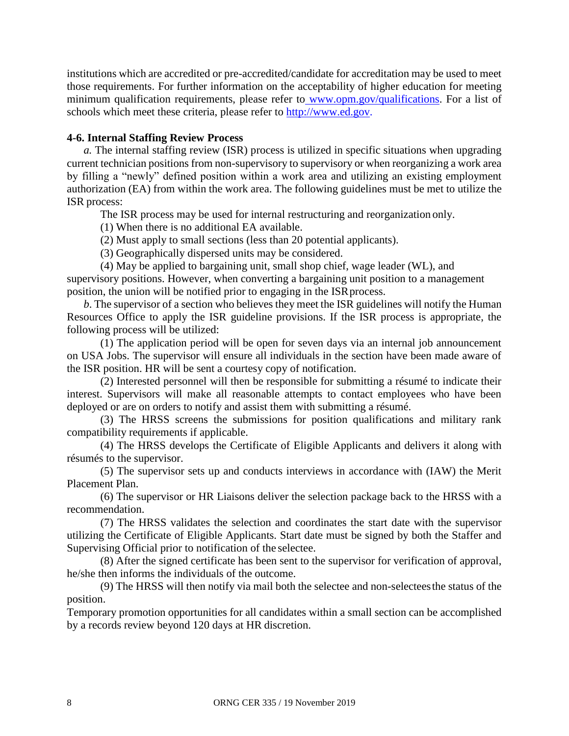institutions which are accredited or pre-accredited/candidate for accreditation may be used to meet those requirements. For further information on the acceptability of higher education for meeting minimum qualification requirements, please refer to www.opm.gov/qualifications. For a list of schools which meet these criteria, please refer to http://www.ed.gov.

**4-6. Internal Staffing Review Process**

*a.* The internal staffing review (ISR) process is utilized in specific situations when upgrading current technician positions from non-supervisory to supervisory or when reorganizing a work area by filling a "newly" defined position within a work area and utilizing an existing employment authorization (EA) from within the work area. The following guidelines must be met to utilize the ISR process:

The ISR process may be used for internal restructuring and reorganization only.

(1) When there is no additional EA available.

(2) Must apply to small sections (less than 20 potential applicants).

(3) Geographically dispersed units may be considered.

(4) May be applied to bargaining unit, small shop chief, wage leader (WL), and supervisory positions. However, when converting a bargaining unit position to a management position, the union will be notified prior to engaging in the ISR process.

*b.* The supervisor of a section who believes they meet the ISR guidelines will notify the Human Resources Office to apply the ISR guideline provisions. If the ISR process is appropriate, the following process will be utilized:

(1) The application period will be open for seven days via an internal job announcement on USA Jobs. The supervisor will ensure all individuals in the section have been made aware of the ISR position. HR will be sent a courtesy copy of notification.

(2) Interested personnel will then be responsible for submitting a résumé to indicate their interest. Supervisors will make all reasonable attempts to contact employees who have been deployed or are on orders to notify and assist them with submitting a résumé.

(3) The HRSS screens the submissions for position qualifications and military rank compatibility requirements if applicable.

(4) The HRSS develops the Certificate of Eligible Applicants and delivers it along with résumés to the supervisor.

(5) The supervisor sets up and conducts interviews in accordance with (IAW) the Merit Placement Plan.

(6) The supervisor or HR Liaisons deliver the selection package back to the HRSS with a recommendation.

(7) The HRSS validates the selection and coordinates the start date with the supervisor utilizing the Certificate of Eligible Applicants. Start date must be signed by both the Staffer and Supervising Official prior to notification of the selectee.

(8) After the signed certificate has been sent to the supervisor for verification of approval, he/she then informs the individuals of the outcome.

(9) The HRSS will then notify via mail both the selectee and non-selectees the status of the position.

Temporary promotion opportunities for all candidates within a small section can be accomplished by a records review beyond 120 days at HR discretion.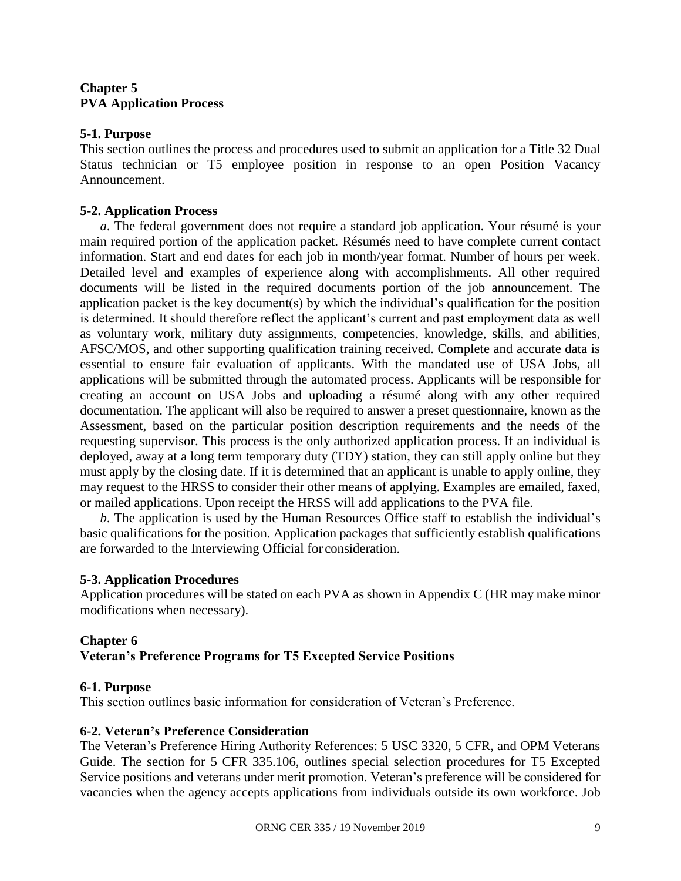## Chapter 5
## PVA Application Process

### 5-1. Purpose

This section outlines the process and procedures used to submit an application for a Title 32 Dual Status technician or T5 employee position in response to an open Position Vacancy Announcement.

### 5-2. Application Process

*a*. The federal government does not require a standard job application. Your résumé is your main required portion of the application packet. Résumés need to have complete current contact information. Start and end dates for each job in month/year format. Number of hours per week. Detailed level and examples of experience along with accomplishments. All other required documents will be listed in the required documents portion of the job announcement. The application packet is the key document(s) by which the individual's qualification for the position is determined. It should therefore reflect the applicant's current and past employment data as well as voluntary work, military duty assignments, competencies, knowledge, skills, and abilities, AFSC/MOS, and other supporting qualification training received. Complete and accurate data is essential to ensure fair evaluation of applicants. With the mandated use of USA Jobs, all applications will be submitted through the automated process. Applicants will be responsible for creating an account on USA Jobs and uploading a résumé along with any other required documentation. The applicant will also be required to answer a preset questionnaire, known as the Assessment, based on the particular position description requirements and the needs of the requesting supervisor. This process is the only authorized application process. If an individual is deployed, away at a long term temporary duty (TDY) station, they can still apply online but they must apply by the closing date. If it is determined that an applicant is unable to apply online, they may request to the HRSS to consider their other means of applying. Examples are emailed, faxed, or mailed applications. Upon receipt the HRSS will add applications to the PVA file.

*b*. The application is used by the Human Resources Office staff to establish the individual's basic qualifications for the position. Application packages that sufficiently establish qualifications are forwarded to the Interviewing Official for consideration.

### 5-3. Application Procedures

Application procedures will be stated on each PVA as shown in Appendix C (HR may make minor modifications when necessary).

## Chapter 6
## Veteran's Preference Programs for T5 Excepted Service Positions

### 6-1. Purpose

This section outlines basic information for consideration of Veteran's Preference.

### 6-2. Veteran's Preference Consideration

The Veteran's Preference Hiring Authority References: 5 USC 3320, 5 CFR, and OPM Veterans Guide. The section for 5 CFR 335.106, outlines special selection procedures for T5 Excepted Service positions and veterans under merit promotion. Veteran's preference will be considered for vacancies when the agency accepts applications from individuals outside its own workforce. Job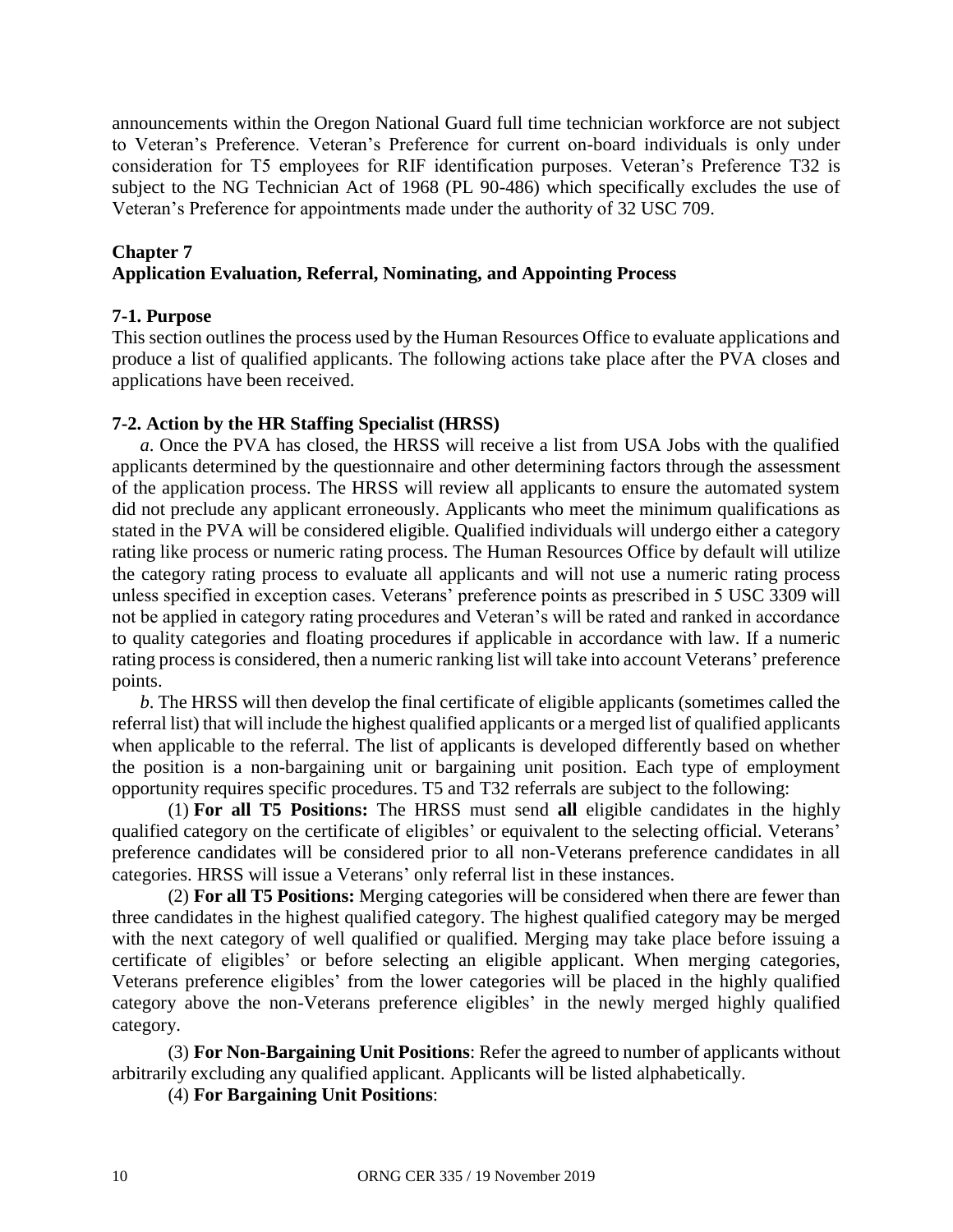announcements within the Oregon National Guard full time technician workforce are not subject to Veteran's Preference. Veteran's Preference for current on-board individuals is only under consideration for T5 employees for RIF identification purposes. Veteran's Preference T32 is subject to the NG Technician Act of 1968 (PL 90-486) which specifically excludes the use of Veteran's Preference for appointments made under the authority of 32 USC 709.

## Chapter 7
## Application Evaluation, Referral, Nominating, and Appointing Process

### 7-1. Purpose

This section outlines the process used by the Human Resources Office to evaluate applications and produce a list of qualified applicants. The following actions take place after the PVA closes and applications have been received.

### 7-2. Action by the HR Staffing Specialist (HRSS)

*a*. Once the PVA has closed, the HRSS will receive a list from USA Jobs with the qualified applicants determined by the questionnaire and other determining factors through the assessment of the application process. The HRSS will review all applicants to ensure the automated system did not preclude any applicant erroneously. Applicants who meet the minimum qualifications as stated in the PVA will be considered eligible. Qualified individuals will undergo either a category rating like process or numeric rating process. The Human Resources Office by default will utilize the category rating process to evaluate all applicants and will not use a numeric rating process unless specified in exception cases. Veterans' preference points as prescribed in 5 USC 3309 will not be applied in category rating procedures and Veteran's will be rated and ranked in accordance to quality categories and floating procedures if applicable in accordance with law. If a numeric rating process is considered, then a numeric ranking list will take into account Veterans' preference points.

*b*. The HRSS will then develop the final certificate of eligible applicants (sometimes called the referral list) that will include the highest qualified applicants or a merged list of qualified applicants when applicable to the referral. The list of applicants is developed differently based on whether the position is a non-bargaining unit or bargaining unit position. Each type of employment opportunity requires specific procedures. T5 and T32 referrals are subject to the following:

(1) **For all T5 Positions:** The HRSS must send **all** eligible candidates in the highly qualified category on the certificate of eligibles' or equivalent to the selecting official. Veterans' preference candidates will be considered prior to all non-Veterans preference candidates in all categories. HRSS will issue a Veterans' only referral list in these instances.

(2) **For all T5 Positions:** Merging categories will be considered when there are fewer than three candidates in the highest qualified category. The highest qualified category may be merged with the next category of well qualified or qualified. Merging may take place before issuing a certificate of eligibles' or before selecting an eligible applicant. When merging categories, Veterans preference eligibles' from the lower categories will be placed in the highly qualified category above the non-Veterans preference eligibles' in the newly merged highly qualified category.

(3) **For Non-Bargaining Unit Positions**: Refer the agreed to number of applicants without arbitrarily excluding any qualified applicant. Applicants will be listed alphabetically.

(4) **For Bargaining Unit Positions**: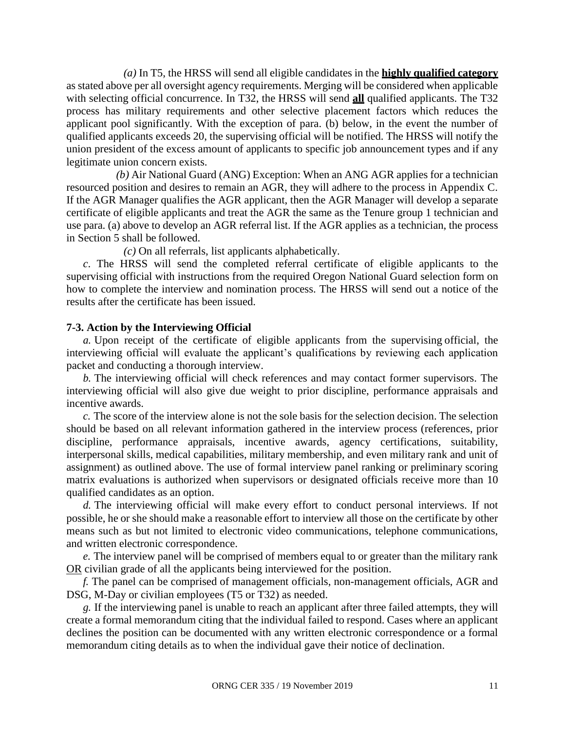*(a)* In T5, the HRSS will send all eligible candidates in the **highly qualified category** as stated above per all oversight agency requirements. Merging will be considered when applicable with selecting official concurrence. In T32, the HRSS will send **all** qualified applicants. The T32 process has military requirements and other selective placement factors which reduces the applicant pool significantly. With the exception of para. (b) below, in the event the number of qualified applicants exceeds 20, the supervising official will be notified. The HRSS will notify the union president of the excess amount of applicants to specific job announcement types and if any legitimate union concern exists.

*(b)* Air National Guard (ANG) Exception: When an ANG AGR applies for a technician resourced position and desires to remain an AGR, they will adhere to the process in Appendix C. If the AGR Manager qualifies the AGR applicant, then the AGR Manager will develop a separate certificate of eligible applicants and treat the AGR the same as the Tenure group 1 technician and use para. (a) above to develop an AGR referral list. If the AGR applies as a technician, the process in Section 5 shall be followed.

*(c)* On all referrals, list applicants alphabetically.

*c*. The HRSS will send the completed referral certificate of eligible applicants to the supervising official with instructions from the required Oregon National Guard selection form on how to complete the interview and nomination process. The HRSS will send out a notice of the results after the certificate has been issued.

### 7-3. Action by the Interviewing Official

*a.* Upon receipt of the certificate of eligible applicants from the supervising official, the interviewing official will evaluate the applicant's qualifications by reviewing each application packet and conducting a thorough interview.

*b.* The interviewing official will check references and may contact former supervisors. The interviewing official will also give due weight to prior discipline, performance appraisals and incentive awards.

*c.* The score of the interview alone is not the sole basis for the selection decision. The selection should be based on all relevant information gathered in the interview process (references, prior discipline, performance appraisals, incentive awards, agency certifications, suitability, interpersonal skills, medical capabilities, military membership, and even military rank and unit of assignment) as outlined above. The use of formal interview panel ranking or preliminary scoring matrix evaluations is authorized when supervisors or designated officials receive more than 10 qualified candidates as an option.

*d.* The interviewing official will make every effort to conduct personal interviews. If not possible, he or she should make a reasonable effort to interview all those on the certificate by other means such as but not limited to electronic video communications, telephone communications, and written electronic correspondence.

*e.* The interview panel will be comprised of members equal to or greater than the military rank OR civilian grade of all the applicants being interviewed for the position.

*f.* The panel can be comprised of management officials, non-management officials, AGR and DSG, M-Day or civilian employees (T5 or T32) as needed.

*g.* If the interviewing panel is unable to reach an applicant after three failed attempts, they will create a formal memorandum citing that the individual failed to respond. Cases where an applicant declines the position can be documented with any written electronic correspondence or a formal memorandum citing details as to when the individual gave their notice of declination.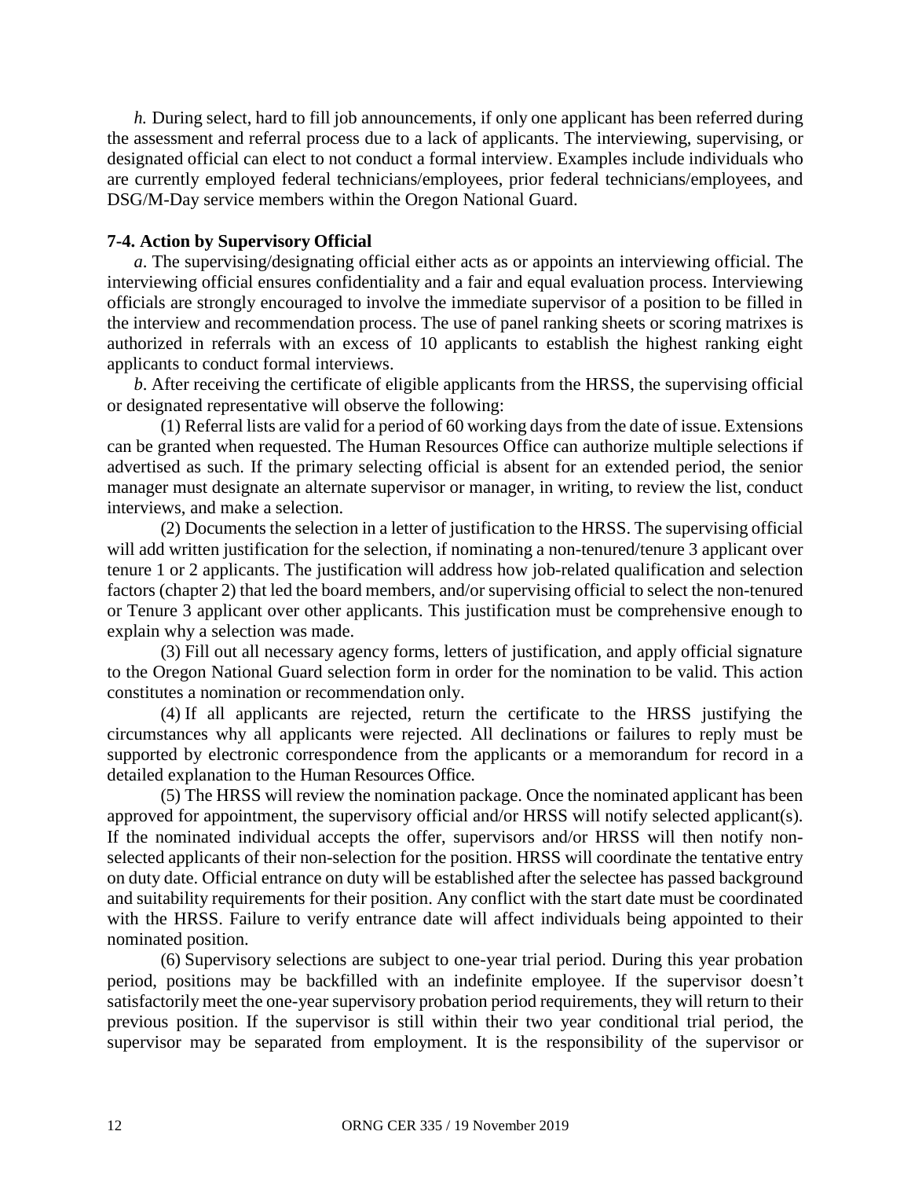*h.* During select, hard to fill job announcements, if only one applicant has been referred during the assessment and referral process due to a lack of applicants. The interviewing, supervising, or designated official can elect to not conduct a formal interview. Examples include individuals who are currently employed federal technicians/employees, prior federal technicians/employees, and DSG/M-Day service members within the Oregon National Guard.

**7-4. Action by Supervisory Official**

*a*. The supervising/designating official either acts as or appoints an interviewing official. The interviewing official ensures confidentiality and a fair and equal evaluation process. Interviewing officials are strongly encouraged to involve the immediate supervisor of a position to be filled in the interview and recommendation process. The use of panel ranking sheets or scoring matrixes is authorized in referrals with an excess of 10 applicants to establish the highest ranking eight applicants to conduct formal interviews.

*b*. After receiving the certificate of eligible applicants from the HRSS, the supervising official or designated representative will observe the following:

(1) Referral lists are valid for a period of 60 working days from the date of issue. Extensions can be granted when requested. The Human Resources Office can authorize multiple selections if advertised as such. If the primary selecting official is absent for an extended period, the senior manager must designate an alternate supervisor or manager, in writing, to review the list, conduct interviews, and make a selection.

(2) Documents the selection in a letter of justification to the HRSS. The supervising official will add written justification for the selection, if nominating a non-tenured/tenure 3 applicant over tenure 1 or 2 applicants. The justification will address how job-related qualification and selection factors (chapter 2) that led the board members, and/or supervising official to select the non-tenured or Tenure 3 applicant over other applicants. This justification must be comprehensive enough to explain why a selection was made.

(3) Fill out all necessary agency forms, letters of justification, and apply official signature to the Oregon National Guard selection form in order for the nomination to be valid. This action constitutes a nomination or recommendation only.

(4) If all applicants are rejected, return the certificate to the HRSS justifying the circumstances why all applicants were rejected. All declinations or failures to reply must be supported by electronic correspondence from the applicants or a memorandum for record in a detailed explanation to the Human Resources Office.

(5) The HRSS will review the nomination package. Once the nominated applicant has been approved for appointment, the supervisory official and/or HRSS will notify selected applicant(s). If the nominated individual accepts the offer, supervisors and/or HRSS will then notify non-selected applicants of their non-selection for the position. HRSS will coordinate the tentative entry on duty date. Official entrance on duty will be established after the selectee has passed background and suitability requirements for their position. Any conflict with the start date must be coordinated with the HRSS. Failure to verify entrance date will affect individuals being appointed to their nominated position.

(6) Supervisory selections are subject to one-year trial period. During this year probation period, positions may be backfilled with an indefinite employee. If the supervisor doesn't satisfactorily meet the one-year supervisory probation period requirements, they will return to their previous position. If the supervisor is still within their two year conditional trial period, the supervisor may be separated from employment. It is the responsibility of the supervisor or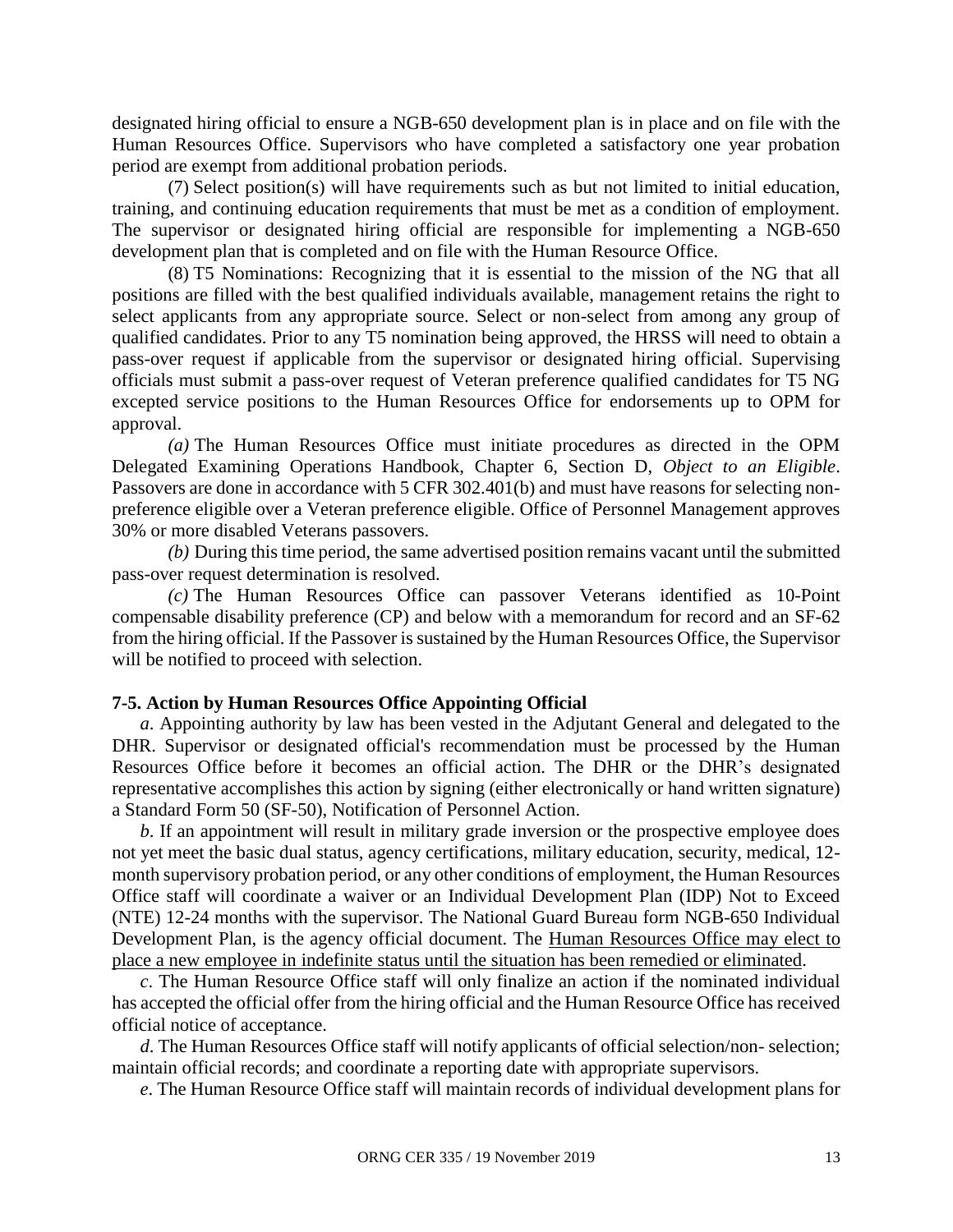designated hiring official to ensure a NGB-650 development plan is in place and on file with the Human Resources Office. Supervisors who have completed a satisfactory one year probation period are exempt from additional probation periods.

(7) Select position(s) will have requirements such as but not limited to initial education, training, and continuing education requirements that must be met as a condition of employment. The supervisor or designated hiring official are responsible for implementing a NGB-650 development plan that is completed and on file with the Human Resource Office.

(8) T5 Nominations: Recognizing that it is essential to the mission of the NG that all positions are filled with the best qualified individuals available, management retains the right to select applicants from any appropriate source. Select or non-select from among any group of qualified candidates. Prior to any T5 nomination being approved, the HRSS will need to obtain a pass-over request if applicable from the supervisor or designated hiring official. Supervising officials must submit a pass-over request of Veteran preference qualified candidates for T5 NG excepted service positions to the Human Resources Office for endorsements up to OPM for approval.

*(a)* The Human Resources Office must initiate procedures as directed in the OPM Delegated Examining Operations Handbook, Chapter 6, Section D, *Object to an Eligible*. Passovers are done in accordance with 5 CFR 302.401(b) and must have reasons for selecting non-preference eligible over a Veteran preference eligible. Office of Personnel Management approves 30% or more disabled Veterans passovers.

*(b)* During this time period, the same advertised position remains vacant until the submitted pass-over request determination is resolved.

*(c)* The Human Resources Office can passover Veterans identified as 10-Point compensable disability preference (CP) and below with a memorandum for record and an SF-62 from the hiring official. If the Passover is sustained by the Human Resources Office, the Supervisor will be notified to proceed with selection.

**7-5. Action by Human Resources Office Appointing Official**

*a*. Appointing authority by law has been vested in the Adjutant General and delegated to the DHR. Supervisor or designated official's recommendation must be processed by the Human Resources Office before it becomes an official action. The DHR or the DHR's designated representative accomplishes this action by signing (either electronically or hand written signature) a Standard Form 50 (SF-50), Notification of Personnel Action.

*b*. If an appointment will result in military grade inversion or the prospective employee does not yet meet the basic dual status, agency certifications, military education, security, medical, 12-month supervisory probation period, or any other conditions of employment, the Human Resources Office staff will coordinate a waiver or an Individual Development Plan (IDP) Not to Exceed (NTE) 12-24 months with the supervisor. The National Guard Bureau form NGB-650 Individual Development Plan, is the agency official document. The Human Resources Office may elect to place a new employee in indefinite status until the situation has been remedied or eliminated.

*c*. The Human Resource Office staff will only finalize an action if the nominated individual has accepted the official offer from the hiring official and the Human Resource Office has received official notice of acceptance.

*d*. The Human Resources Office staff will notify applicants of official selection/non- selection; maintain official records; and coordinate a reporting date with appropriate supervisors.

*e*. The Human Resource Office staff will maintain records of individual development plans for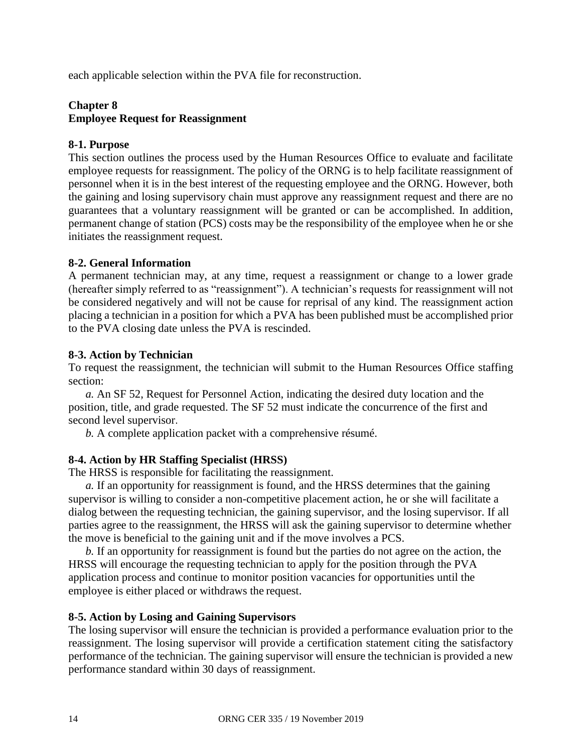each applicable selection within the PVA file for reconstruction.

## Chapter 8
## Employee Request for Reassignment

### 8-1. Purpose

This section outlines the process used by the Human Resources Office to evaluate and facilitate employee requests for reassignment. The policy of the ORNG is to help facilitate reassignment of personnel when it is in the best interest of the requesting employee and the ORNG. However, both the gaining and losing supervisory chain must approve any reassignment request and there are no guarantees that a voluntary reassignment will be granted or can be accomplished. In addition, permanent change of station (PCS) costs may be the responsibility of the employee when he or she initiates the reassignment request.

### 8-2. General Information

A permanent technician may, at any time, request a reassignment or change to a lower grade (hereafter simply referred to as "reassignment"). A technician's requests for reassignment will not be considered negatively and will not be cause for reprisal of any kind. The reassignment action placing a technician in a position for which a PVA has been published must be accomplished prior to the PVA closing date unless the PVA is rescinded.

### 8-3. Action by Technician

To request the reassignment, the technician will submit to the Human Resources Office staffing section:

*a.* An SF 52, Request for Personnel Action, indicating the desired duty location and the position, title, and grade requested. The SF 52 must indicate the concurrence of the first and second level supervisor.

*b.* A complete application packet with a comprehensive résumé.

### 8-4. Action by HR Staffing Specialist (HRSS)

The HRSS is responsible for facilitating the reassignment.

*a.* If an opportunity for reassignment is found, and the HRSS determines that the gaining supervisor is willing to consider a non-competitive placement action, he or she will facilitate a dialog between the requesting technician, the gaining supervisor, and the losing supervisor. If all parties agree to the reassignment, the HRSS will ask the gaining supervisor to determine whether the move is beneficial to the gaining unit and if the move involves a PCS.

*b.* If an opportunity for reassignment is found but the parties do not agree on the action, the HRSS will encourage the requesting technician to apply for the position through the PVA application process and continue to monitor position vacancies for opportunities until the employee is either placed or withdraws the request.

### 8-5. Action by Losing and Gaining Supervisors

The losing supervisor will ensure the technician is provided a performance evaluation prior to the reassignment. The losing supervisor will provide a certification statement citing the satisfactory performance of the technician. The gaining supervisor will ensure the technician is provided a new performance standard within 30 days of reassignment.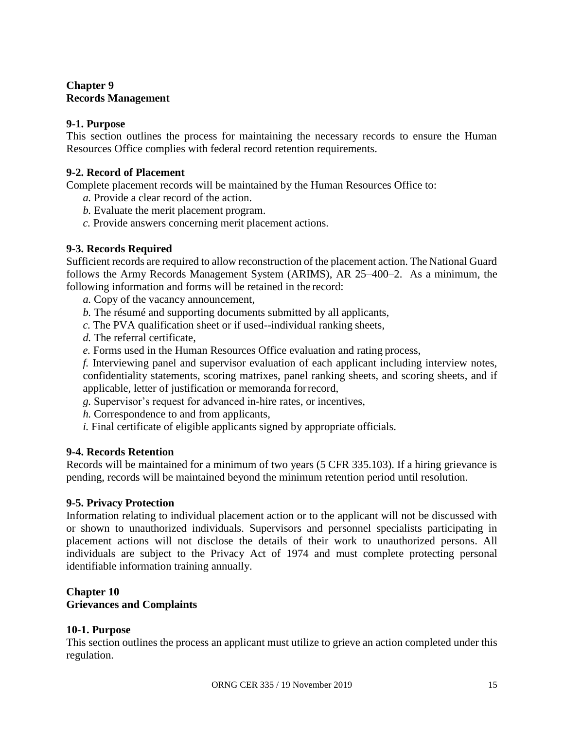## Chapter 9
## Records Management

### 9-1. Purpose

This section outlines the process for maintaining the necessary records to ensure the Human Resources Office complies with federal record retention requirements.

### 9-2. Record of Placement

Complete placement records will be maintained by the Human Resources Office to:

*a.* Provide a clear record of the action.

*b.* Evaluate the merit placement program.

*c.* Provide answers concerning merit placement actions.

### 9-3. Records Required

Sufficient records are required to allow reconstruction of the placement action. The National Guard follows the Army Records Management System (ARIMS), AR 25–400–2. As a minimum, the following information and forms will be retained in the record:

*a.* Copy of the vacancy announcement,

*b.* The résumé and supporting documents submitted by all applicants,

*c.* The PVA qualification sheet or if used--individual ranking sheets,

*d.* The referral certificate,

*e.* Forms used in the Human Resources Office evaluation and rating process,

*f.* Interviewing panel and supervisor evaluation of each applicant including interview notes, confidentiality statements, scoring matrixes, panel ranking sheets, and scoring sheets, and if applicable, letter of justification or memoranda for record,

*g.* Supervisor's request for advanced in-hire rates, or incentives,

*h.* Correspondence to and from applicants,

*i.* Final certificate of eligible applicants signed by appropriate officials.

### 9-4. Records Retention

Records will be maintained for a minimum of two years (5 CFR 335.103). If a hiring grievance is pending, records will be maintained beyond the minimum retention period until resolution.

### 9-5. Privacy Protection

Information relating to individual placement action or to the applicant will not be discussed with or shown to unauthorized individuals. Supervisors and personnel specialists participating in placement actions will not disclose the details of their work to unauthorized persons. All individuals are subject to the Privacy Act of 1974 and must complete protecting personal identifiable information training annually.

## Chapter 10
## Grievances and Complaints

### 10-1. Purpose

This section outlines the process an applicant must utilize to grieve an action completed under this regulation.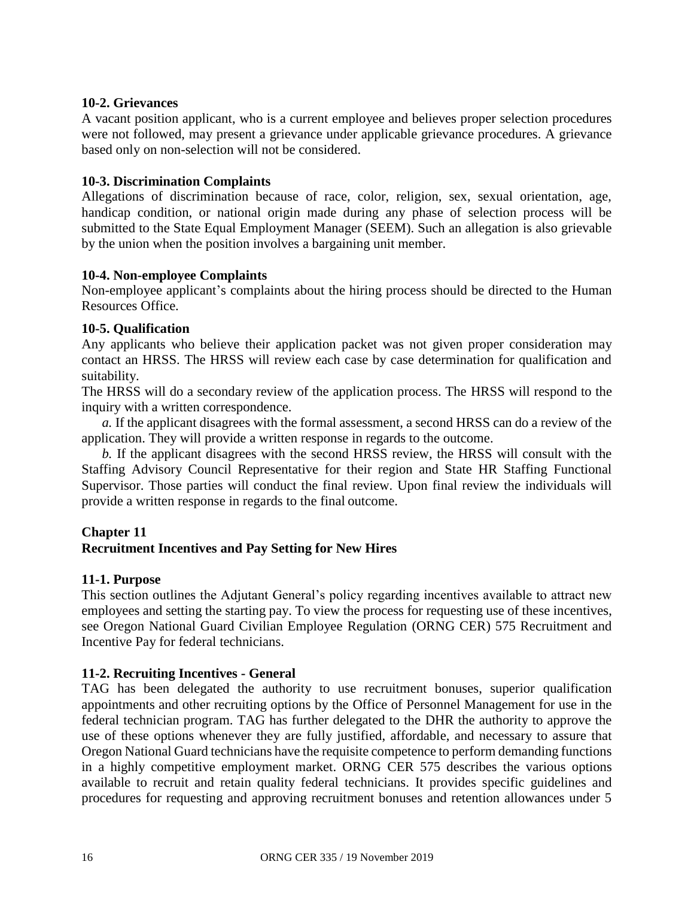### 10-2. Grievances

A vacant position applicant, who is a current employee and believes proper selection procedures were not followed, may present a grievance under applicable grievance procedures. A grievance based only on non-selection will not be considered.

### 10-3. Discrimination Complaints

Allegations of discrimination because of race, color, religion, sex, sexual orientation, age, handicap condition, or national origin made during any phase of selection process will be submitted to the State Equal Employment Manager (SEEM). Such an allegation is also grievable by the union when the position involves a bargaining unit member.

### 10-4. Non-employee Complaints

Non-employee applicant's complaints about the hiring process should be directed to the Human Resources Office.

### 10-5. Qualification

Any applicants who believe their application packet was not given proper consideration may contact an HRSS. The HRSS will review each case by case determination for qualification and suitability.

The HRSS will do a secondary review of the application process. The HRSS will respond to the inquiry with a written correspondence.

*a.* If the applicant disagrees with the formal assessment, a second HRSS can do a review of the application. They will provide a written response in regards to the outcome.

*b.* If the applicant disagrees with the second HRSS review, the HRSS will consult with the Staffing Advisory Council Representative for their region and State HR Staffing Functional Supervisor. Those parties will conduct the final review. Upon final review the individuals will provide a written response in regards to the final outcome.

## Chapter 11
## Recruitment Incentives and Pay Setting for New Hires

### 11-1. Purpose

This section outlines the Adjutant General's policy regarding incentives available to attract new employees and setting the starting pay. To view the process for requesting use of these incentives, see Oregon National Guard Civilian Employee Regulation (ORNG CER) 575 Recruitment and Incentive Pay for federal technicians.

### 11-2. Recruiting Incentives - General

TAG has been delegated the authority to use recruitment bonuses, superior qualification appointments and other recruiting options by the Office of Personnel Management for use in the federal technician program. TAG has further delegated to the DHR the authority to approve the use of these options whenever they are fully justified, affordable, and necessary to assure that Oregon National Guard technicians have the requisite competence to perform demanding functions in a highly competitive employment market. ORNG CER 575 describes the various options available to recruit and retain quality federal technicians. It provides specific guidelines and procedures for requesting and approving recruitment bonuses and retention allowances under 5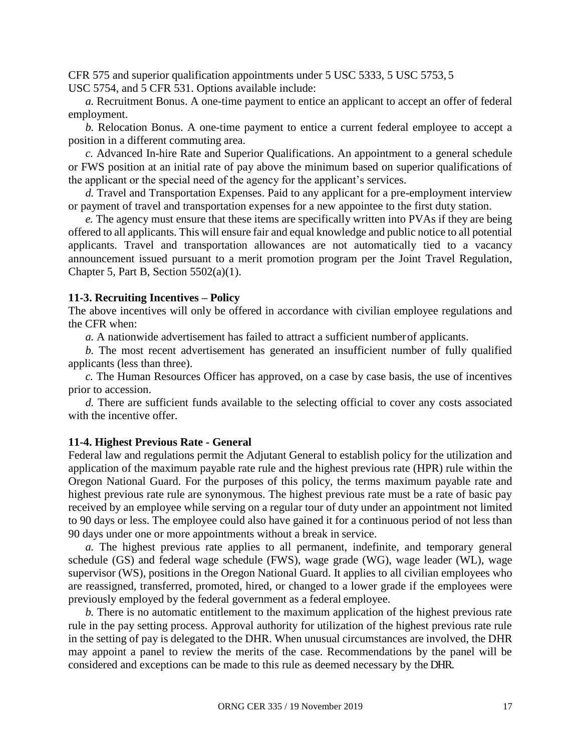CFR 575 and superior qualification appointments under 5 USC 5333, 5 USC 5753, 5 USC 5754, and 5 CFR 531. Options available include:

*a.* Recruitment Bonus. A one-time payment to entice an applicant to accept an offer of federal employment.

*b.* Relocation Bonus. A one-time payment to entice a current federal employee to accept a position in a different commuting area.

*c.* Advanced In-hire Rate and Superior Qualifications. An appointment to a general schedule or FWS position at an initial rate of pay above the minimum based on superior qualifications of the applicant or the special need of the agency for the applicant's services.

*d.* Travel and Transportation Expenses. Paid to any applicant for a pre-employment interview or payment of travel and transportation expenses for a new appointee to the first duty station.

*e.* The agency must ensure that these items are specifically written into PVAs if they are being offered to all applicants. This will ensure fair and equal knowledge and public notice to all potential applicants. Travel and transportation allowances are not automatically tied to a vacancy announcement issued pursuant to a merit promotion program per the Joint Travel Regulation, Chapter 5, Part B, Section 5502(a)(1).

**11-3. Recruiting Incentives – Policy**

The above incentives will only be offered in accordance with civilian employee regulations and the CFR when:

*a.* A nationwide advertisement has failed to attract a sufficient number of applicants.

*b.* The most recent advertisement has generated an insufficient number of fully qualified applicants (less than three).

*c.* The Human Resources Officer has approved, on a case by case basis, the use of incentives prior to accession.

*d.* There are sufficient funds available to the selecting official to cover any costs associated with the incentive offer.

**11-4. Highest Previous Rate - General**

Federal law and regulations permit the Adjutant General to establish policy for the utilization and application of the maximum payable rate rule and the highest previous rate (HPR) rule within the Oregon National Guard. For the purposes of this policy, the terms maximum payable rate and highest previous rate rule are synonymous. The highest previous rate must be a rate of basic pay received by an employee while serving on a regular tour of duty under an appointment not limited to 90 days or less. The employee could also have gained it for a continuous period of not less than 90 days under one or more appointments without a break in service.

*a.* The highest previous rate applies to all permanent, indefinite, and temporary general schedule (GS) and federal wage schedule (FWS), wage grade (WG), wage leader (WL), wage supervisor (WS), positions in the Oregon National Guard. It applies to all civilian employees who are reassigned, transferred, promoted, hired, or changed to a lower grade if the employees were previously employed by the federal government as a federal employee.

*b.* There is no automatic entitlement to the maximum application of the highest previous rate rule in the pay setting process. Approval authority for utilization of the highest previous rate rule in the setting of pay is delegated to the DHR. When unusual circumstances are involved, the DHR may appoint a panel to review the merits of the case. Recommendations by the panel will be considered and exceptions can be made to this rule as deemed necessary by the DHR.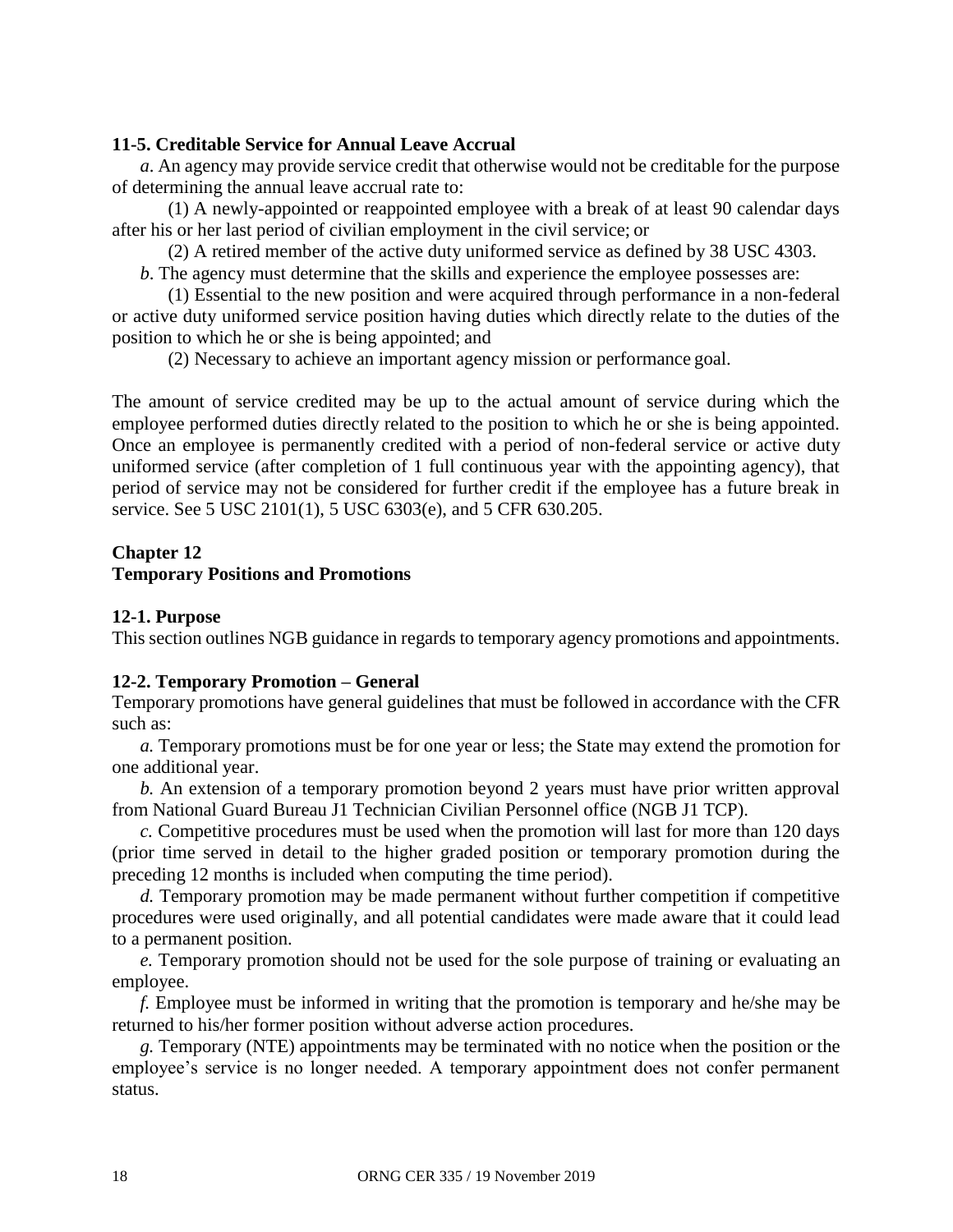### 11-5. Creditable Service for Annual Leave Accrual

*a*. An agency may provide service credit that otherwise would not be creditable for the purpose of determining the annual leave accrual rate to:

(1) A newly-appointed or reappointed employee with a break of at least 90 calendar days after his or her last period of civilian employment in the civil service; or

(2) A retired member of the active duty uniformed service as defined by 38 USC 4303.

*b*. The agency must determine that the skills and experience the employee possesses are:

(1) Essential to the new position and were acquired through performance in a non-federal or active duty uniformed service position having duties which directly relate to the duties of the position to which he or she is being appointed; and

(2) Necessary to achieve an important agency mission or performance goal.

The amount of service credited may be up to the actual amount of service during which the employee performed duties directly related to the position to which he or she is being appointed. Once an employee is permanently credited with a period of non-federal service or active duty uniformed service (after completion of 1 full continuous year with the appointing agency), that period of service may not be considered for further credit if the employee has a future break in service. See 5 USC 2101(1), 5 USC 6303(e), and 5 CFR 630.205.

## Chapter 12
## Temporary Positions and Promotions

### 12-1. Purpose

This section outlines NGB guidance in regards to temporary agency promotions and appointments.

### 12-2. Temporary Promotion – General

Temporary promotions have general guidelines that must be followed in accordance with the CFR such as:

*a.* Temporary promotions must be for one year or less; the State may extend the promotion for one additional year.

*b.* An extension of a temporary promotion beyond 2 years must have prior written approval from National Guard Bureau J1 Technician Civilian Personnel office (NGB J1 TCP).

*c.* Competitive procedures must be used when the promotion will last for more than 120 days (prior time served in detail to the higher graded position or temporary promotion during the preceding 12 months is included when computing the time period).

*d.* Temporary promotion may be made permanent without further competition if competitive procedures were used originally, and all potential candidates were made aware that it could lead to a permanent position.

*e.* Temporary promotion should not be used for the sole purpose of training or evaluating an employee.

*f.* Employee must be informed in writing that the promotion is temporary and he/she may be returned to his/her former position without adverse action procedures.

*g.* Temporary (NTE) appointments may be terminated with no notice when the position or the employee's service is no longer needed. A temporary appointment does not confer permanent status.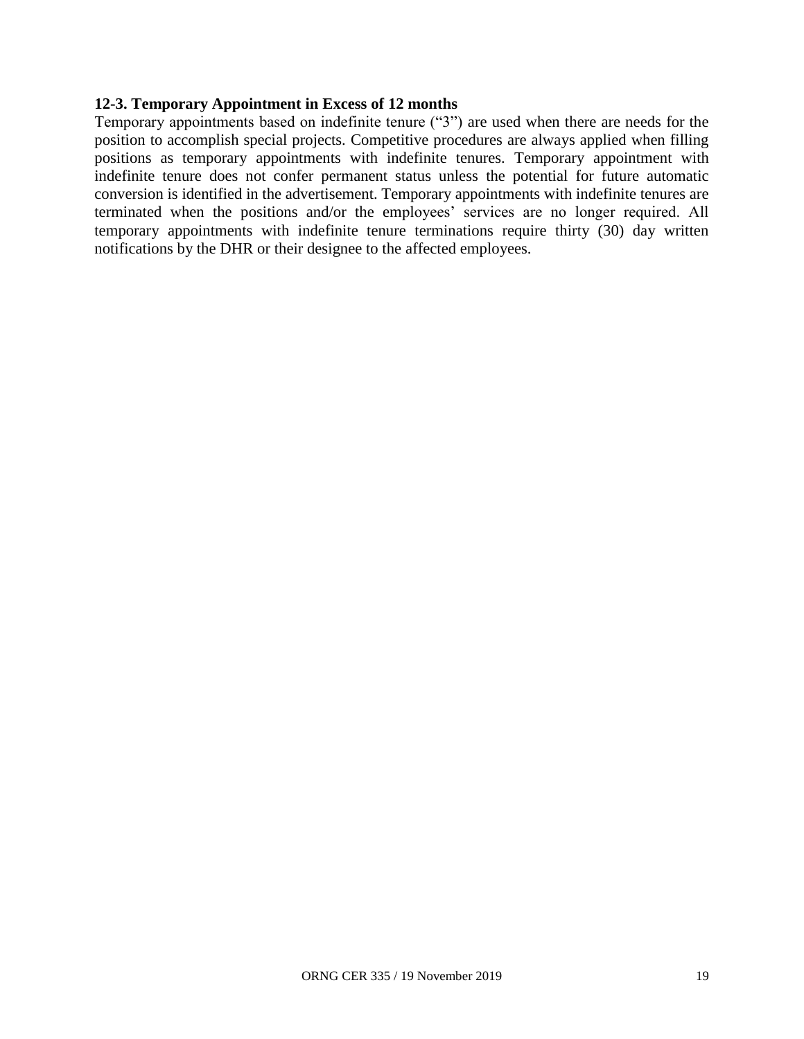### 12-3. Temporary Appointment in Excess of 12 months

Temporary appointments based on indefinite tenure ("3") are used when there are needs for the position to accomplish special projects. Competitive procedures are always applied when filling positions as temporary appointments with indefinite tenures. Temporary appointment with indefinite tenure does not confer permanent status unless the potential for future automatic conversion is identified in the advertisement. Temporary appointments with indefinite tenures are terminated when the positions and/or the employees' services are no longer required. All temporary appointments with indefinite tenure terminations require thirty (30) day written notifications by the DHR or their designee to the affected employees.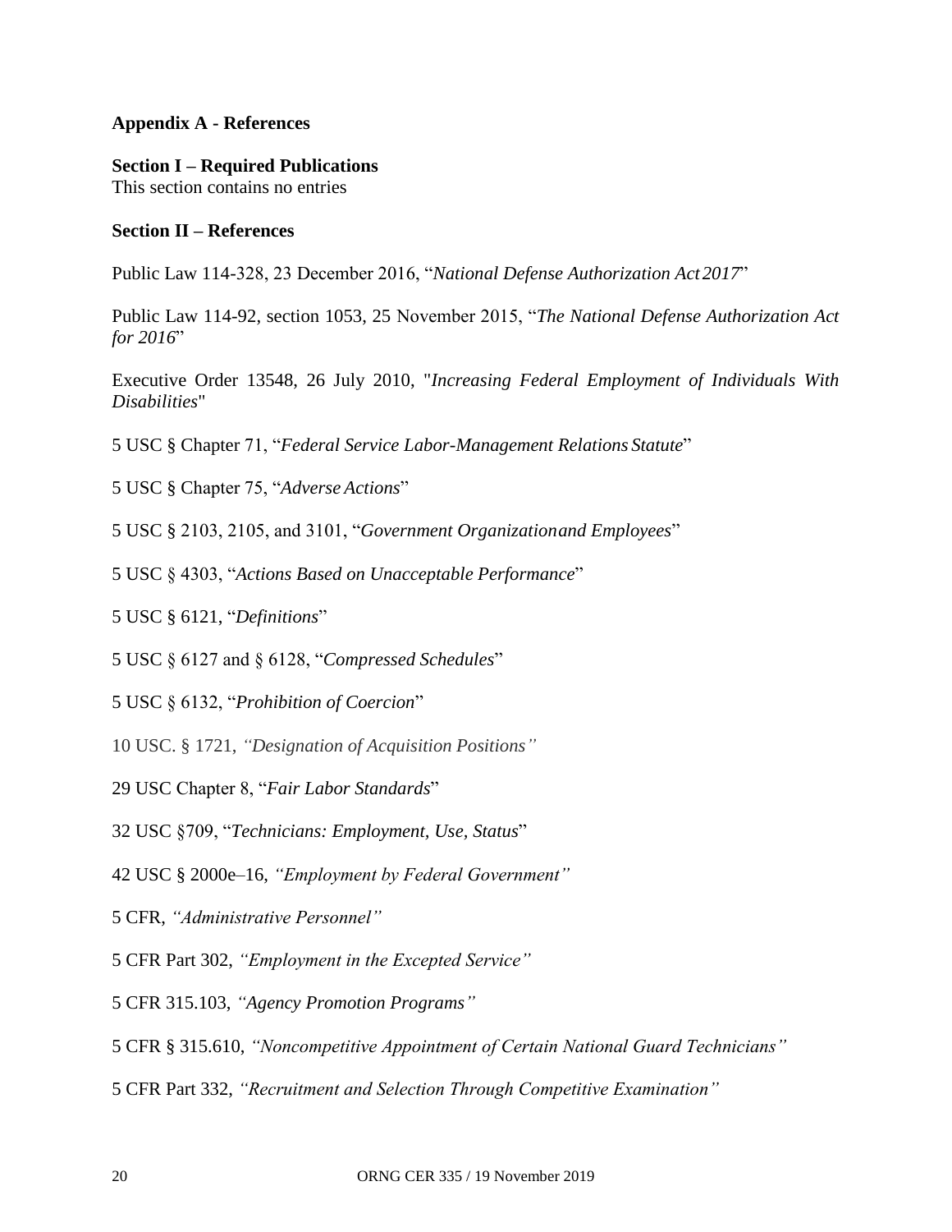## Appendix A - References

### Section I – Required Publications

This section contains no entries

### Section II – References

Public Law 114-328, 23 December 2016, "*National Defense Authorization Act 2017*"

Public Law 114-92, section 1053, 25 November 2015, "*The National Defense Authorization Act for 2016*"

Executive Order 13548, 26 July 2010, "*Increasing Federal Employment of Individuals With Disabilities*"

5 USC § Chapter 71, "*Federal Service Labor-Management Relations Statute*"

5 USC § Chapter 75, "*Adverse Actions*"

5 USC § 2103, 2105, and 3101, "*Government Organization and Employees*"

5 USC § 4303, "*Actions Based on Unacceptable Performance*"

5 USC § 6121, "*Definitions*"

5 USC § 6127 and § 6128, "*Compressed Schedules*"

5 USC § 6132, "*Prohibition of Coercion*"

10 USC. § 1721, *"Designation of Acquisition Positions"*

29 USC Chapter 8, "*Fair Labor Standards*"

32 USC §709, "*Technicians: Employment, Use, Status*"

42 USC § 2000e–16, *"Employment by Federal Government"*

5 CFR, *"Administrative Personnel"*

5 CFR Part 302, *"Employment in the Excepted Service"*

5 CFR 315.103, *"Agency Promotion Programs"*

5 CFR § 315.610, *"Noncompetitive Appointment of Certain National Guard Technicians"*

5 CFR Part 332, *"Recruitment and Selection Through Competitive Examination"*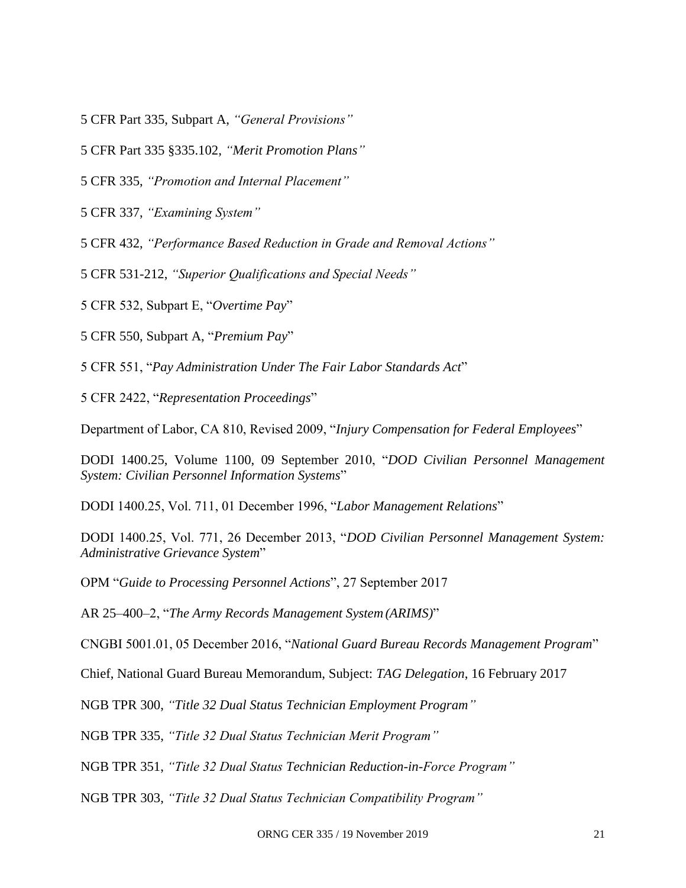5 CFR Part 335, Subpart A, *"General Provisions"*

5 CFR Part 335 §335.102, *"Merit Promotion Plans"*

5 CFR 335, *"Promotion and Internal Placement"*

5 CFR 337, *"Examining System"*

5 CFR 432, *"Performance Based Reduction in Grade and Removal Actions"*

5 CFR 531-212, *"Superior Qualifications and Special Needs"*

5 CFR 532, Subpart E, "*Overtime Pay*"

5 CFR 550, Subpart A, "*Premium Pay*"

5 CFR 551, "*Pay Administration Under The Fair Labor Standards Act*"

5 CFR 2422, "*Representation Proceedings*"

Department of Labor, CA 810, Revised 2009, "*Injury Compensation for Federal Employees*"

DODI 1400.25, Volume 1100, 09 September 2010, "*DOD Civilian Personnel Management System: Civilian Personnel Information Systems*"

DODI 1400.25, Vol. 711, 01 December 1996, "*Labor Management Relations*"

DODI 1400.25, Vol. 771, 26 December 2013, "*DOD Civilian Personnel Management System: Administrative Grievance System*"

OPM "*Guide to Processing Personnel Actions*", 27 September 2017

AR 25–400–2, "*The Army Records Management System (ARIMS)*"

CNGBI 5001.01, 05 December 2016, "*National Guard Bureau Records Management Program*"

Chief, National Guard Bureau Memorandum, Subject: *TAG Delegation*, 16 February 2017

NGB TPR 300, *"Title 32 Dual Status Technician Employment Program"*

NGB TPR 335, *"Title 32 Dual Status Technician Merit Program"*

NGB TPR 351, *"Title 32 Dual Status Technician Reduction-in-Force Program"*

NGB TPR 303, *"Title 32 Dual Status Technician Compatibility Program"*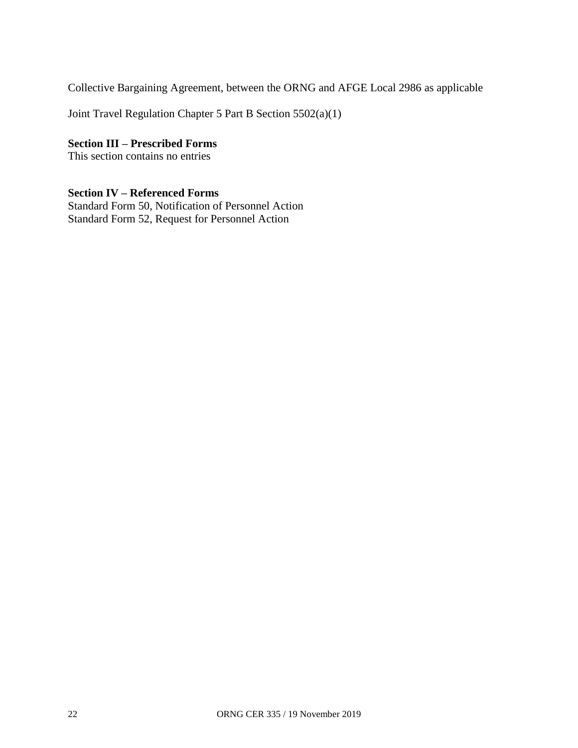Collective Bargaining Agreement, between the ORNG and AFGE Local 2986 as applicable

Joint Travel Regulation Chapter 5 Part B Section 5502(a)(1)

**Section III – Prescribed Forms**
This section contains no entries

**Section IV – Referenced Forms**
Standard Form 50, Notification of Personnel Action
Standard Form 52, Request for Personnel Action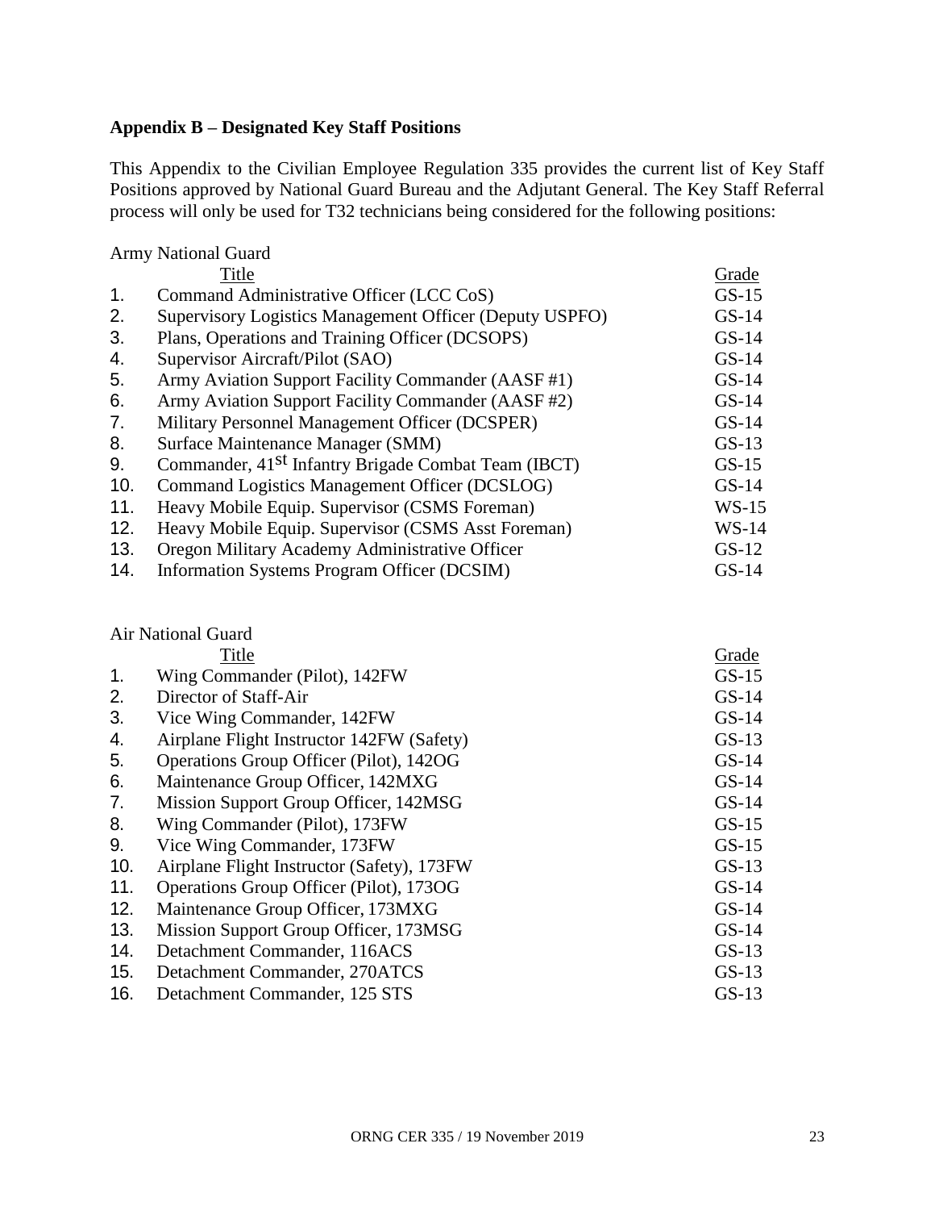**Appendix B – Designated Key Staff Positions**

This Appendix to the Civilian Employee Regulation 335 provides the current list of Key Staff Positions approved by National Guard Bureau and the Adjutant General. The Key Staff Referral process will only be used for T32 technicians being considered for the following positions:

Army National Guard

| | Title | Grade |
|---|---|---|
| 1. | Command Administrative Officer (LCC CoS) | GS-15 |
| 2. | Supervisory Logistics Management Officer (Deputy USPFO) | GS-14 |
| 3. | Plans, Operations and Training Officer (DCSOPS) | GS-14 |
| 4. | Supervisor Aircraft/Pilot (SAO) | GS-14 |
| 5. | Army Aviation Support Facility Commander (AASF #1) | GS-14 |
| 6. | Army Aviation Support Facility Commander (AASF #2) | GS-14 |
| 7. | Military Personnel Management Officer (DCSPER) | GS-14 |
| 8. | Surface Maintenance Manager (SMM) | GS-13 |
| 9. | Commander, 41st Infantry Brigade Combat Team (IBCT) | GS-15 |
| 10. | Command Logistics Management Officer (DCSLOG) | GS-14 |
| 11. | Heavy Mobile Equip. Supervisor (CSMS Foreman) | WS-15 |
| 12. | Heavy Mobile Equip. Supervisor (CSMS Asst Foreman) | WS-14 |
| 13. | Oregon Military Academy Administrative Officer | GS-12 |
| 14. | Information Systems Program Officer (DCSIM) | GS-14 |

Air National Guard

| | Title | Grade |
|---|---|---|
| 1. | Wing Commander (Pilot), 142FW | GS-15 |
| 2. | Director of Staff-Air | GS-14 |
| 3. | Vice Wing Commander, 142FW | GS-14 |
| 4. | Airplane Flight Instructor 142FW (Safety) | GS-13 |
| 5. | Operations Group Officer (Pilot), 142OG | GS-14 |
| 6. | Maintenance Group Officer, 142MXG | GS-14 |
| 7. | Mission Support Group Officer, 142MSG | GS-14 |
| 8. | Wing Commander (Pilot), 173FW | GS-15 |
| 9. | Vice Wing Commander, 173FW | GS-15 |
| 10. | Airplane Flight Instructor (Safety), 173FW | GS-13 |
| 11. | Operations Group Officer (Pilot), 173OG | GS-14 |
| 12. | Maintenance Group Officer, 173MXG | GS-14 |
| 13. | Mission Support Group Officer, 173MSG | GS-14 |
| 14. | Detachment Commander, 116ACS | GS-13 |
| 15. | Detachment Commander, 270ATCS | GS-13 |
| 16. | Detachment Commander, 125 STS | GS-13 |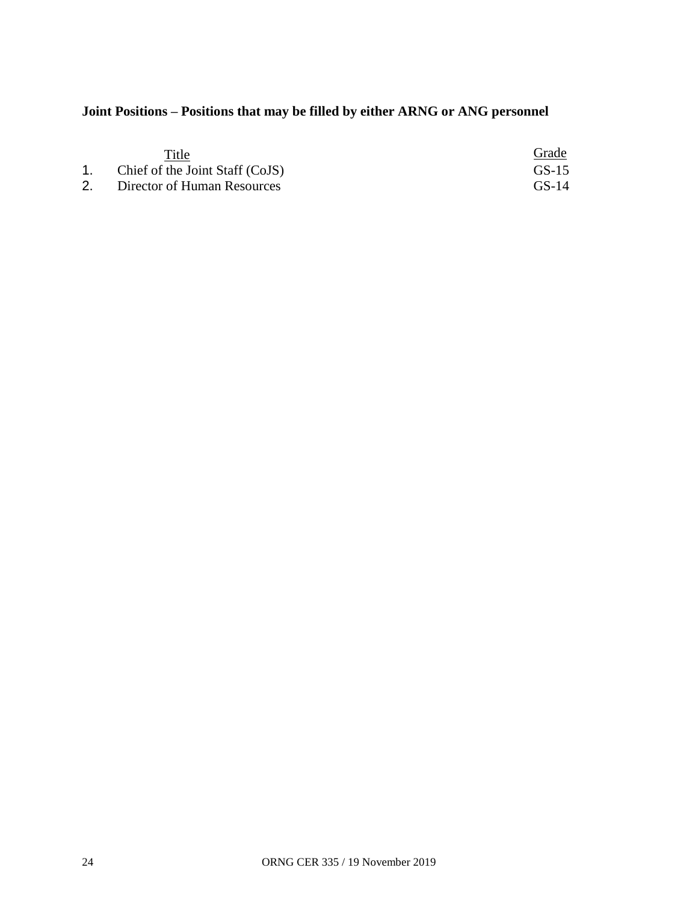**Joint Positions – Positions that may be filled by either ARNG or ANG personnel**

| | Title | Grade |
|---|---|---|
| 1. | Chief of the Joint Staff (CoJS) | GS-15 |
| 2. | Director of Human Resources | GS-14 |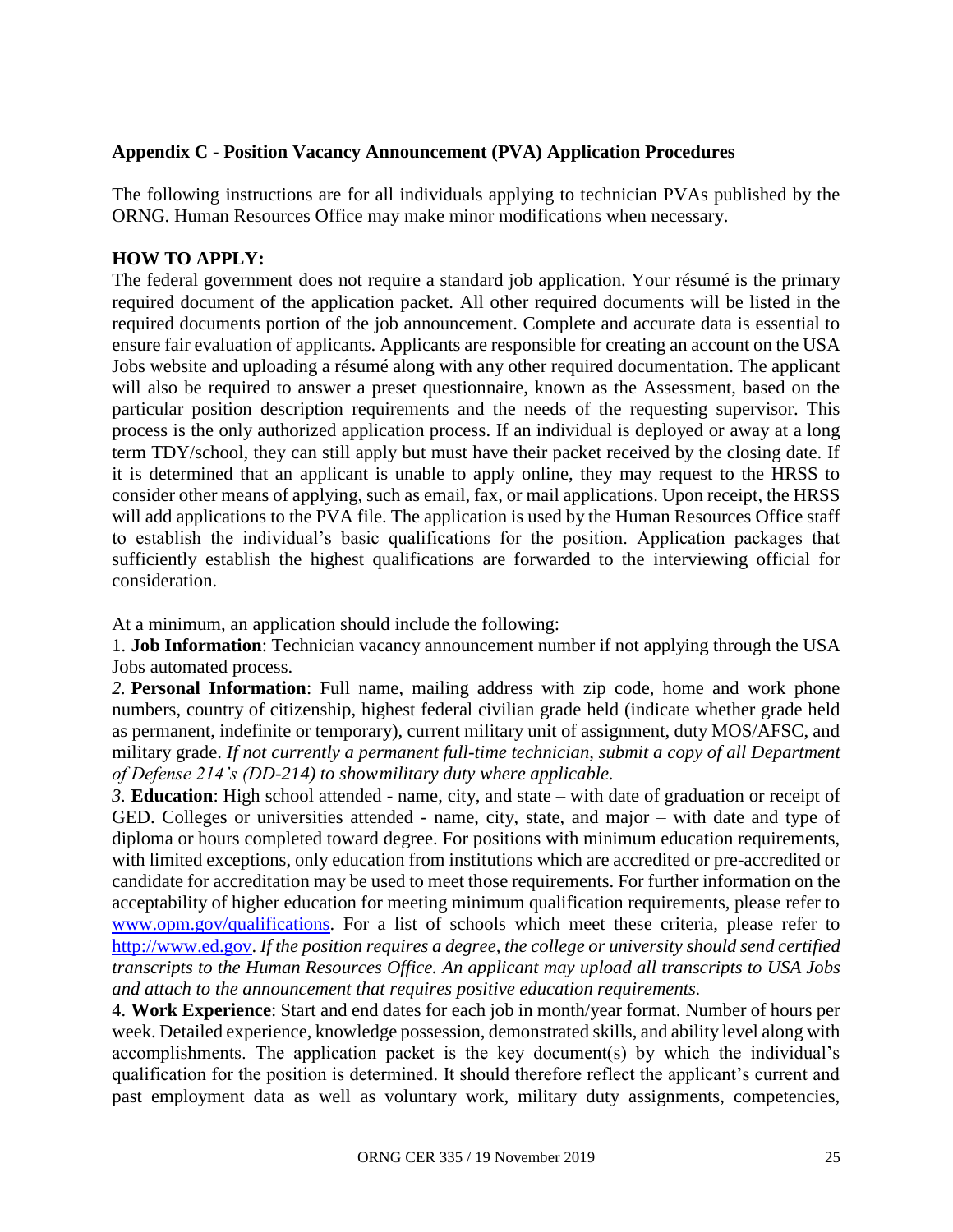**Appendix C - Position Vacancy Announcement (PVA) Application Procedures**

The following instructions are for all individuals applying to technician PVAs published by the ORNG. Human Resources Office may make minor modifications when necessary.

**HOW TO APPLY:**

The federal government does not require a standard job application. Your résumé is the primary required document of the application packet. All other required documents will be listed in the required documents portion of the job announcement. Complete and accurate data is essential to ensure fair evaluation of applicants. Applicants are responsible for creating an account on the USA Jobs website and uploading a résumé along with any other required documentation. The applicant will also be required to answer a preset questionnaire, known as the Assessment, based on the particular position description requirements and the needs of the requesting supervisor. This process is the only authorized application process. If an individual is deployed or away at a long term TDY/school, they can still apply but must have their packet received by the closing date. If it is determined that an applicant is unable to apply online, they may request to the HRSS to consider other means of applying, such as email, fax, or mail applications. Upon receipt, the HRSS will add applications to the PVA file. The application is used by the Human Resources Office staff to establish the individual's basic qualifications for the position. Application packages that sufficiently establish the highest qualifications are forwarded to the interviewing official for consideration.

At a minimum, an application should include the following:

1. **Job Information**: Technician vacancy announcement number if not applying through the USA Jobs automated process.

*2.* **Personal Information**: Full name, mailing address with zip code, home and work phone numbers, country of citizenship, highest federal civilian grade held (indicate whether grade held as permanent, indefinite or temporary), current military unit of assignment, duty MOS/AFSC, and military grade. *If not currently a permanent full-time technician, submit a copy of all Department of Defense 214's (DD-214) to showmilitary duty where applicable.*

*3.* **Education**: High school attended - name, city, and state – with date of graduation or receipt of GED. Colleges or universities attended - name, city, state, and major – with date and type of diploma or hours completed toward degree. For positions with minimum education requirements, with limited exceptions, only education from institutions which are accredited or pre-accredited or candidate for accreditation may be used to meet those requirements. For further information on the acceptability of higher education for meeting minimum qualification requirements, please refer to [www.opm.gov/qualifications](http://www.opm.gov/qualifications). For a list of schools which meet these criteria, please refer to [http://www.ed.gov](http://www.ed.gov). *If the position requires a degree, the college or university should send certified transcripts to the Human Resources Office. An applicant may upload all transcripts to USA Jobs and attach to the announcement that requires positive education requirements.*

4. **Work Experience**: Start and end dates for each job in month/year format. Number of hours per week. Detailed experience, knowledge possession, demonstrated skills, and ability level along with accomplishments. The application packet is the key document(s) by which the individual's qualification for the position is determined. It should therefore reflect the applicant's current and past employment data as well as voluntary work, military duty assignments, competencies,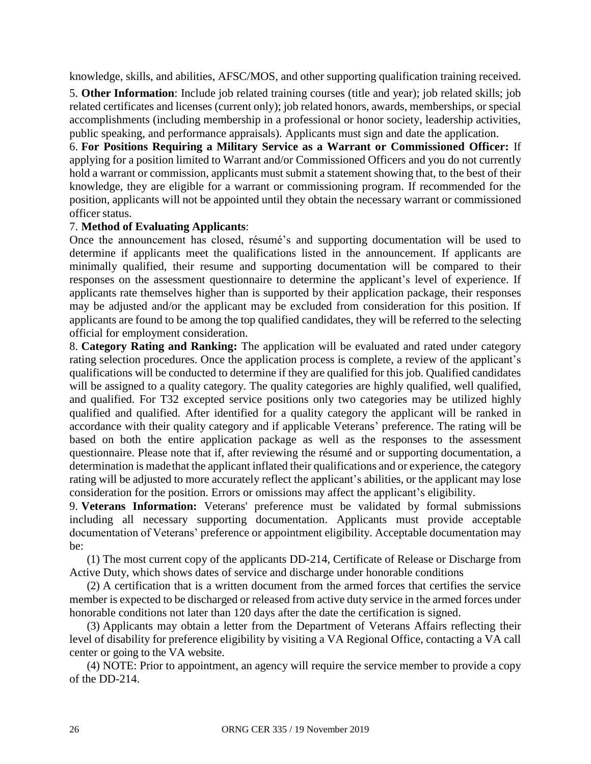knowledge, skills, and abilities, AFSC/MOS, and other supporting qualification training received.

5. **Other Information**: Include job related training courses (title and year); job related skills; job related certificates and licenses (current only); job related honors, awards, memberships, or special accomplishments (including membership in a professional or honor society, leadership activities, public speaking, and performance appraisals). Applicants must sign and date the application.

6. **For Positions Requiring a Military Service as a Warrant or Commissioned Officer:** If applying for a position limited to Warrant and/or Commissioned Officers and you do not currently hold a warrant or commission, applicants must submit a statement showing that, to the best of their knowledge, they are eligible for a warrant or commissioning program. If recommended for the position, applicants will not be appointed until they obtain the necessary warrant or commissioned officer status.

7. **Method of Evaluating Applicants**:

Once the announcement has closed, résumé's and supporting documentation will be used to determine if applicants meet the qualifications listed in the announcement. If applicants are minimally qualified, their resume and supporting documentation will be compared to their responses on the assessment questionnaire to determine the applicant's level of experience. If applicants rate themselves higher than is supported by their application package, their responses may be adjusted and/or the applicant may be excluded from consideration for this position. If applicants are found to be among the top qualified candidates, they will be referred to the selecting official for employment consideration.

8. **Category Rating and Ranking:** The application will be evaluated and rated under category rating selection procedures. Once the application process is complete, a review of the applicant's qualifications will be conducted to determine if they are qualified for this job. Qualified candidates will be assigned to a quality category. The quality categories are highly qualified, well qualified, and qualified. For T32 excepted service positions only two categories may be utilized highly qualified and qualified. After identified for a quality category the applicant will be ranked in accordance with their quality category and if applicable Veterans' preference. The rating will be based on both the entire application package as well as the responses to the assessment questionnaire. Please note that if, after reviewing the résumé and or supporting documentation, a determination is made that the applicant inflated their qualifications and or experience, the category rating will be adjusted to more accurately reflect the applicant's abilities, or the applicant may lose consideration for the position. Errors or omissions may affect the applicant's eligibility.

9. **Veterans Information:** Veterans' preference must be validated by formal submissions including all necessary supporting documentation. Applicants must provide acceptable documentation of Veterans' preference or appointment eligibility. Acceptable documentation may be:

(1) The most current copy of the applicants DD-214, Certificate of Release or Discharge from Active Duty, which shows dates of service and discharge under honorable conditions

(2) A certification that is a written document from the armed forces that certifies the service member is expected to be discharged or released from active duty service in the armed forces under honorable conditions not later than 120 days after the date the certification is signed.

(3) Applicants may obtain a letter from the Department of Veterans Affairs reflecting their level of disability for preference eligibility by visiting a VA Regional Office, contacting a VA call center or going to the VA website.

(4) NOTE: Prior to appointment, an agency will require the service member to provide a copy of the DD-214.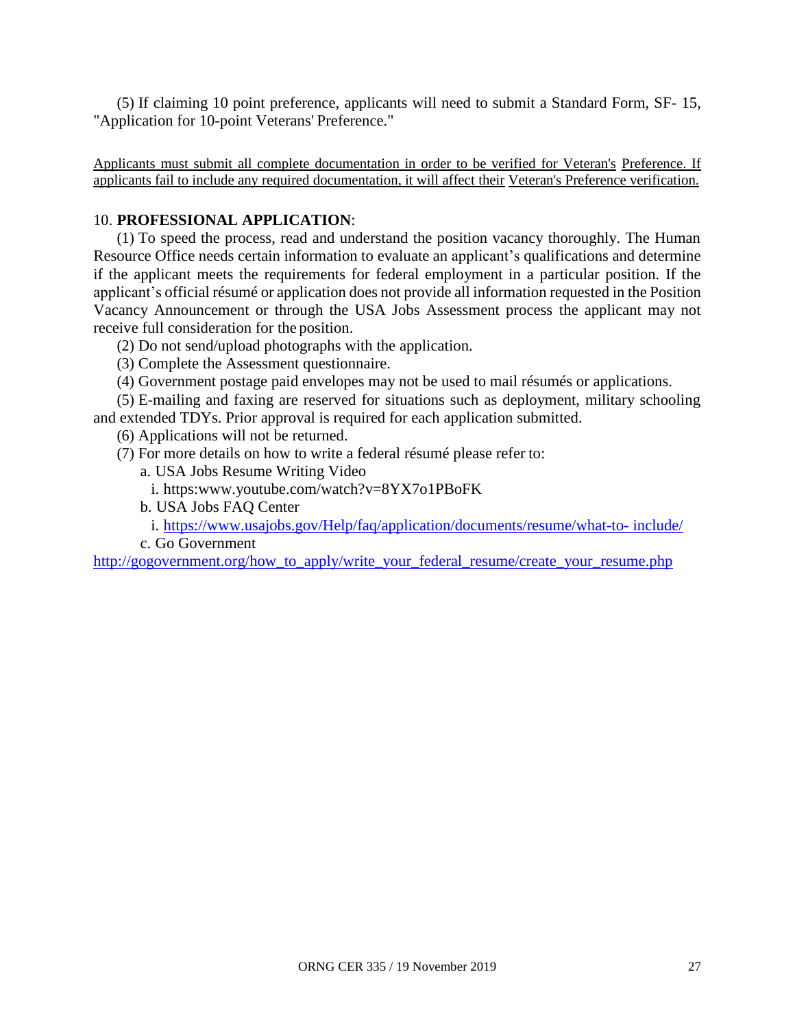(5) If claiming 10 point preference, applicants will need to submit a Standard Form, SF- 15, "Application for 10-point Veterans' Preference."

<u>Applicants must submit all complete documentation in order to be verified for Veteran's Preference. If applicants fail to include any required documentation, it will affect their Veteran's Preference verification.</u>

10. **PROFESSIONAL APPLICATION**:

(1) To speed the process, read and understand the position vacancy thoroughly. The Human Resource Office needs certain information to evaluate an applicant's qualifications and determine if the applicant meets the requirements for federal employment in a particular position. If the applicant's official résumé or application does not provide all information requested in the Position Vacancy Announcement or through the USA Jobs Assessment process the applicant may not receive full consideration for the position.

(2) Do not send/upload photographs with the application.

(3) Complete the Assessment questionnaire.

(4) Government postage paid envelopes may not be used to mail résumés or applications.

(5) E-mailing and faxing are reserved for situations such as deployment, military schooling and extended TDYs. Prior approval is required for each application submitted.

(6) Applications will not be returned.

(7) For more details on how to write a federal résumé please refer to:

a. USA Jobs Resume Writing Video

i. https:www.youtube.com/watch?v=8YX7o1PBoFK

b. USA Jobs FAQ Center

i. https://www.usajobs.gov/Help/faq/application/documents/resume/what-to- include/

c. Go Government

http://gogovernment.org/how_to_apply/write_your_federal_resume/create_your_resume.php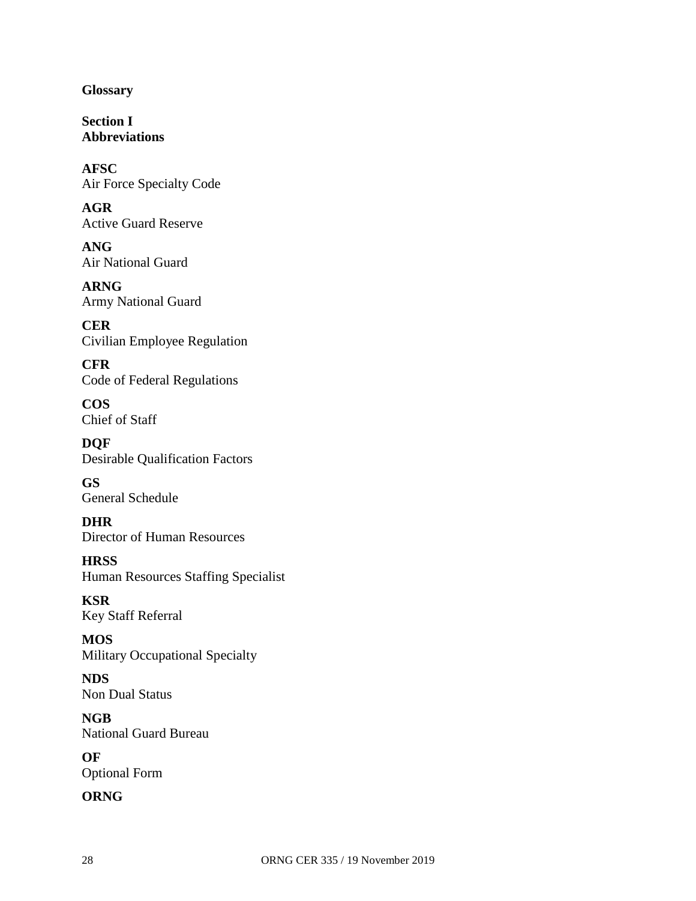# Glossary

## Section I
## Abbreviations

**AFSC**
Air Force Specialty Code

**AGR**
Active Guard Reserve

**ANG**
Air National Guard

**ARNG**
Army National Guard

**CER**
Civilian Employee Regulation

**CFR**
Code of Federal Regulations

**COS**
Chief of Staff

**DQF**
Desirable Qualification Factors

**GS**
General Schedule

**DHR**
Director of Human Resources

**HRSS**
Human Resources Staffing Specialist

**KSR**
Key Staff Referral

**MOS**
Military Occupational Specialty

**NDS**
Non Dual Status

**NGB**
National Guard Bureau

**OF**
Optional Form

**ORNG**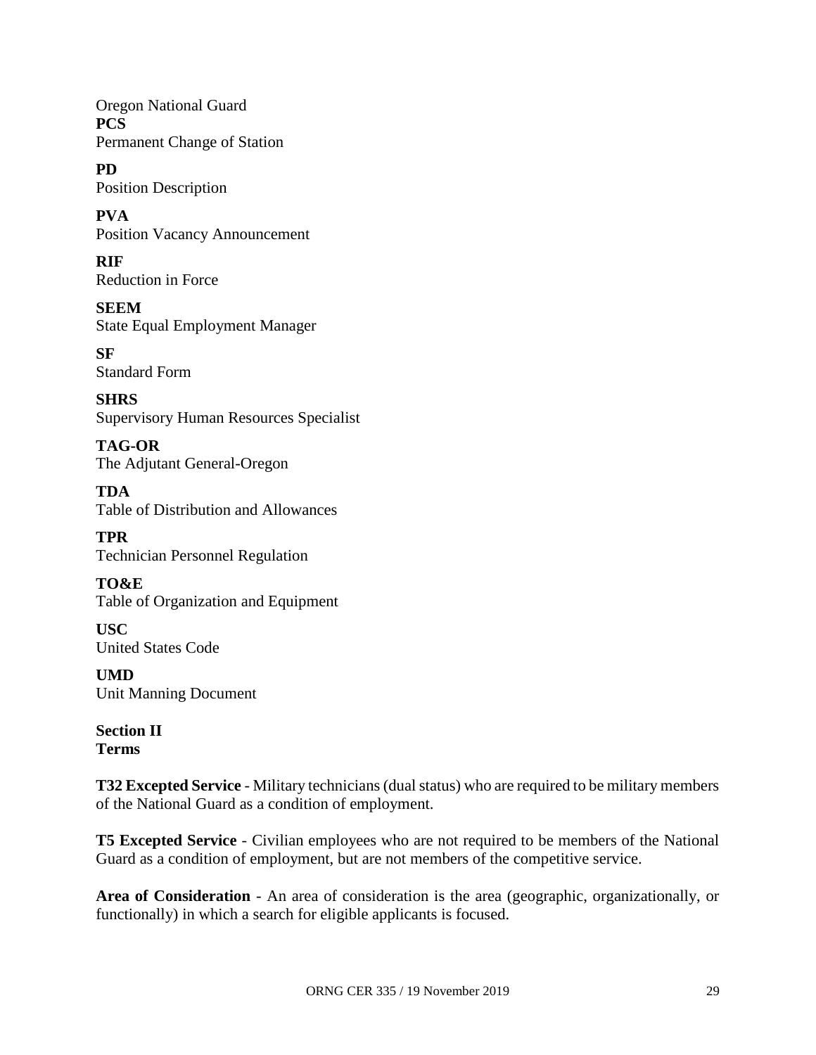Oregon National Guard

**PCS**
Permanent Change of Station

**PD**
Position Description

**PVA**
Position Vacancy Announcement

**RIF**
Reduction in Force

**SEEM**
State Equal Employment Manager

**SF**
Standard Form

**SHRS**
Supervisory Human Resources Specialist

**TAG-OR**
The Adjutant General-Oregon

**TDA**
Table of Distribution and Allowances

**TPR**
Technician Personnel Regulation

**TO&E**
Table of Organization and Equipment

**USC**
United States Code

**UMD**
Unit Manning Document

## Section II
## Terms

**T32 Excepted Service** - Military technicians (dual status) who are required to be military members of the National Guard as a condition of employment.

**T5 Excepted Service** - Civilian employees who are not required to be members of the National Guard as a condition of employment, but are not members of the competitive service.

**Area of Consideration** - An area of consideration is the area (geographic, organizationally, or functionally) in which a search for eligible applicants is focused.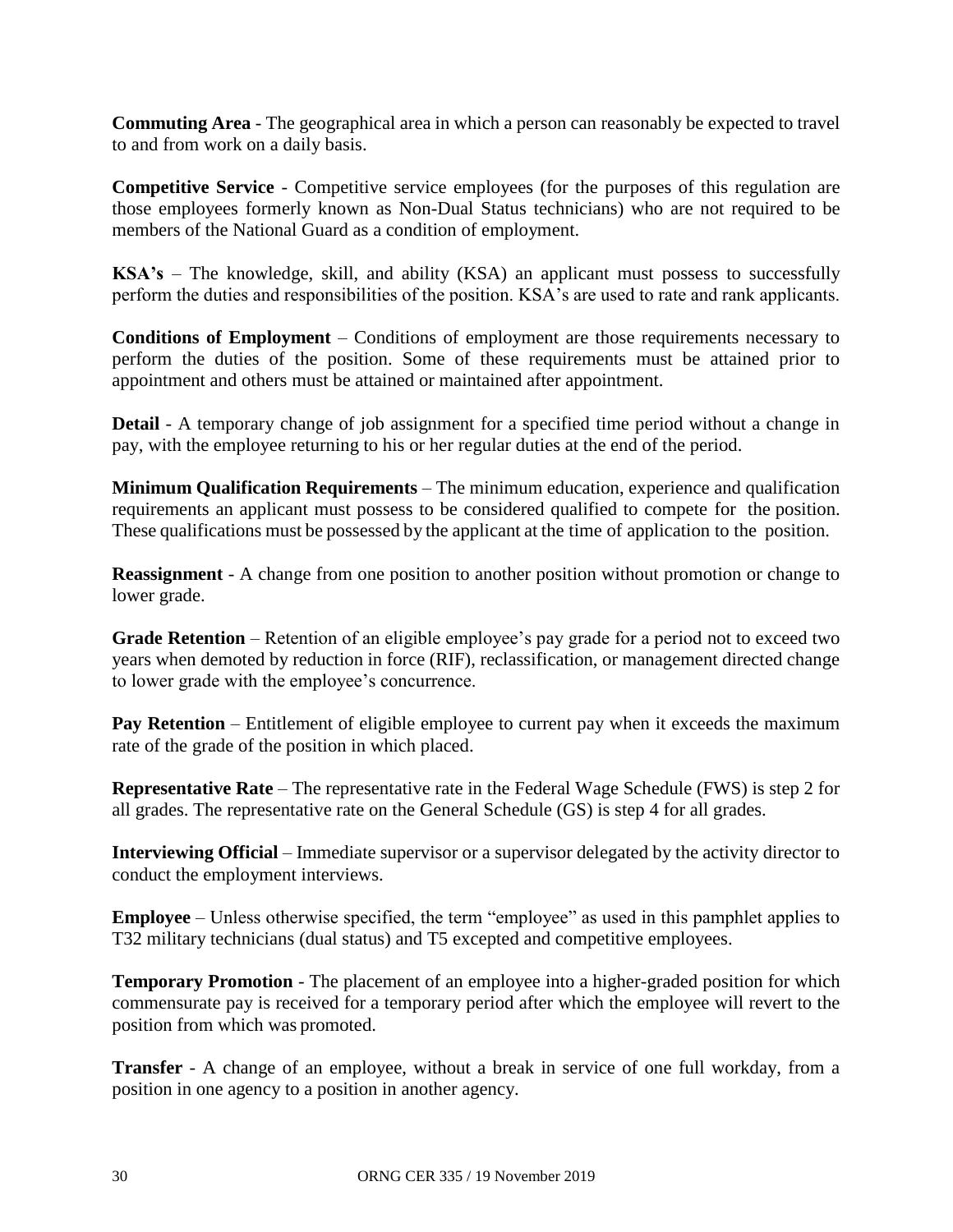**Commuting Area** - The geographical area in which a person can reasonably be expected to travel to and from work on a daily basis.

**Competitive Service** - Competitive service employees (for the purposes of this regulation are those employees formerly known as Non-Dual Status technicians) who are not required to be members of the National Guard as a condition of employment.

**KSA's** – The knowledge, skill, and ability (KSA) an applicant must possess to successfully perform the duties and responsibilities of the position. KSA's are used to rate and rank applicants.

**Conditions of Employment** – Conditions of employment are those requirements necessary to perform the duties of the position. Some of these requirements must be attained prior to appointment and others must be attained or maintained after appointment.

**Detail** - A temporary change of job assignment for a specified time period without a change in pay, with the employee returning to his or her regular duties at the end of the period.

**Minimum Qualification Requirements** – The minimum education, experience and qualification requirements an applicant must possess to be considered qualified to compete for the position. These qualifications must be possessed by the applicant at the time of application to the position.

**Reassignment** - A change from one position to another position without promotion or change to lower grade.

**Grade Retention** – Retention of an eligible employee's pay grade for a period not to exceed two years when demoted by reduction in force (RIF), reclassification, or management directed change to lower grade with the employee's concurrence.

**Pay Retention** – Entitlement of eligible employee to current pay when it exceeds the maximum rate of the grade of the position in which placed.

**Representative Rate** – The representative rate in the Federal Wage Schedule (FWS) is step 2 for all grades. The representative rate on the General Schedule (GS) is step 4 for all grades.

**Interviewing Official** – Immediate supervisor or a supervisor delegated by the activity director to conduct the employment interviews.

**Employee** – Unless otherwise specified, the term "employee" as used in this pamphlet applies to T32 military technicians (dual status) and T5 excepted and competitive employees.

**Temporary Promotion** - The placement of an employee into a higher-graded position for which commensurate pay is received for a temporary period after which the employee will revert to the position from which was promoted.

**Transfer** - A change of an employee, without a break in service of one full workday, from a position in one agency to a position in another agency.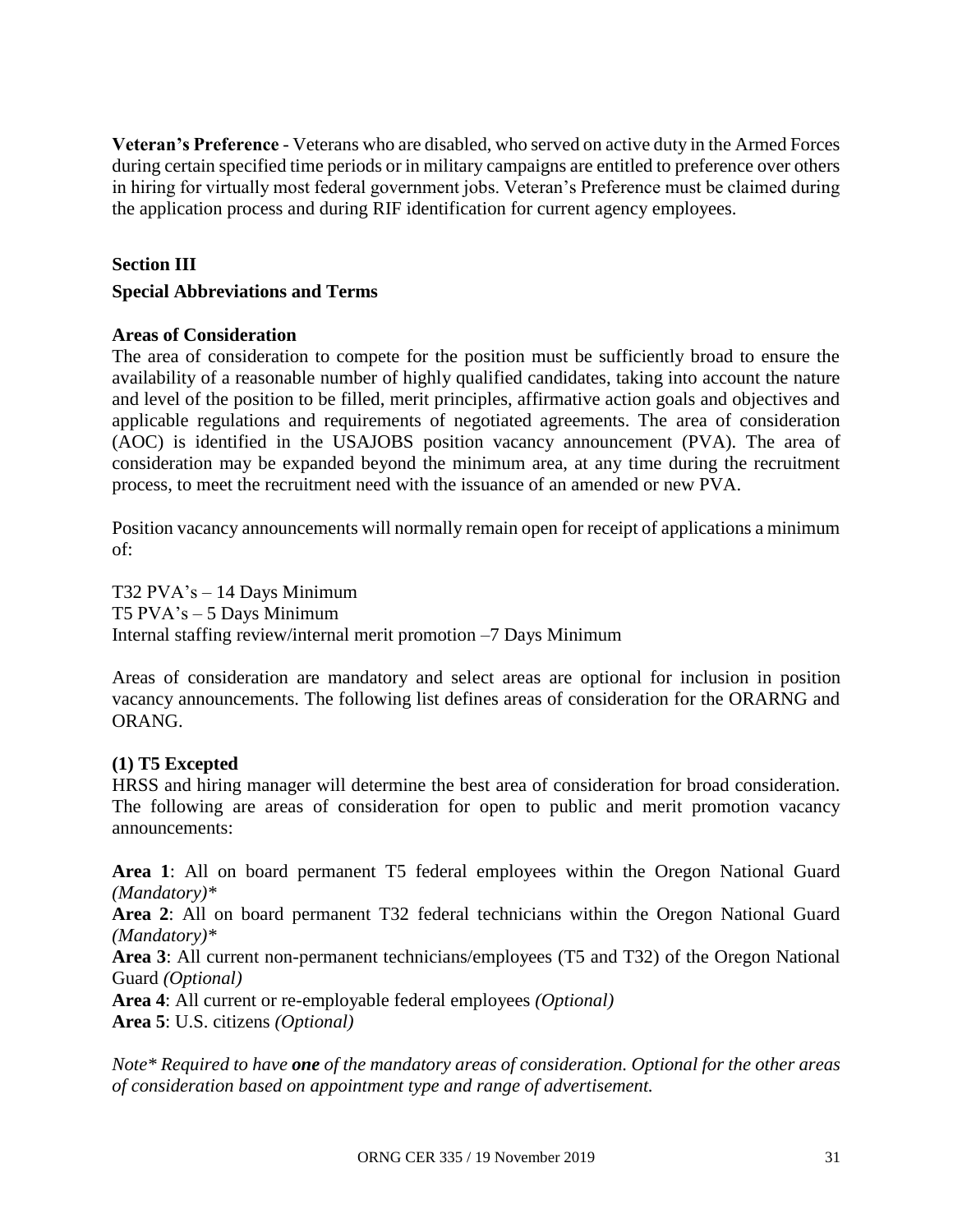**Veteran's Preference** - Veterans who are disabled, who served on active duty in the Armed Forces during certain specified time periods or in military campaigns are entitled to preference over others in hiring for virtually most federal government jobs. Veteran's Preference must be claimed during the application process and during RIF identification for current agency employees.

## Section III

## Special Abbreviations and Terms

### Areas of Consideration

The area of consideration to compete for the position must be sufficiently broad to ensure the availability of a reasonable number of highly qualified candidates, taking into account the nature and level of the position to be filled, merit principles, affirmative action goals and objectives and applicable regulations and requirements of negotiated agreements. The area of consideration (AOC) is identified in the USAJOBS position vacancy announcement (PVA). The area of consideration may be expanded beyond the minimum area, at any time during the recruitment process, to meet the recruitment need with the issuance of an amended or new PVA.

Position vacancy announcements will normally remain open for receipt of applications a minimum of:

T32 PVA's – 14 Days Minimum
T5 PVA's – 5 Days Minimum
Internal staffing review/internal merit promotion –7 Days Minimum

Areas of consideration are mandatory and select areas are optional for inclusion in position vacancy announcements. The following list defines areas of consideration for the ORARNG and ORANG.

### (1) T5 Excepted

HRSS and hiring manager will determine the best area of consideration for broad consideration. The following are areas of consideration for open to public and merit promotion vacancy announcements:

**Area 1**: All on board permanent T5 federal employees within the Oregon National Guard *(Mandatory)**
**Area 2**: All on board permanent T32 federal technicians within the Oregon National Guard *(Mandatory)**
**Area 3**: All current non-permanent technicians/employees (T5 and T32) of the Oregon National Guard *(Optional)*
**Area 4**: All current or re-employable federal employees *(Optional)*
**Area 5**: U.S. citizens *(Optional)*

*Note* Required to have **one** of the mandatory areas of consideration. Optional for the other areas of consideration based on appointment type and range of advertisement.*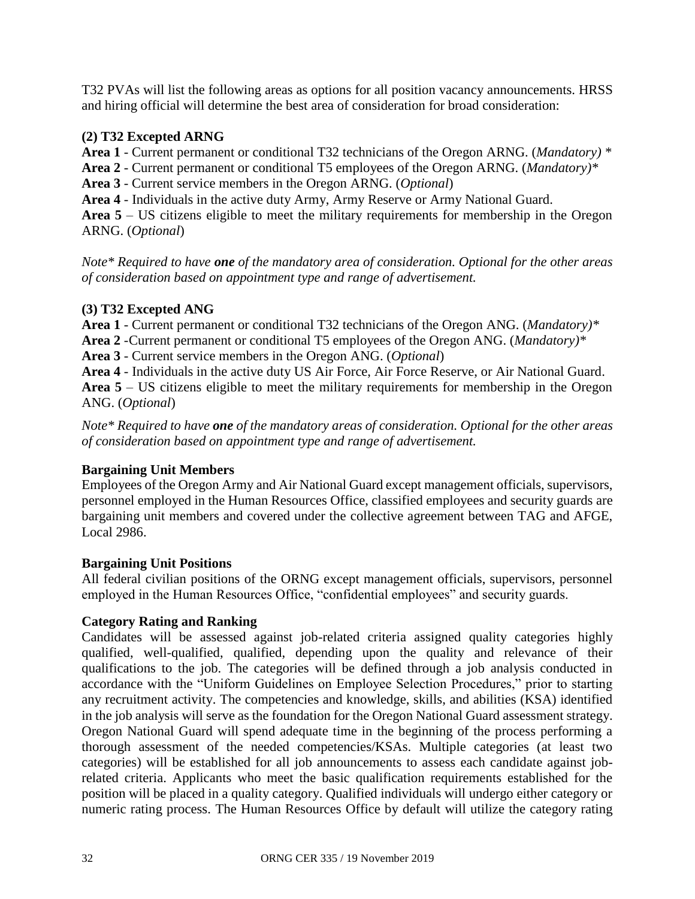T32 PVAs will list the following areas as options for all position vacancy announcements. HRSS and hiring official will determine the best area of consideration for broad consideration:

### (2) T32 Excepted ARNG

**Area 1** - Current permanent or conditional T32 technicians of the Oregon ARNG. (*Mandatory) **
**Area 2** - Current permanent or conditional T5 employees of the Oregon ARNG. (*Mandatory)**
**Area 3** - Current service members in the Oregon ARNG. (*Optional*)
**Area 4** - Individuals in the active duty Army, Army Reserve or Army National Guard.
**Area 5** – US citizens eligible to meet the military requirements for membership in the Oregon ARNG. (*Optional*)

*Note* Required to have **one** of the mandatory area of consideration. Optional for the other areas of consideration based on appointment type and range of advertisement.*

### (3) T32 Excepted ANG

**Area 1** - Current permanent or conditional T32 technicians of the Oregon ANG. (*Mandatory)**
**Area 2** -Current permanent or conditional T5 employees of the Oregon ANG. (*Mandatory)**
**Area 3** - Current service members in the Oregon ANG. (*Optional*)
**Area 4** - Individuals in the active duty US Air Force, Air Force Reserve, or Air National Guard.
**Area 5** – US citizens eligible to meet the military requirements for membership in the Oregon ANG. (*Optional*)

*Note* Required to have **one** of the mandatory areas of consideration. Optional for the other areas of consideration based on appointment type and range of advertisement.*

**Bargaining Unit Members**
Employees of the Oregon Army and Air National Guard except management officials, supervisors, personnel employed in the Human Resources Office, classified employees and security guards are bargaining unit members and covered under the collective agreement between TAG and AFGE, Local 2986.

**Bargaining Unit Positions**
All federal civilian positions of the ORNG except management officials, supervisors, personnel employed in the Human Resources Office, "confidential employees" and security guards.

**Category Rating and Ranking**
Candidates will be assessed against job-related criteria assigned quality categories highly qualified, well-qualified, qualified, depending upon the quality and relevance of their qualifications to the job. The categories will be defined through a job analysis conducted in accordance with the "Uniform Guidelines on Employee Selection Procedures," prior to starting any recruitment activity. The competencies and knowledge, skills, and abilities (KSA) identified in the job analysis will serve as the foundation for the Oregon National Guard assessment strategy. Oregon National Guard will spend adequate time in the beginning of the process performing a thorough assessment of the needed competencies/KSAs. Multiple categories (at least two categories) will be established for all job announcements to assess each candidate against job-related criteria. Applicants who meet the basic qualification requirements established for the position will be placed in a quality category. Qualified individuals will undergo either category or numeric rating process. The Human Resources Office by default will utilize the category rating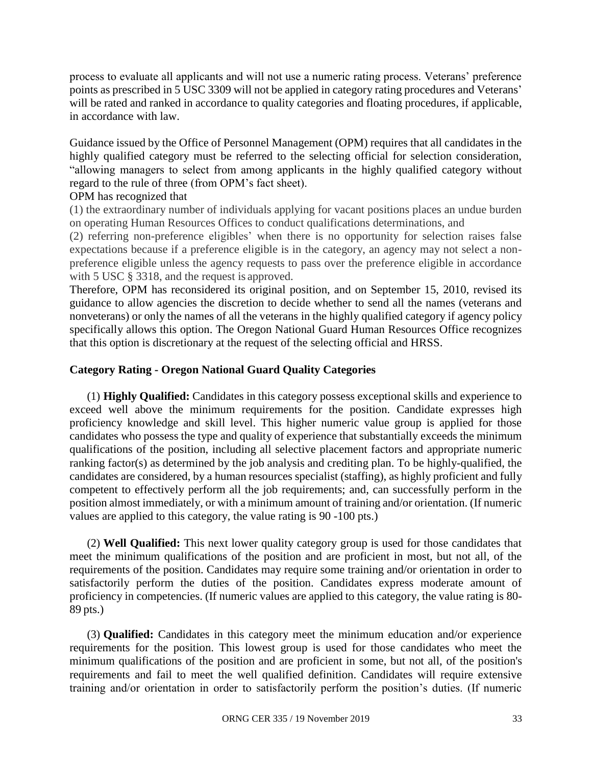process to evaluate all applicants and will not use a numeric rating process. Veterans' preference points as prescribed in 5 USC 3309 will not be applied in category rating procedures and Veterans' will be rated and ranked in accordance to quality categories and floating procedures, if applicable, in accordance with law.

Guidance issued by the Office of Personnel Management (OPM) requires that all candidates in the highly qualified category must be referred to the selecting official for selection consideration, "allowing managers to select from among applicants in the highly qualified category without regard to the rule of three (from OPM's fact sheet).

OPM has recognized that

(1) the extraordinary number of individuals applying for vacant positions places an undue burden on operating Human Resources Offices to conduct qualifications determinations, and

(2) referring non-preference eligibles' when there is no opportunity for selection raises false expectations because if a preference eligible is in the category, an agency may not select a non-preference eligible unless the agency requests to pass over the preference eligible in accordance with 5 USC § 3318, and the request is approved.

Therefore, OPM has reconsidered its original position, and on September 15, 2010, revised its guidance to allow agencies the discretion to decide whether to send all the names (veterans and nonveterans) or only the names of all the veterans in the highly qualified category if agency policy specifically allows this option. The Oregon National Guard Human Resources Office recognizes that this option is discretionary at the request of the selecting official and HRSS.

**Category Rating - Oregon National Guard Quality Categories**

(1) **Highly Qualified:** Candidates in this category possess exceptional skills and experience to exceed well above the minimum requirements for the position. Candidate expresses high proficiency knowledge and skill level. This higher numeric value group is applied for those candidates who possess the type and quality of experience that substantially exceeds the minimum qualifications of the position, including all selective placement factors and appropriate numeric ranking factor(s) as determined by the job analysis and crediting plan. To be highly-qualified, the candidates are considered, by a human resources specialist (staffing), as highly proficient and fully competent to effectively perform all the job requirements; and, can successfully perform in the position almost immediately, or with a minimum amount of training and/or orientation. (If numeric values are applied to this category, the value rating is 90 -100 pts.)

(2) **Well Qualified:** This next lower quality category group is used for those candidates that meet the minimum qualifications of the position and are proficient in most, but not all, of the requirements of the position. Candidates may require some training and/or orientation in order to satisfactorily perform the duties of the position. Candidates express moderate amount of proficiency in competencies. (If numeric values are applied to this category, the value rating is 80-89 pts.)

(3) **Qualified:** Candidates in this category meet the minimum education and/or experience requirements for the position. This lowest group is used for those candidates who meet the minimum qualifications of the position and are proficient in some, but not all, of the position's requirements and fail to meet the well qualified definition. Candidates will require extensive training and/or orientation in order to satisfactorily perform the position's duties. (If numeric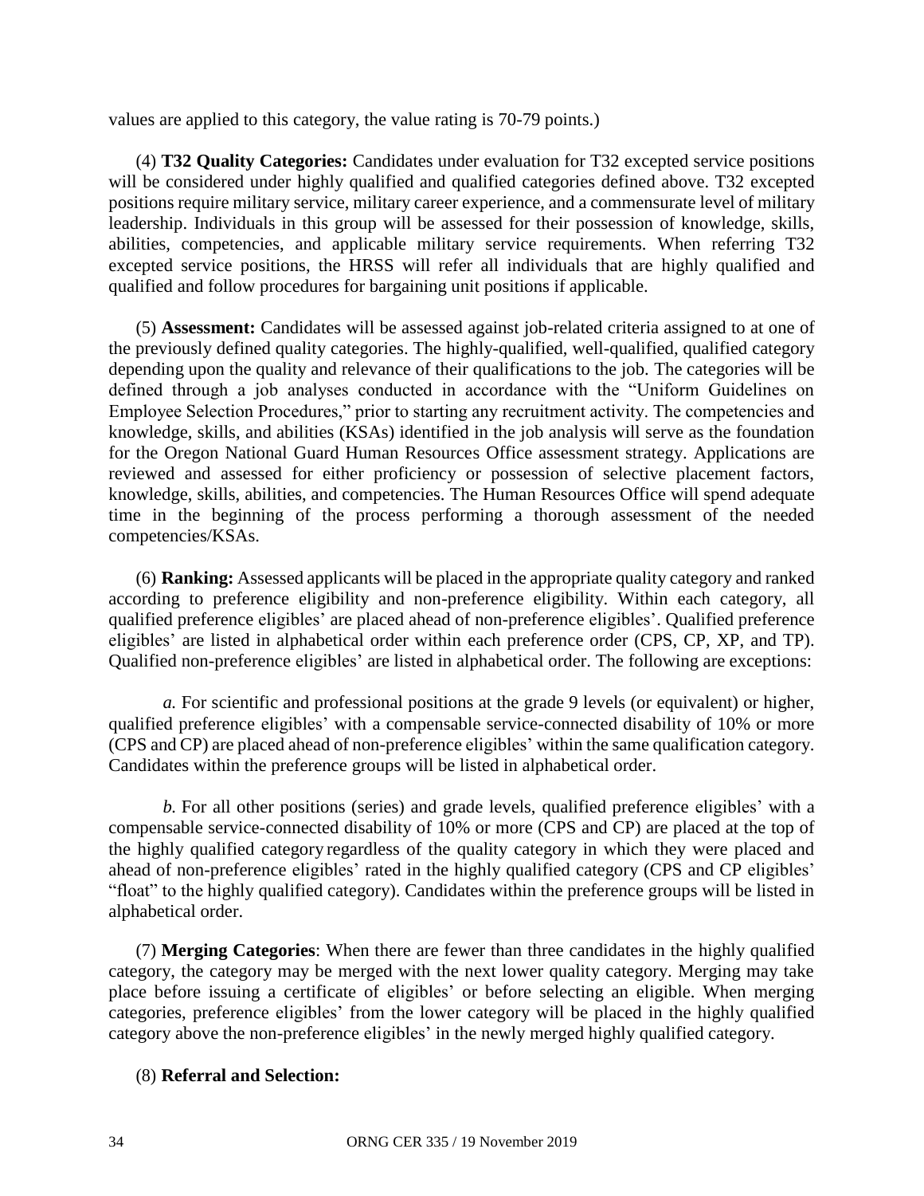values are applied to this category, the value rating is 70-79 points.)

(4) **T32 Quality Categories:** Candidates under evaluation for T32 excepted service positions will be considered under highly qualified and qualified categories defined above. T32 excepted positions require military service, military career experience, and a commensurate level of military leadership. Individuals in this group will be assessed for their possession of knowledge, skills, abilities, competencies, and applicable military service requirements. When referring T32 excepted service positions, the HRSS will refer all individuals that are highly qualified and qualified and follow procedures for bargaining unit positions if applicable.

(5) **Assessment:** Candidates will be assessed against job-related criteria assigned to at one of the previously defined quality categories. The highly-qualified, well-qualified, qualified category depending upon the quality and relevance of their qualifications to the job. The categories will be defined through a job analyses conducted in accordance with the "Uniform Guidelines on Employee Selection Procedures," prior to starting any recruitment activity. The competencies and knowledge, skills, and abilities (KSAs) identified in the job analysis will serve as the foundation for the Oregon National Guard Human Resources Office assessment strategy. Applications are reviewed and assessed for either proficiency or possession of selective placement factors, knowledge, skills, abilities, and competencies. The Human Resources Office will spend adequate time in the beginning of the process performing a thorough assessment of the needed competencies/KSAs.

(6) **Ranking:** Assessed applicants will be placed in the appropriate quality category and ranked according to preference eligibility and non-preference eligibility. Within each category, all qualified preference eligibles' are placed ahead of non-preference eligibles'. Qualified preference eligibles' are listed in alphabetical order within each preference order (CPS, CP, XP, and TP). Qualified non-preference eligibles' are listed in alphabetical order. The following are exceptions:

*a.* For scientific and professional positions at the grade 9 levels (or equivalent) or higher, qualified preference eligibles' with a compensable service-connected disability of 10% or more (CPS and CP) are placed ahead of non-preference eligibles' within the same qualification category. Candidates within the preference groups will be listed in alphabetical order.

*b.* For all other positions (series) and grade levels, qualified preference eligibles' with a compensable service-connected disability of 10% or more (CPS and CP) are placed at the top of the highly qualified category regardless of the quality category in which they were placed and ahead of non-preference eligibles' rated in the highly qualified category (CPS and CP eligibles' "float" to the highly qualified category). Candidates within the preference groups will be listed in alphabetical order.

(7) **Merging Categories**: When there are fewer than three candidates in the highly qualified category, the category may be merged with the next lower quality category. Merging may take place before issuing a certificate of eligibles' or before selecting an eligible. When merging categories, preference eligibles' from the lower category will be placed in the highly qualified category above the non-preference eligibles' in the newly merged highly qualified category.

(8) **Referral and Selection:**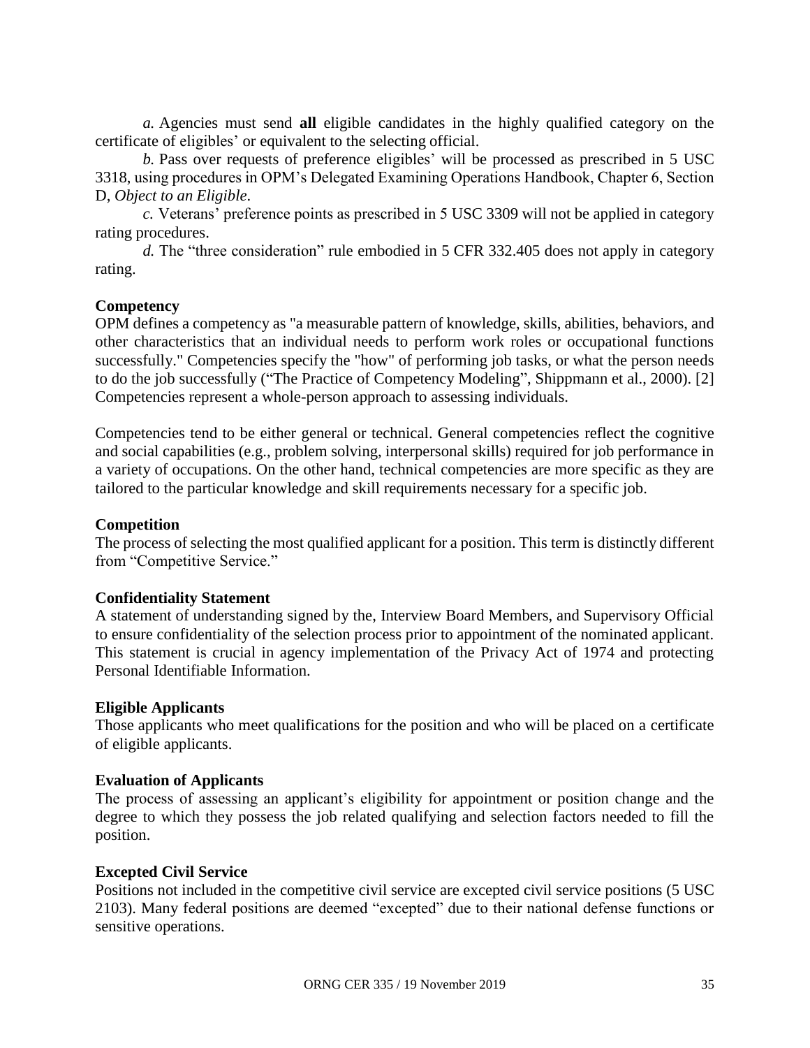*a.* Agencies must send **all** eligible candidates in the highly qualified category on the certificate of eligibles' or equivalent to the selecting official.

*b.* Pass over requests of preference eligibles' will be processed as prescribed in 5 USC 3318, using procedures in OPM's Delegated Examining Operations Handbook, Chapter 6, Section D, *Object to an Eligible*.

*c.* Veterans' preference points as prescribed in 5 USC 3309 will not be applied in category rating procedures.

*d.* The "three consideration" rule embodied in 5 CFR 332.405 does not apply in category rating.

**Competency**

OPM defines a competency as "a measurable pattern of knowledge, skills, abilities, behaviors, and other characteristics that an individual needs to perform work roles or occupational functions successfully." Competencies specify the "how" of performing job tasks, or what the person needs to do the job successfully ("The Practice of Competency Modeling", Shippmann et al., 2000). [2] Competencies represent a whole-person approach to assessing individuals.

Competencies tend to be either general or technical. General competencies reflect the cognitive and social capabilities (e.g., problem solving, interpersonal skills) required for job performance in a variety of occupations. On the other hand, technical competencies are more specific as they are tailored to the particular knowledge and skill requirements necessary for a specific job.

**Competition**

The process of selecting the most qualified applicant for a position. This term is distinctly different from "Competitive Service."

**Confidentiality Statement**

A statement of understanding signed by the, Interview Board Members, and Supervisory Official to ensure confidentiality of the selection process prior to appointment of the nominated applicant. This statement is crucial in agency implementation of the Privacy Act of 1974 and protecting Personal Identifiable Information.

**Eligible Applicants**

Those applicants who meet qualifications for the position and who will be placed on a certificate of eligible applicants.

**Evaluation of Applicants**

The process of assessing an applicant's eligibility for appointment or position change and the degree to which they possess the job related qualifying and selection factors needed to fill the position.

**Excepted Civil Service**

Positions not included in the competitive civil service are excepted civil service positions (5 USC 2103). Many federal positions are deemed "excepted" due to their national defense functions or sensitive operations.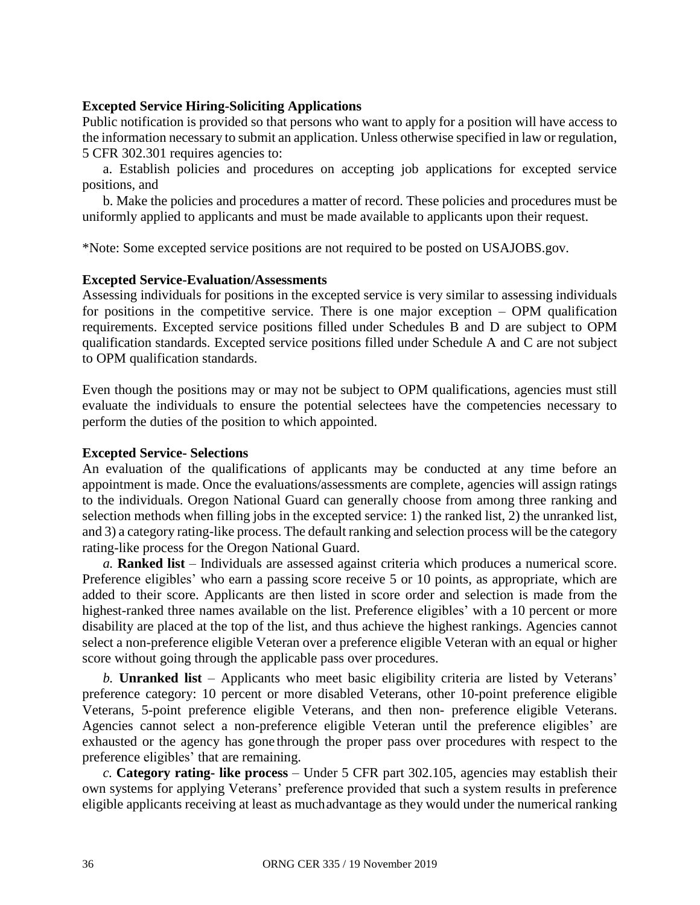**Excepted Service Hiring-Soliciting Applications**

Public notification is provided so that persons who want to apply for a position will have access to the information necessary to submit an application. Unless otherwise specified in law or regulation, 5 CFR 302.301 requires agencies to:

a. Establish policies and procedures on accepting job applications for excepted service positions, and

b. Make the policies and procedures a matter of record. These policies and procedures must be uniformly applied to applicants and must be made available to applicants upon their request.

*Note: Some excepted service positions are not required to be posted on USAJOBS.gov.

**Excepted Service-Evaluation/Assessments**

Assessing individuals for positions in the excepted service is very similar to assessing individuals for positions in the competitive service. There is one major exception – OPM qualification requirements. Excepted service positions filled under Schedules B and D are subject to OPM qualification standards. Excepted service positions filled under Schedule A and C are not subject to OPM qualification standards.

Even though the positions may or may not be subject to OPM qualifications, agencies must still evaluate the individuals to ensure the potential selectees have the competencies necessary to perform the duties of the position to which appointed.

**Excepted Service- Selections**

An evaluation of the qualifications of applicants may be conducted at any time before an appointment is made. Once the evaluations/assessments are complete, agencies will assign ratings to the individuals. Oregon National Guard can generally choose from among three ranking and selection methods when filling jobs in the excepted service: 1) the ranked list, 2) the unranked list, and 3) a category rating-like process. The default ranking and selection process will be the category rating-like process for the Oregon National Guard.

*a.* **Ranked list** – Individuals are assessed against criteria which produces a numerical score. Preference eligibles' who earn a passing score receive 5 or 10 points, as appropriate, which are added to their score. Applicants are then listed in score order and selection is made from the highest-ranked three names available on the list. Preference eligibles' with a 10 percent or more disability are placed at the top of the list, and thus achieve the highest rankings. Agencies cannot select a non-preference eligible Veteran over a preference eligible Veteran with an equal or higher score without going through the applicable pass over procedures.

*b.* **Unranked list** – Applicants who meet basic eligibility criteria are listed by Veterans' preference category: 10 percent or more disabled Veterans, other 10-point preference eligible Veterans, 5-point preference eligible Veterans, and then non- preference eligible Veterans. Agencies cannot select a non-preference eligible Veteran until the preference eligibles' are exhausted or the agency has gone through the proper pass over procedures with respect to the preference eligibles' that are remaining.

*c.* **Category rating- like process** – Under 5 CFR part 302.105, agencies may establish their own systems for applying Veterans' preference provided that such a system results in preference eligible applicants receiving at least as much advantage as they would under the numerical ranking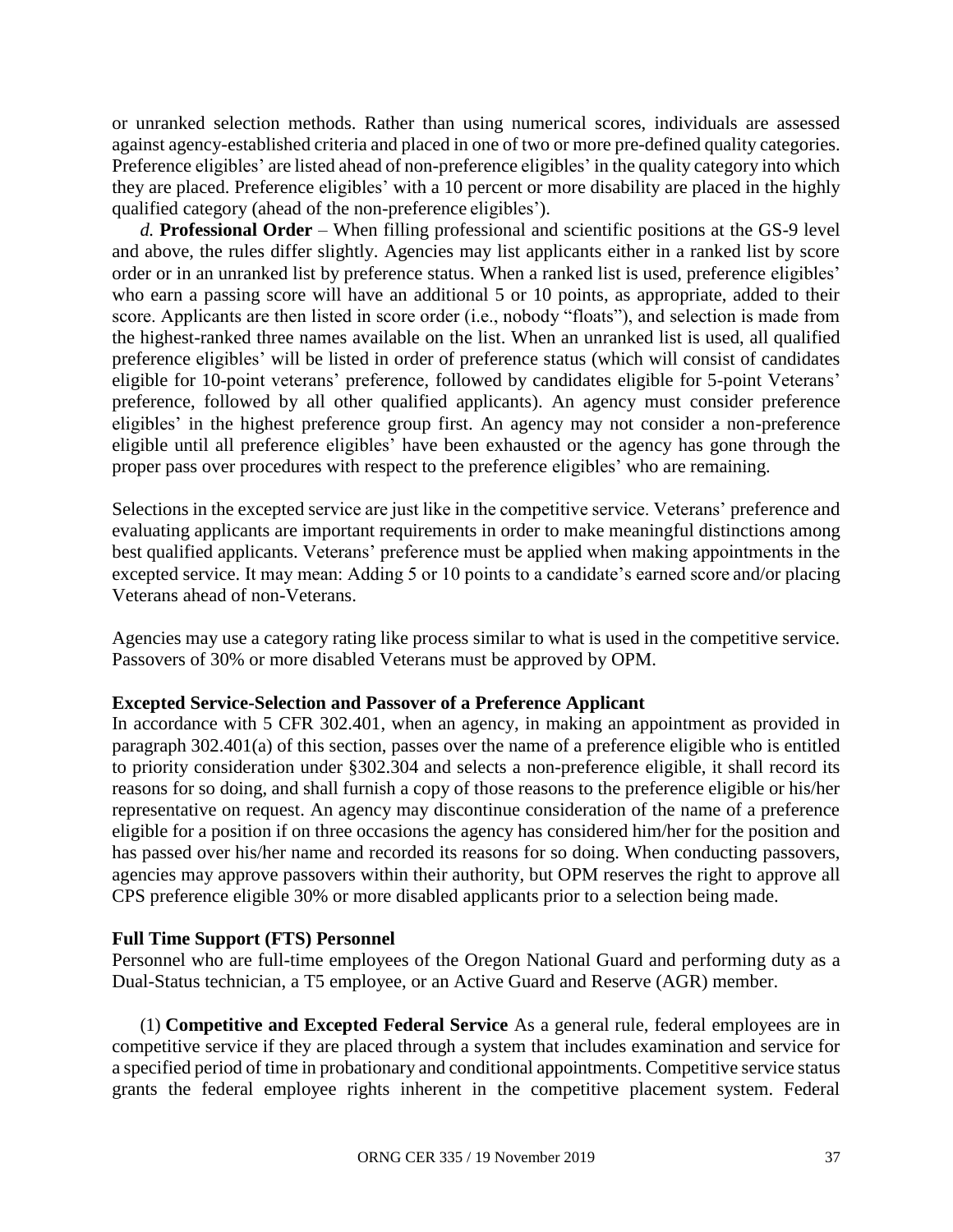or unranked selection methods. Rather than using numerical scores, individuals are assessed against agency-established criteria and placed in one of two or more pre-defined quality categories. Preference eligibles' are listed ahead of non-preference eligibles' in the quality category into which they are placed. Preference eligibles' with a 10 percent or more disability are placed in the highly qualified category (ahead of the non-preference eligibles').

*d.* **Professional Order** – When filling professional and scientific positions at the GS-9 level and above, the rules differ slightly. Agencies may list applicants either in a ranked list by score order or in an unranked list by preference status. When a ranked list is used, preference eligibles' who earn a passing score will have an additional 5 or 10 points, as appropriate, added to their score. Applicants are then listed in score order (i.e., nobody "floats"), and selection is made from the highest-ranked three names available on the list. When an unranked list is used, all qualified preference eligibles' will be listed in order of preference status (which will consist of candidates eligible for 10-point veterans' preference, followed by candidates eligible for 5-point Veterans' preference, followed by all other qualified applicants). An agency must consider preference eligibles' in the highest preference group first. An agency may not consider a non-preference eligible until all preference eligibles' have been exhausted or the agency has gone through the proper pass over procedures with respect to the preference eligibles' who are remaining.

Selections in the excepted service are just like in the competitive service. Veterans' preference and evaluating applicants are important requirements in order to make meaningful distinctions among best qualified applicants. Veterans' preference must be applied when making appointments in the excepted service. It may mean: Adding 5 or 10 points to a candidate's earned score and/or placing Veterans ahead of non-Veterans.

Agencies may use a category rating like process similar to what is used in the competitive service. Passovers of 30% or more disabled Veterans must be approved by OPM.

**Excepted Service-Selection and Passover of a Preference Applicant**

In accordance with 5 CFR 302.401, when an agency, in making an appointment as provided in paragraph 302.401(a) of this section, passes over the name of a preference eligible who is entitled to priority consideration under §302.304 and selects a non-preference eligible, it shall record its reasons for so doing, and shall furnish a copy of those reasons to the preference eligible or his/her representative on request. An agency may discontinue consideration of the name of a preference eligible for a position if on three occasions the agency has considered him/her for the position and has passed over his/her name and recorded its reasons for so doing. When conducting passovers, agencies may approve passovers within their authority, but OPM reserves the right to approve all CPS preference eligible 30% or more disabled applicants prior to a selection being made.

**Full Time Support (FTS) Personnel**

Personnel who are full-time employees of the Oregon National Guard and performing duty as a Dual-Status technician, a T5 employee, or an Active Guard and Reserve (AGR) member.

(1) **Competitive and Excepted Federal Service** As a general rule, federal employees are in competitive service if they are placed through a system that includes examination and service for a specified period of time in probationary and conditional appointments. Competitive service status grants the federal employee rights inherent in the competitive placement system. Federal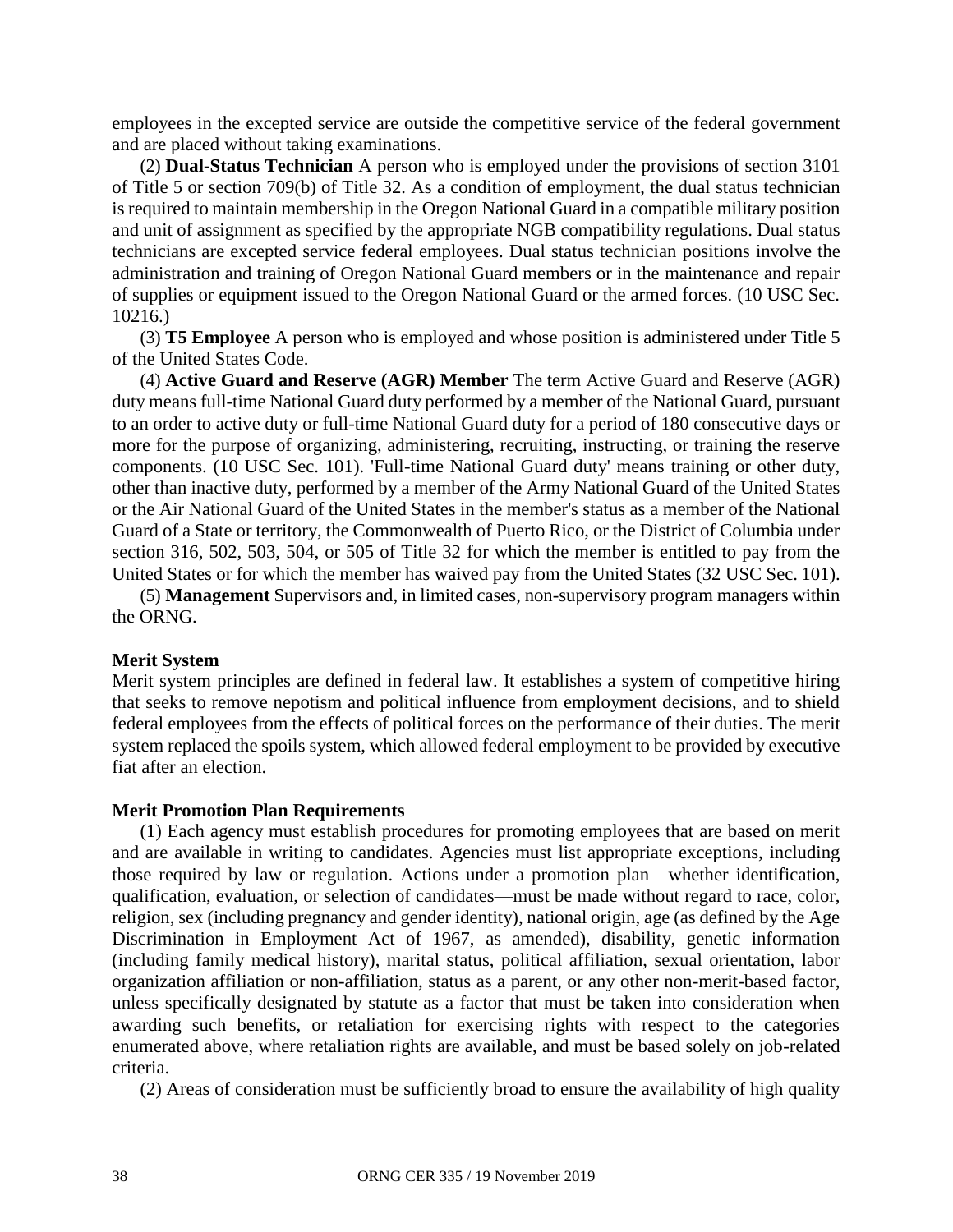employees in the excepted service are outside the competitive service of the federal government and are placed without taking examinations.

(2) **Dual-Status Technician** A person who is employed under the provisions of section 3101 of Title 5 or section 709(b) of Title 32. As a condition of employment, the dual status technician is required to maintain membership in the Oregon National Guard in a compatible military position and unit of assignment as specified by the appropriate NGB compatibility regulations. Dual status technicians are excepted service federal employees. Dual status technician positions involve the administration and training of Oregon National Guard members or in the maintenance and repair of supplies or equipment issued to the Oregon National Guard or the armed forces. (10 USC Sec. 10216.)

(3) **T5 Employee** A person who is employed and whose position is administered under Title 5 of the United States Code.

(4) **Active Guard and Reserve (AGR) Member** The term Active Guard and Reserve (AGR) duty means full-time National Guard duty performed by a member of the National Guard, pursuant to an order to active duty or full-time National Guard duty for a period of 180 consecutive days or more for the purpose of organizing, administering, recruiting, instructing, or training the reserve components. (10 USC Sec. 101). 'Full-time National Guard duty' means training or other duty, other than inactive duty, performed by a member of the Army National Guard of the United States or the Air National Guard of the United States in the member's status as a member of the National Guard of a State or territory, the Commonwealth of Puerto Rico, or the District of Columbia under section 316, 502, 503, 504, or 505 of Title 32 for which the member is entitled to pay from the United States or for which the member has waived pay from the United States (32 USC Sec. 101).

(5) **Management** Supervisors and, in limited cases, non-supervisory program managers within the ORNG.

**Merit System**

Merit system principles are defined in federal law. It establishes a system of competitive hiring that seeks to remove nepotism and political influence from employment decisions, and to shield federal employees from the effects of political forces on the performance of their duties. The merit system replaced the spoils system, which allowed federal employment to be provided by executive fiat after an election.

**Merit Promotion Plan Requirements**

(1) Each agency must establish procedures for promoting employees that are based on merit and are available in writing to candidates. Agencies must list appropriate exceptions, including those required by law or regulation. Actions under a promotion plan—whether identification, qualification, evaluation, or selection of candidates—must be made without regard to race, color, religion, sex (including pregnancy and gender identity), national origin, age (as defined by the Age Discrimination in Employment Act of 1967, as amended), disability, genetic information (including family medical history), marital status, political affiliation, sexual orientation, labor organization affiliation or non-affiliation, status as a parent, or any other non-merit-based factor, unless specifically designated by statute as a factor that must be taken into consideration when awarding such benefits, or retaliation for exercising rights with respect to the categories enumerated above, where retaliation rights are available, and must be based solely on job-related criteria.

(2) Areas of consideration must be sufficiently broad to ensure the availability of high quality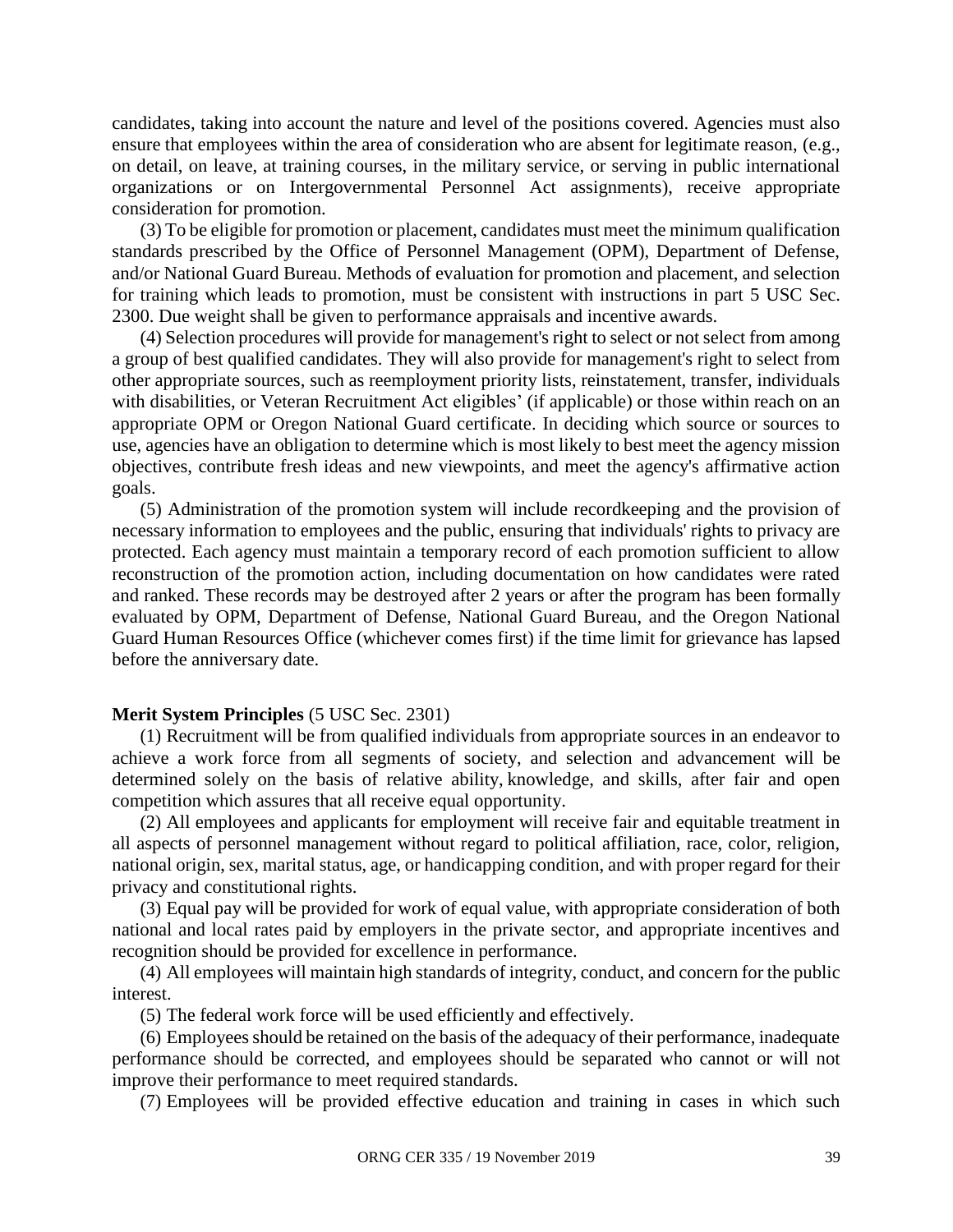candidates, taking into account the nature and level of the positions covered. Agencies must also ensure that employees within the area of consideration who are absent for legitimate reason, (e.g., on detail, on leave, at training courses, in the military service, or serving in public international organizations or on Intergovernmental Personnel Act assignments), receive appropriate consideration for promotion.

(3) To be eligible for promotion or placement, candidates must meet the minimum qualification standards prescribed by the Office of Personnel Management (OPM), Department of Defense, and/or National Guard Bureau. Methods of evaluation for promotion and placement, and selection for training which leads to promotion, must be consistent with instructions in part 5 USC Sec. 2300. Due weight shall be given to performance appraisals and incentive awards.

(4) Selection procedures will provide for management's right to select or not select from among a group of best qualified candidates. They will also provide for management's right to select from other appropriate sources, such as reemployment priority lists, reinstatement, transfer, individuals with disabilities, or Veteran Recruitment Act eligibles' (if applicable) or those within reach on an appropriate OPM or Oregon National Guard certificate. In deciding which source or sources to use, agencies have an obligation to determine which is most likely to best meet the agency mission objectives, contribute fresh ideas and new viewpoints, and meet the agency's affirmative action goals.

(5) Administration of the promotion system will include recordkeeping and the provision of necessary information to employees and the public, ensuring that individuals' rights to privacy are protected. Each agency must maintain a temporary record of each promotion sufficient to allow reconstruction of the promotion action, including documentation on how candidates were rated and ranked. These records may be destroyed after 2 years or after the program has been formally evaluated by OPM, Department of Defense, National Guard Bureau, and the Oregon National Guard Human Resources Office (whichever comes first) if the time limit for grievance has lapsed before the anniversary date.

**Merit System Principles** (5 USC Sec. 2301)

(1) Recruitment will be from qualified individuals from appropriate sources in an endeavor to achieve a work force from all segments of society, and selection and advancement will be determined solely on the basis of relative ability, knowledge, and skills, after fair and open competition which assures that all receive equal opportunity.

(2) All employees and applicants for employment will receive fair and equitable treatment in all aspects of personnel management without regard to political affiliation, race, color, religion, national origin, sex, marital status, age, or handicapping condition, and with proper regard for their privacy and constitutional rights.

(3) Equal pay will be provided for work of equal value, with appropriate consideration of both national and local rates paid by employers in the private sector, and appropriate incentives and recognition should be provided for excellence in performance.

(4) All employees will maintain high standards of integrity, conduct, and concern for the public interest.

(5) The federal work force will be used efficiently and effectively.

(6) Employees should be retained on the basis of the adequacy of their performance, inadequate performance should be corrected, and employees should be separated who cannot or will not improve their performance to meet required standards.

(7) Employees will be provided effective education and training in cases in which such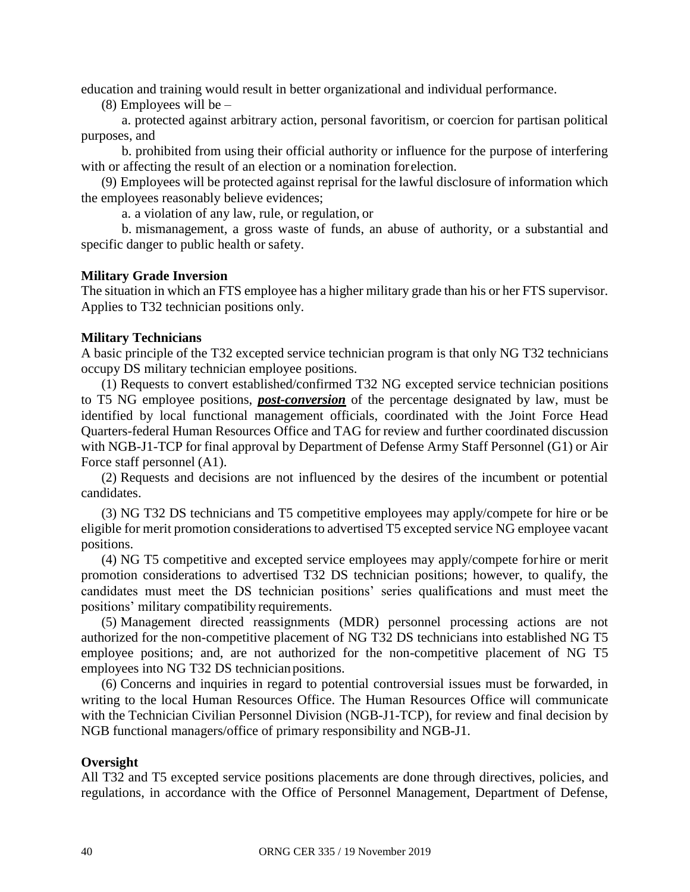education and training would result in better organizational and individual performance.

(8) Employees will be –

a. protected against arbitrary action, personal favoritism, or coercion for partisan political purposes, and

b. prohibited from using their official authority or influence for the purpose of interfering with or affecting the result of an election or a nomination for election.

(9) Employees will be protected against reprisal for the lawful disclosure of information which the employees reasonably believe evidences;

a. a violation of any law, rule, or regulation, or

b. mismanagement, a gross waste of funds, an abuse of authority, or a substantial and specific danger to public health or safety.

**Military Grade Inversion**

The situation in which an FTS employee has a higher military grade than his or her FTS supervisor. Applies to T32 technician positions only.

**Military Technicians**

A basic principle of the T32 excepted service technician program is that only NG T32 technicians occupy DS military technician employee positions.

(1) Requests to convert established/confirmed T32 NG excepted service technician positions to T5 NG employee positions, ***post-conversion*** of the percentage designated by law, must be identified by local functional management officials, coordinated with the Joint Force Head Quarters-federal Human Resources Office and TAG for review and further coordinated discussion with NGB-J1-TCP for final approval by Department of Defense Army Staff Personnel (G1) or Air Force staff personnel (A1).

(2) Requests and decisions are not influenced by the desires of the incumbent or potential candidates.

(3) NG T32 DS technicians and T5 competitive employees may apply/compete for hire or be eligible for merit promotion considerations to advertised T5 excepted service NG employee vacant positions.

(4) NG T5 competitive and excepted service employees may apply/compete for hire or merit promotion considerations to advertised T32 DS technician positions; however, to qualify, the candidates must meet the DS technician positions' series qualifications and must meet the positions' military compatibility requirements.

(5) Management directed reassignments (MDR) personnel processing actions are not authorized for the non-competitive placement of NG T32 DS technicians into established NG T5 employee positions; and, are not authorized for the non-competitive placement of NG T5 employees into NG T32 DS technician positions.

(6) Concerns and inquiries in regard to potential controversial issues must be forwarded, in writing to the local Human Resources Office. The Human Resources Office will communicate with the Technician Civilian Personnel Division (NGB-J1-TCP), for review and final decision by NGB functional managers/office of primary responsibility and NGB-J1.

**Oversight**

All T32 and T5 excepted service positions placements are done through directives, policies, and regulations, in accordance with the Office of Personnel Management, Department of Defense,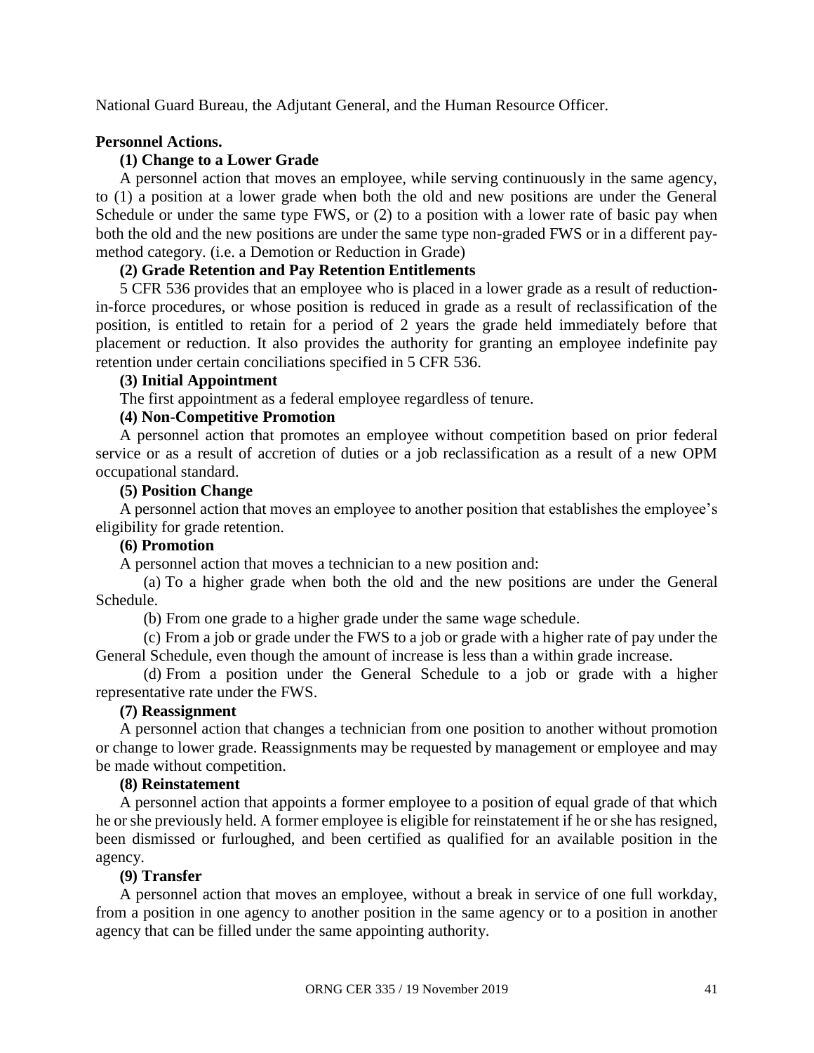National Guard Bureau, the Adjutant General, and the Human Resource Officer.

**Personnel Actions.**

**(1) Change to a Lower Grade**

A personnel action that moves an employee, while serving continuously in the same agency, to (1) a position at a lower grade when both the old and new positions are under the General Schedule or under the same type FWS, or (2) to a position with a lower rate of basic pay when both the old and the new positions are under the same type non-graded FWS or in a different pay-method category. (i.e. a Demotion or Reduction in Grade)

**(2) Grade Retention and Pay Retention Entitlements**

5 CFR 536 provides that an employee who is placed in a lower grade as a result of reduction-in-force procedures, or whose position is reduced in grade as a result of reclassification of the position, is entitled to retain for a period of 2 years the grade held immediately before that placement or reduction. It also provides the authority for granting an employee indefinite pay retention under certain conciliations specified in 5 CFR 536.

**(3) Initial Appointment**

The first appointment as a federal employee regardless of tenure.

**(4) Non-Competitive Promotion**

A personnel action that promotes an employee without competition based on prior federal service or as a result of accretion of duties or a job reclassification as a result of a new OPM occupational standard.

**(5) Position Change**

A personnel action that moves an employee to another position that establishes the employee's eligibility for grade retention.

**(6) Promotion**

A personnel action that moves a technician to a new position and:

(a) To a higher grade when both the old and the new positions are under the General Schedule.

(b) From one grade to a higher grade under the same wage schedule.

(c) From a job or grade under the FWS to a job or grade with a higher rate of pay under the General Schedule, even though the amount of increase is less than a within grade increase.

(d) From a position under the General Schedule to a job or grade with a higher representative rate under the FWS.

**(7) Reassignment**

A personnel action that changes a technician from one position to another without promotion or change to lower grade. Reassignments may be requested by management or employee and may be made without competition.

**(8) Reinstatement**

A personnel action that appoints a former employee to a position of equal grade of that which he or she previously held. A former employee is eligible for reinstatement if he or she has resigned, been dismissed or furloughed, and been certified as qualified for an available position in the agency.

**(9) Transfer**

A personnel action that moves an employee, without a break in service of one full workday, from a position in one agency to another position in the same agency or to a position in another agency that can be filled under the same appointing authority.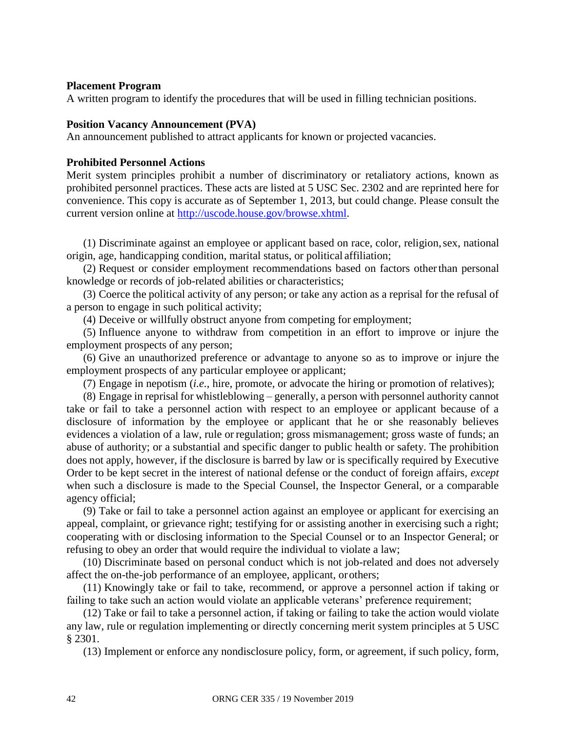**Placement Program**
A written program to identify the procedures that will be used in filling technician positions.

**Position Vacancy Announcement (PVA)**
An announcement published to attract applicants for known or projected vacancies.

**Prohibited Personnel Actions**
Merit system principles prohibit a number of discriminatory or retaliatory actions, known as prohibited personnel practices. These acts are listed at 5 USC Sec. 2302 and are reprinted here for convenience. This copy is accurate as of September 1, 2013, but could change. Please consult the current version online at [http://uscode.house.gov/browse.xhtml](http://uscode.house.gov/browse.xhtml).

(1) Discriminate against an employee or applicant based on race, color, religion, sex, national origin, age, handicapping condition, marital status, or political affiliation;

(2) Request or consider employment recommendations based on factors other than personal knowledge or records of job-related abilities or characteristics;

(3) Coerce the political activity of any person; or take any action as a reprisal for the refusal of a person to engage in such political activity;

(4) Deceive or willfully obstruct anyone from competing for employment;

(5) Influence anyone to withdraw from competition in an effort to improve or injure the employment prospects of any person;

(6) Give an unauthorized preference or advantage to anyone so as to improve or injure the employment prospects of any particular employee or applicant;

(7) Engage in nepotism (*i.e.*, hire, promote, or advocate the hiring or promotion of relatives);

(8) Engage in reprisal for whistleblowing – generally, a person with personnel authority cannot take or fail to take a personnel action with respect to an employee or applicant because of a disclosure of information by the employee or applicant that he or she reasonably believes evidences a violation of a law, rule or regulation; gross mismanagement; gross waste of funds; an abuse of authority; or a substantial and specific danger to public health or safety. The prohibition does not apply, however, if the disclosure is barred by law or is specifically required by Executive Order to be kept secret in the interest of national defense or the conduct of foreign affairs, *except* when such a disclosure is made to the Special Counsel, the Inspector General, or a comparable agency official;

(9) Take or fail to take a personnel action against an employee or applicant for exercising an appeal, complaint, or grievance right; testifying for or assisting another in exercising such a right; cooperating with or disclosing information to the Special Counsel or to an Inspector General; or refusing to obey an order that would require the individual to violate a law;

(10) Discriminate based on personal conduct which is not job-related and does not adversely affect the on-the-job performance of an employee, applicant, or others;

(11) Knowingly take or fail to take, recommend, or approve a personnel action if taking or failing to take such an action would violate an applicable veterans' preference requirement;

(12) Take or fail to take a personnel action, if taking or failing to take the action would violate any law, rule or regulation implementing or directly concerning merit system principles at 5 USC § 2301.

(13) Implement or enforce any nondisclosure policy, form, or agreement, if such policy, form,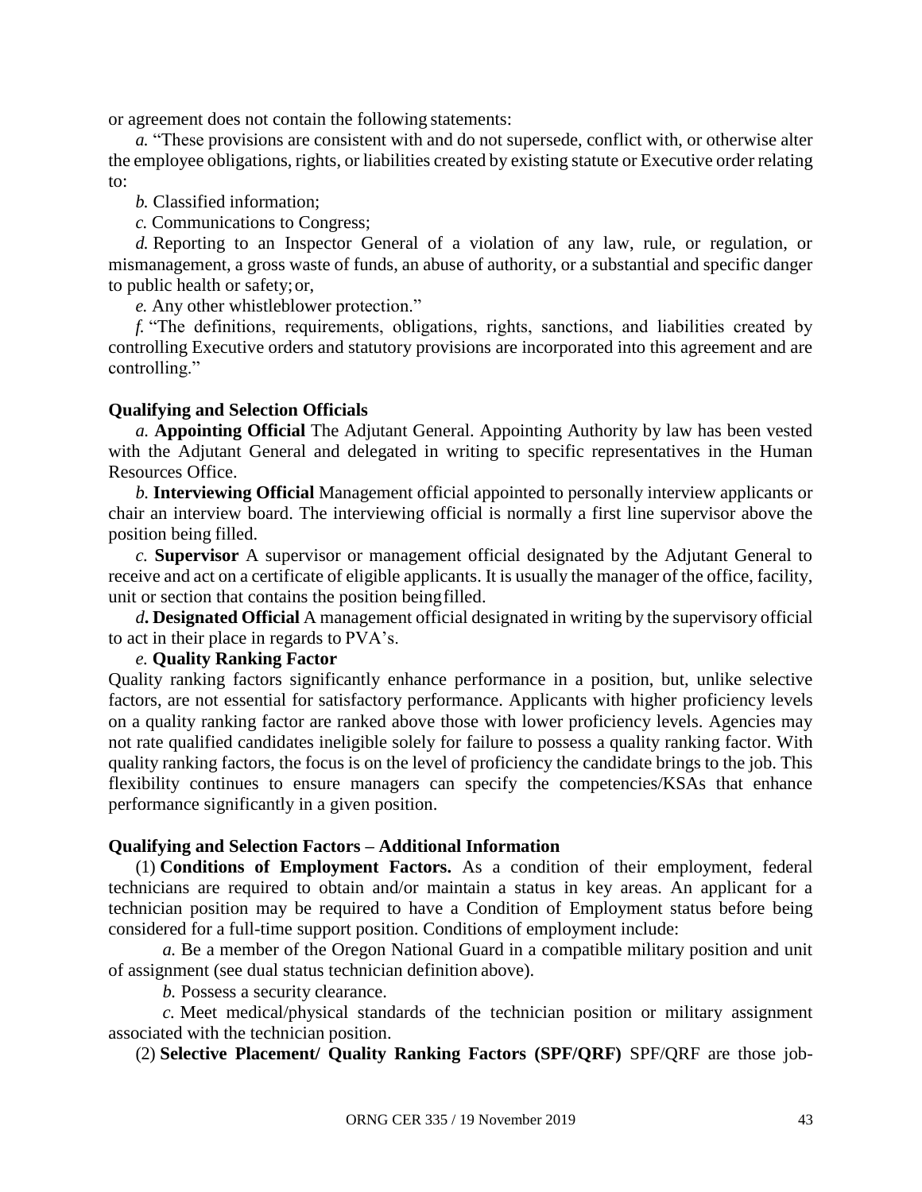or agreement does not contain the following statements:

*a.* "These provisions are consistent with and do not supersede, conflict with, or otherwise alter the employee obligations, rights, or liabilities created by existing statute or Executive order relating to:

*b.* Classified information;

*c.* Communications to Congress;

*d.* Reporting to an Inspector General of a violation of any law, rule, or regulation, or mismanagement, a gross waste of funds, an abuse of authority, or a substantial and specific danger to public health or safety; or,

*e.* Any other whistleblower protection."

*f.* "The definitions, requirements, obligations, rights, sanctions, and liabilities created by controlling Executive orders and statutory provisions are incorporated into this agreement and are controlling."

**Qualifying and Selection Officials**

*a.* **Appointing Official** The Adjutant General. Appointing Authority by law has been vested with the Adjutant General and delegated in writing to specific representatives in the Human Resources Office.

*b.* **Interviewing Official** Management official appointed to personally interview applicants or chair an interview board. The interviewing official is normally a first line supervisor above the position being filled.

*c.* **Supervisor** A supervisor or management official designated by the Adjutant General to receive and act on a certificate of eligible applicants. It is usually the manager of the office, facility, unit or section that contains the position being filled.

***d.*** **Designated Official** A management official designated in writing by the supervisory official to act in their place in regards to PVA's.

*e.* **Quality Ranking Factor**

Quality ranking factors significantly enhance performance in a position, but, unlike selective factors, are not essential for satisfactory performance. Applicants with higher proficiency levels on a quality ranking factor are ranked above those with lower proficiency levels. Agencies may not rate qualified candidates ineligible solely for failure to possess a quality ranking factor. With quality ranking factors, the focus is on the level of proficiency the candidate brings to the job. This flexibility continues to ensure managers can specify the competencies/KSAs that enhance performance significantly in a given position.

**Qualifying and Selection Factors – Additional Information**

(1) **Conditions of Employment Factors.** As a condition of their employment, federal technicians are required to obtain and/or maintain a status in key areas. An applicant for a technician position may be required to have a Condition of Employment status before being considered for a full-time support position. Conditions of employment include:

*a.* Be a member of the Oregon National Guard in a compatible military position and unit of assignment (see dual status technician definition above).

*b.* Possess a security clearance.

*c.* Meet medical/physical standards of the technician position or military assignment associated with the technician position.

(2) **Selective Placement/ Quality Ranking Factors (SPF/QRF)** SPF/QRF are those job-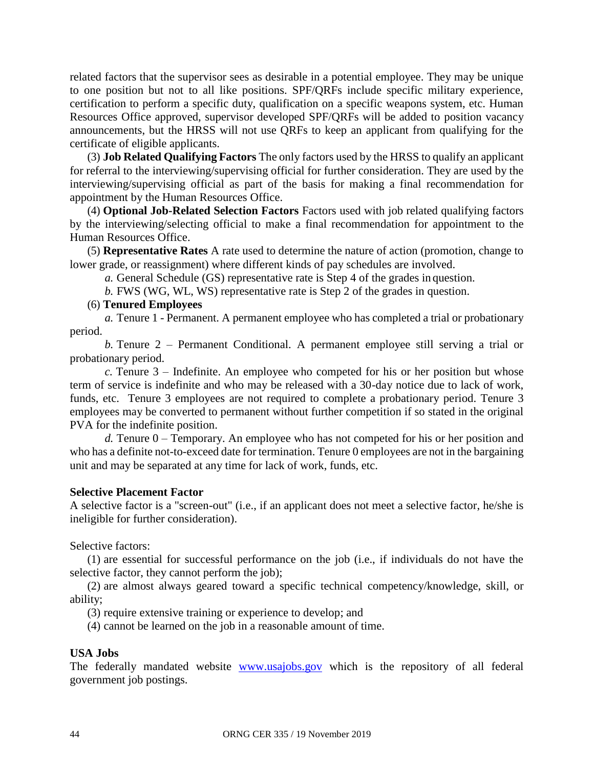related factors that the supervisor sees as desirable in a potential employee. They may be unique to one position but not to all like positions. SPF/QRFs include specific military experience, certification to perform a specific duty, qualification on a specific weapons system, etc. Human Resources Office approved, supervisor developed SPF/QRFs will be added to position vacancy announcements, but the HRSS will not use QRFs to keep an applicant from qualifying for the certificate of eligible applicants.

(3) **Job Related Qualifying Factors** The only factors used by the HRSS to qualify an applicant for referral to the interviewing/supervising official for further consideration. They are used by the interviewing/supervising official as part of the basis for making a final recommendation for appointment by the Human Resources Office.

(4) **Optional Job-Related Selection Factors** Factors used with job related qualifying factors by the interviewing/selecting official to make a final recommendation for appointment to the Human Resources Office.

(5) **Representative Rates** A rate used to determine the nature of action (promotion, change to lower grade, or reassignment) where different kinds of pay schedules are involved.

*a.* General Schedule (GS) representative rate is Step 4 of the grades in question.

*b.* FWS (WG, WL, WS) representative rate is Step 2 of the grades in question.

(6) **Tenured Employees**

*a.* Tenure 1 - Permanent. A permanent employee who has completed a trial or probationary period.

*b.* Tenure 2 – Permanent Conditional. A permanent employee still serving a trial or probationary period.

*c.* Tenure 3 – Indefinite. An employee who competed for his or her position but whose term of service is indefinite and who may be released with a 30-day notice due to lack of work, funds, etc. Tenure 3 employees are not required to complete a probationary period. Tenure 3 employees may be converted to permanent without further competition if so stated in the original PVA for the indefinite position.

*d.* Tenure 0 – Temporary. An employee who has not competed for his or her position and who has a definite not-to-exceed date for termination. Tenure 0 employees are not in the bargaining unit and may be separated at any time for lack of work, funds, etc.

**Selective Placement Factor**

A selective factor is a "screen-out" (i.e., if an applicant does not meet a selective factor, he/she is ineligible for further consideration).

Selective factors:

(1) are essential for successful performance on the job (i.e., if individuals do not have the selective factor, they cannot perform the job);

(2) are almost always geared toward a specific technical competency/knowledge, skill, or ability;

(3) require extensive training or experience to develop; and

(4) cannot be learned on the job in a reasonable amount of time.

**USA Jobs**

The federally mandated website [www.usajobs.gov](http://www.usajobs.gov) which is the repository of all federal government job postings.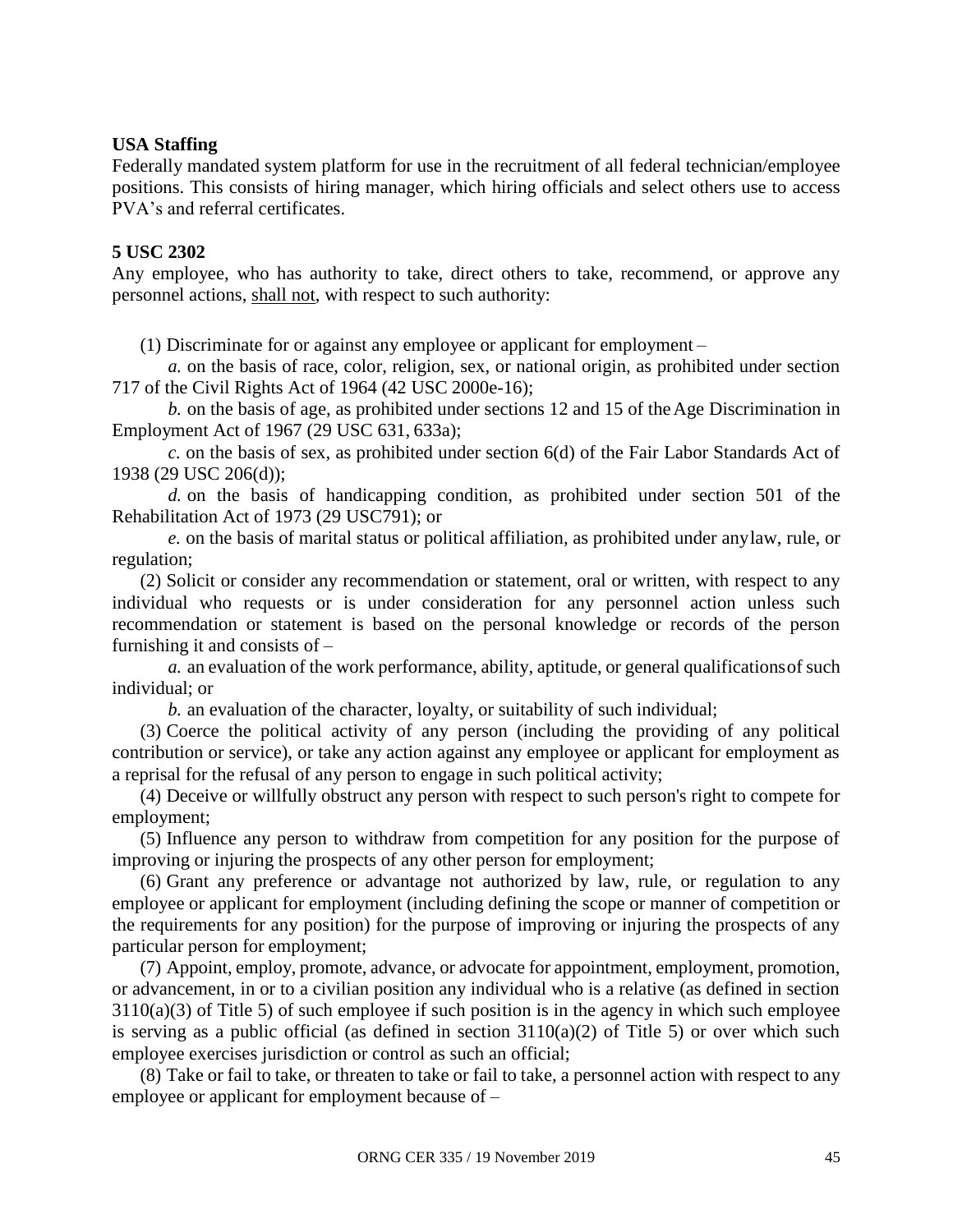**USA Staffing**

Federally mandated system platform for use in the recruitment of all federal technician/employee positions. This consists of hiring manager, which hiring officials and select others use to access PVA's and referral certificates.

**5 USC 2302**

Any employee, who has authority to take, direct others to take, recommend, or approve any personnel actions, shall not, with respect to such authority:

(1) Discriminate for or against any employee or applicant for employment –

*a.* on the basis of race, color, religion, sex, or national origin, as prohibited under section 717 of the Civil Rights Act of 1964 (42 USC 2000e-16);

*b.* on the basis of age, as prohibited under sections 12 and 15 of the Age Discrimination in Employment Act of 1967 (29 USC 631, 633a);

*c.* on the basis of sex, as prohibited under section 6(d) of the Fair Labor Standards Act of 1938 (29 USC 206(d));

*d.* on the basis of handicapping condition, as prohibited under section 501 of the Rehabilitation Act of 1973 (29 USC791); or

*e.* on the basis of marital status or political affiliation, as prohibited under anylaw, rule, or regulation;

(2) Solicit or consider any recommendation or statement, oral or written, with respect to any individual who requests or is under consideration for any personnel action unless such recommendation or statement is based on the personal knowledge or records of the person furnishing it and consists of –

*a.* an evaluation of the work performance, ability, aptitude, or general qualificationsof such individual; or

*b.* an evaluation of the character, loyalty, or suitability of such individual;

(3) Coerce the political activity of any person (including the providing of any political contribution or service), or take any action against any employee or applicant for employment as a reprisal for the refusal of any person to engage in such political activity;

(4) Deceive or willfully obstruct any person with respect to such person's right to compete for employment;

(5) Influence any person to withdraw from competition for any position for the purpose of improving or injuring the prospects of any other person for employment;

(6) Grant any preference or advantage not authorized by law, rule, or regulation to any employee or applicant for employment (including defining the scope or manner of competition or the requirements for any position) for the purpose of improving or injuring the prospects of any particular person for employment;

(7) Appoint, employ, promote, advance, or advocate for appointment, employment, promotion, or advancement, in or to a civilian position any individual who is a relative (as defined in section 3110(a)(3) of Title 5) of such employee if such position is in the agency in which such employee is serving as a public official (as defined in section 3110(a)(2) of Title 5) or over which such employee exercises jurisdiction or control as such an official;

(8) Take or fail to take, or threaten to take or fail to take, a personnel action with respect to any employee or applicant for employment because of –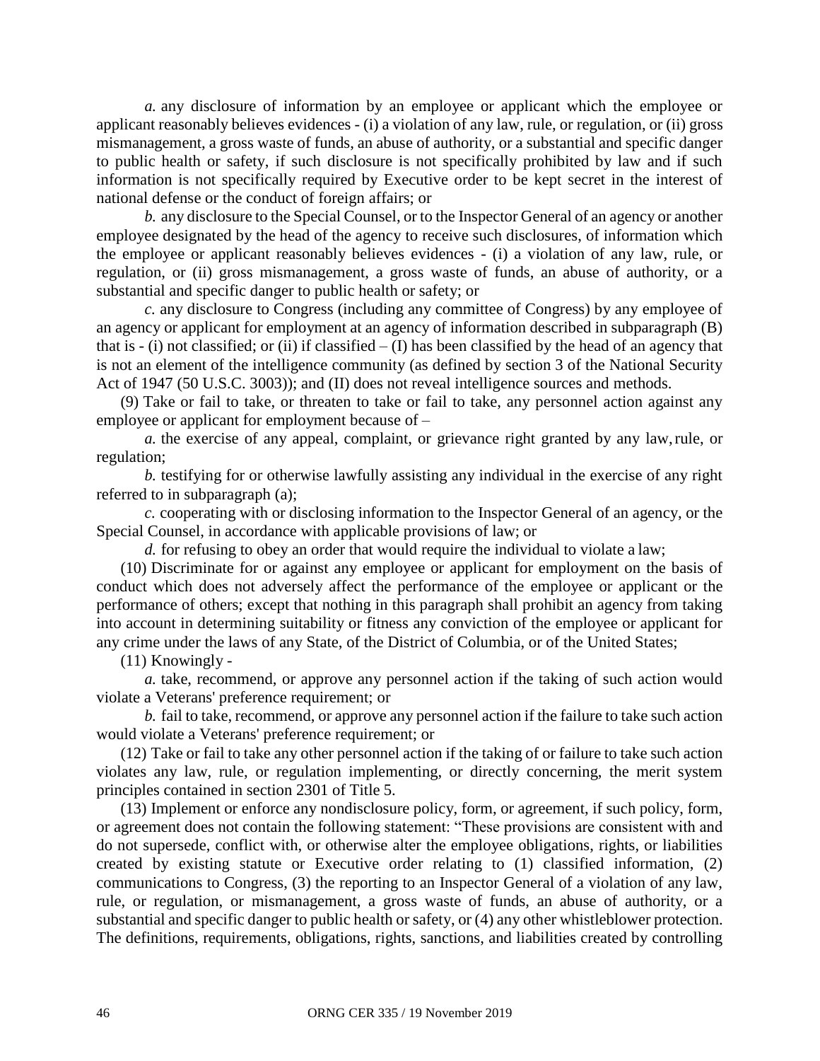*a.* any disclosure of information by an employee or applicant which the employee or applicant reasonably believes evidences - (i) a violation of any law, rule, or regulation, or (ii) gross mismanagement, a gross waste of funds, an abuse of authority, or a substantial and specific danger to public health or safety, if such disclosure is not specifically prohibited by law and if such information is not specifically required by Executive order to be kept secret in the interest of national defense or the conduct of foreign affairs; or

*b.* any disclosure to the Special Counsel, or to the Inspector General of an agency or another employee designated by the head of the agency to receive such disclosures, of information which the employee or applicant reasonably believes evidences - (i) a violation of any law, rule, or regulation, or (ii) gross mismanagement, a gross waste of funds, an abuse of authority, or a substantial and specific danger to public health or safety; or

*c.* any disclosure to Congress (including any committee of Congress) by any employee of an agency or applicant for employment at an agency of information described in subparagraph (B) that is - (i) not classified; or (ii) if classified – (I) has been classified by the head of an agency that is not an element of the intelligence community (as defined by section 3 of the National Security Act of 1947 (50 U.S.C. 3003)); and (II) does not reveal intelligence sources and methods.

(9) Take or fail to take, or threaten to take or fail to take, any personnel action against any employee or applicant for employment because of –

*a.* the exercise of any appeal, complaint, or grievance right granted by any law, rule, or regulation;

*b.* testifying for or otherwise lawfully assisting any individual in the exercise of any right referred to in subparagraph (a);

*c.* cooperating with or disclosing information to the Inspector General of an agency, or the Special Counsel, in accordance with applicable provisions of law; or

*d.* for refusing to obey an order that would require the individual to violate a law;

(10) Discriminate for or against any employee or applicant for employment on the basis of conduct which does not adversely affect the performance of the employee or applicant or the performance of others; except that nothing in this paragraph shall prohibit an agency from taking into account in determining suitability or fitness any conviction of the employee or applicant for any crime under the laws of any State, of the District of Columbia, or of the United States;

(11) Knowingly -

*a.* take, recommend, or approve any personnel action if the taking of such action would violate a Veterans' preference requirement; or

*b.* fail to take, recommend, or approve any personnel action if the failure to take such action would violate a Veterans' preference requirement; or

(12) Take or fail to take any other personnel action if the taking of or failure to take such action violates any law, rule, or regulation implementing, or directly concerning, the merit system principles contained in section 2301 of Title 5.

(13) Implement or enforce any nondisclosure policy, form, or agreement, if such policy, form, or agreement does not contain the following statement: "These provisions are consistent with and do not supersede, conflict with, or otherwise alter the employee obligations, rights, or liabilities created by existing statute or Executive order relating to (1) classified information, (2) communications to Congress, (3) the reporting to an Inspector General of a violation of any law, rule, or regulation, or mismanagement, a gross waste of funds, an abuse of authority, or a substantial and specific danger to public health or safety, or (4) any other whistleblower protection. The definitions, requirements, obligations, rights, sanctions, and liabilities created by controlling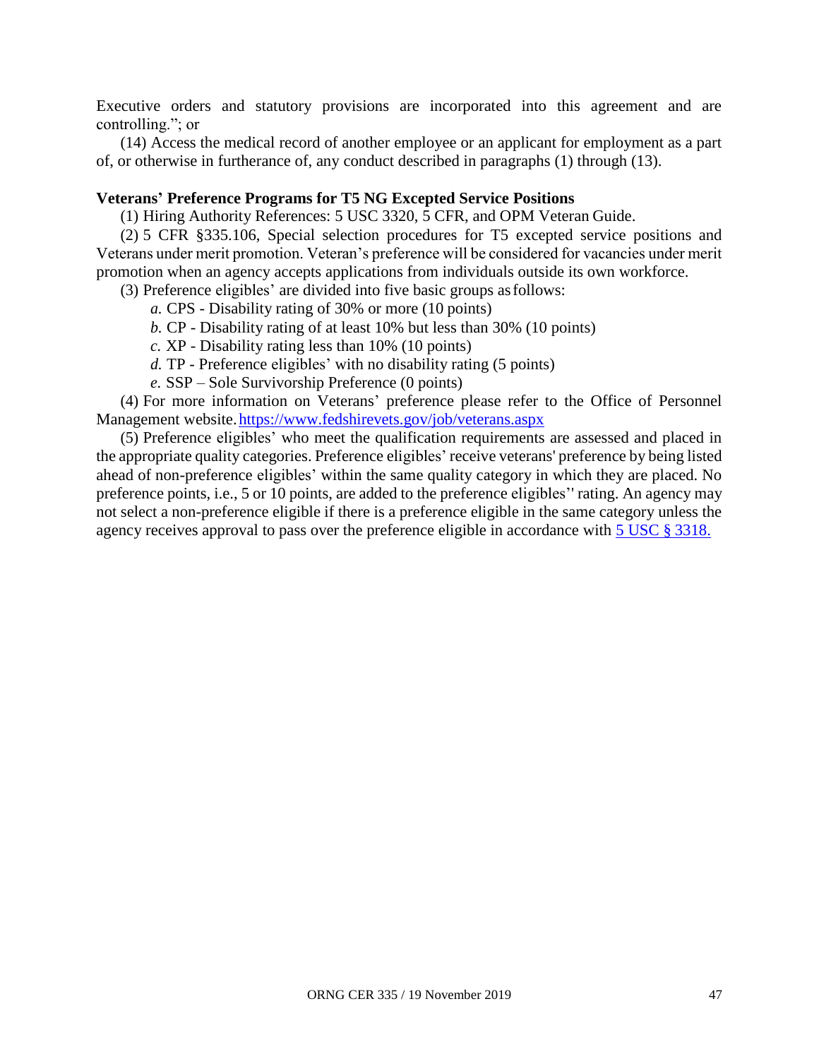Executive orders and statutory provisions are incorporated into this agreement and are controlling."; or

(14) Access the medical record of another employee or an applicant for employment as a part of, or otherwise in furtherance of, any conduct described in paragraphs (1) through (13).

### Veterans' Preference Programs for T5 NG Excepted Service Positions

(1) Hiring Authority References: 5 USC 3320, 5 CFR, and OPM Veteran Guide.

(2) 5 CFR §335.106, Special selection procedures for T5 excepted service positions and Veterans under merit promotion. Veteran's preference will be considered for vacancies under merit promotion when an agency accepts applications from individuals outside its own workforce.

(3) Preference eligibles' are divided into five basic groups as follows:

*a.* CPS - Disability rating of 30% or more (10 points)

*b.* CP - Disability rating of at least 10% but less than 30% (10 points)

*c.* XP - Disability rating less than 10% (10 points)

*d.* TP - Preference eligibles' with no disability rating (5 points)

*e.* SSP – Sole Survivorship Preference (0 points)

(4) For more information on Veterans' preference please refer to the Office of Personnel Management website. https://www.fedshirevets.gov/job/veterans.aspx

(5) Preference eligibles' who meet the qualification requirements are assessed and placed in the appropriate quality categories. Preference eligibles' receive veterans' preference by being listed ahead of non-preference eligibles' within the same quality category in which they are placed. No preference points, i.e., 5 or 10 points, are added to the preference eligibles'' rating. An agency may not select a non-preference eligible if there is a preference eligible in the same category unless the agency receives approval to pass over the preference eligible in accordance with 5 USC § 3318.